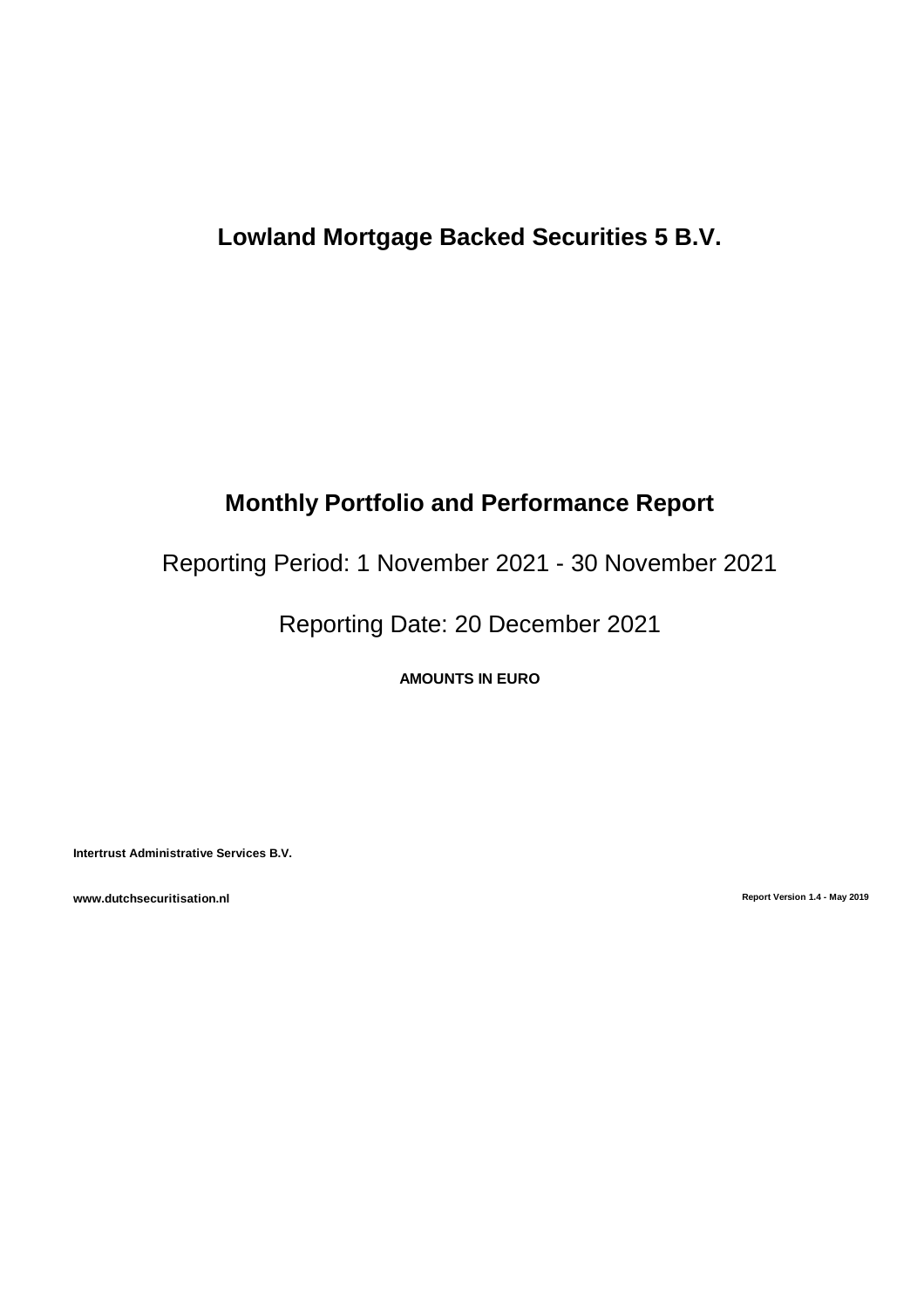# Lowland Mortgage Backed Securities 5 B.V.

## Monthly Portfolio and Performance Report

Reporting Period: 1 November 2021 - 30 November 2021

Reporting Date: 20 December 2021

**AMOUNTS IN EURO**

**Intertrust Administrative Services B.V.**

**www.dutchsecuritisation.nl**

**Report Version 1.4 - May 2019**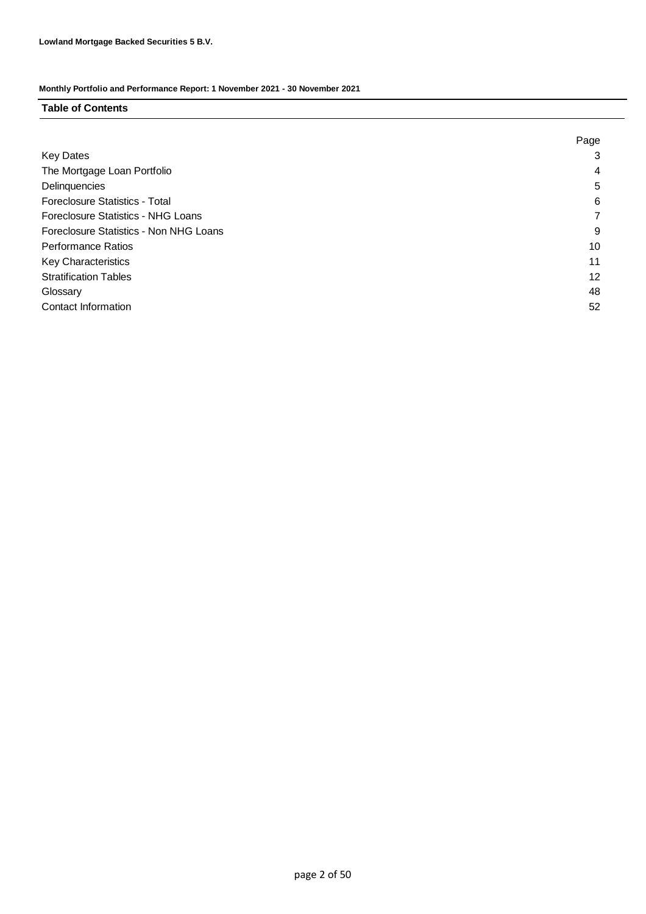**Lowland Mortgage Backed Securities 5 B.V.**

**Monthly Portfolio and Performance Report: 1 November 2021 - 30 November 2021**

## Table of Contents

| | Page |
|---|---|
| Key Dates | 3 |
| The Mortgage Loan Portfolio | 4 |
| Delinquencies | 5 |
| Foreclosure Statistics - Total | 6 |
| Foreclosure Statistics - NHG Loans | 7 |
| Foreclosure Statistics - Non NHG Loans | 9 |
| Performance Ratios | 10 |
| Key Characteristics | 11 |
| Stratification Tables | 12 |
| Glossary | 48 |
| Contact Information | 52 |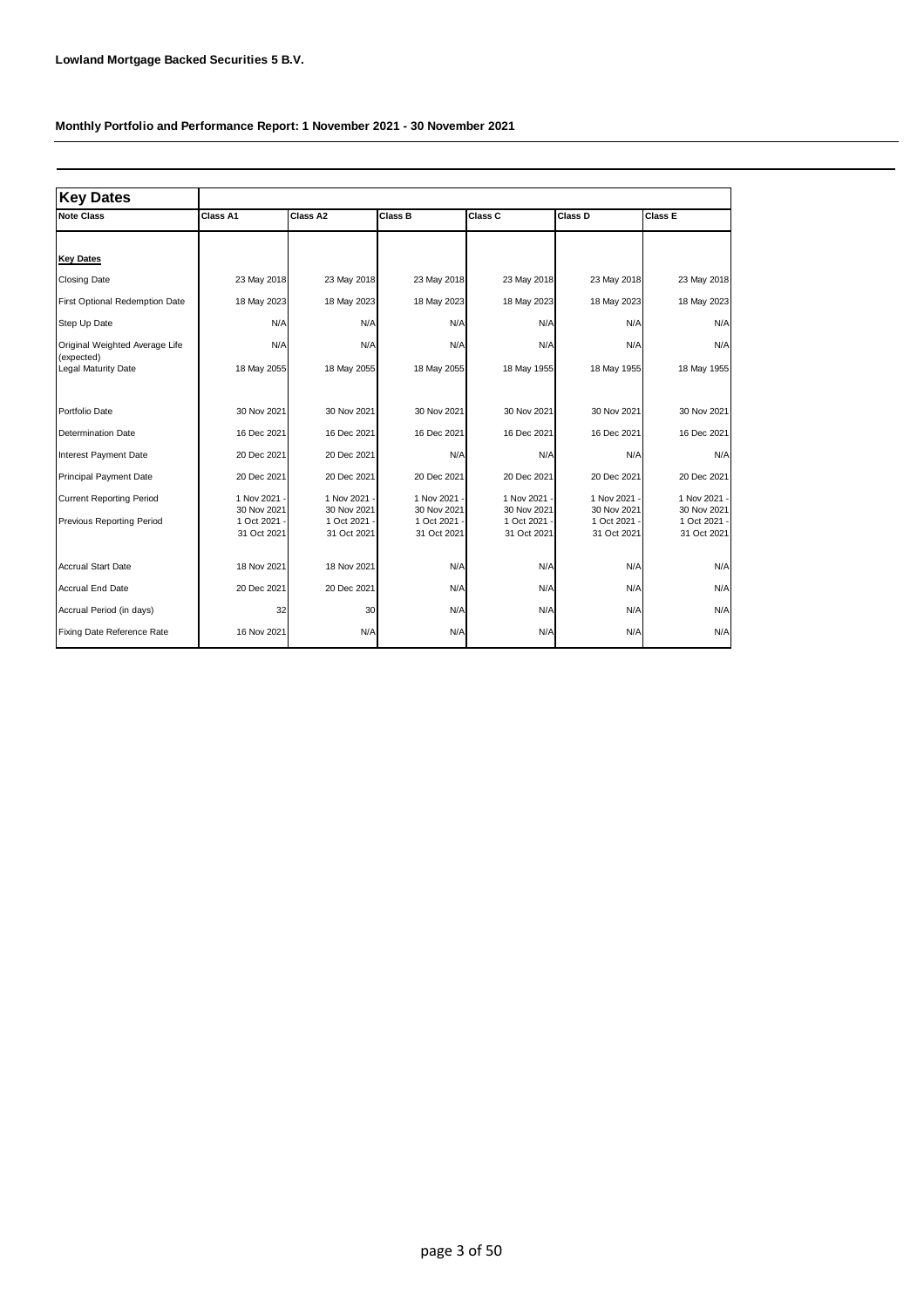**Lowland Mortgage Backed Securities 5 B.V.**

**Monthly Portfolio and Performance Report: 1 November 2021 - 30 November 2021**

| Key Dates | | | | | | |
|---|---|---|---|---|---|---|
| **Note Class** | **Class A1** | **Class A2** | **Class B** | **Class C** | **Class D** | **Class E** |
| **Key Dates** | | | | | | |
| Closing Date | 23 May 2018 | 23 May 2018 | 23 May 2018 | 23 May 2018 | 23 May 2018 | 23 May 2018 |
| First Optional Redemption Date | 18 May 2023 | 18 May 2023 | 18 May 2023 | 18 May 2023 | 18 May 2023 | 18 May 2023 |
| Step Up Date | N/A | N/A | N/A | N/A | N/A | N/A |
| Original Weighted Average Life (expected) | N/A | N/A | N/A | N/A | N/A | N/A |
| Legal Maturity Date | 18 May 2055 | 18 May 2055 | 18 May 2055 | 18 May 1955 | 18 May 1955 | 18 May 1955 |
| Portfolio Date | 30 Nov 2021 | 30 Nov 2021 | 30 Nov 2021 | 30 Nov 2021 | 30 Nov 2021 | 30 Nov 2021 |
| Determination Date | 16 Dec 2021 | 16 Dec 2021 | 16 Dec 2021 | 16 Dec 2021 | 16 Dec 2021 | 16 Dec 2021 |
| Interest Payment Date | 20 Dec 2021 | 20 Dec 2021 | N/A | N/A | N/A | N/A |
| Principal Payment Date | 20 Dec 2021 | 20 Dec 2021 | 20 Dec 2021 | 20 Dec 2021 | 20 Dec 2021 | 20 Dec 2021 |
| Current Reporting Period | 1 Nov 2021 - 30 Nov 2021 | 1 Nov 2021 - 30 Nov 2021 | 1 Nov 2021 - 30 Nov 2021 | 1 Nov 2021 - 30 Nov 2021 | 1 Nov 2021 - 30 Nov 2021 | 1 Nov 2021 - 30 Nov 2021 |
| Previous Reporting Period | 1 Oct 2021 - 31 Oct 2021 | 1 Oct 2021 - 31 Oct 2021 | 1 Oct 2021 - 31 Oct 2021 | 1 Oct 2021 - 31 Oct 2021 | 1 Oct 2021 - 31 Oct 2021 | 1 Oct 2021 - 31 Oct 2021 |
| Accrual Start Date | 18 Nov 2021 | 18 Nov 2021 | N/A | N/A | N/A | N/A |
| Accrual End Date | 20 Dec 2021 | 20 Dec 2021 | N/A | N/A | N/A | N/A |
| Accrual Period (in days) | 32 | 30 | N/A | N/A | N/A | N/A |
| Fixing Date Reference Rate | 16 Nov 2021 | N/A | N/A | N/A | N/A | N/A |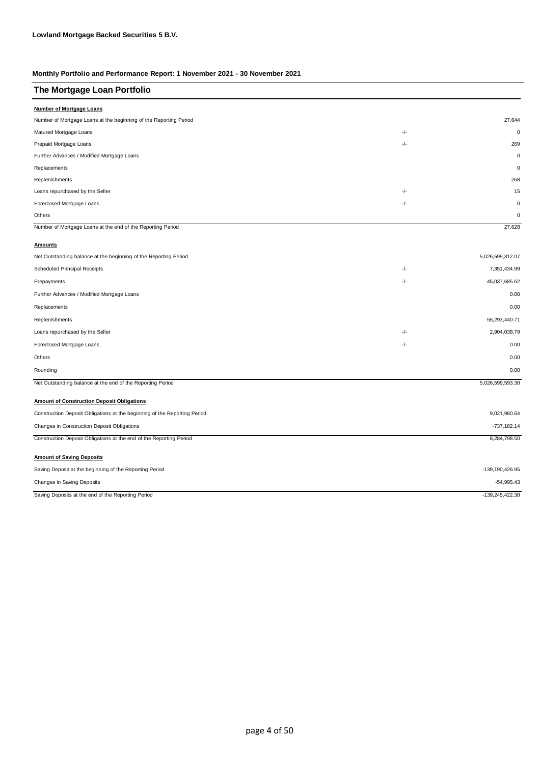**Lowland Mortgage Backed Securities 5 B.V.**

**Monthly Portfolio and Performance Report: 1 November 2021 - 30 November 2021**

## The Mortgage Loan Portfolio

**Number of Mortgage Loans**

| | | |
|---|---|---|
| Number of Mortgage Loans at the beginning of the Reporting Period | | 27,644 |
| Matured Mortgage Loans | -/- | 0 |
| Prepaid Mortgage Loans | -/- | 269 |
| Further Advances / Modified Mortgage Loans | | 0 |
| Replacements | | 0 |
| Replenishments | | 268 |
| Loans repurchased by the Seller | -/- | 15 |
| Foreclosed Mortgage Loans | -/- | 0 |
| Others | | 0 |
| Number of Mortgage Loans at the end of the Reporting Period | | 27,628 |

**Amounts**

| | | |
|---|---|---|
| Net Outstanding balance at the beginning of the Reporting Period | | 5,026,599,312.07 |
| Scheduled Principal Receipts | -/- | 7,351,434.99 |
| Prepayments | -/- | 45,037,685.62 |
| Further Advances / Modified Mortgage Loans | | 0.00 |
| Replacements | | 0.00 |
| Replenishments | | 55,293,440.71 |
| Loans repurchased by the Seller | -/- | 2,904,038.79 |
| Foreclosed Mortgage Loans | -/- | 0.00 |
| Others | | 0.00 |
| Rounding | | 0.00 |
| Net Outstanding balance at the end of the Reporting Period | | 5,026,599,593.38 |

**Amount of Construction Deposit Obligations**

| | |
|---|---|
| Construction Deposit Obligations at the beginning of the Reporting Period | 9,021,980.64 |
| Changes in Construction Deposit Obligations | -737,182.14 |
| Construction Deposit Obligations at the end of the Reporting Period | 8,284,798.50 |

**Amount of Saving Deposits**

| | |
|---|---|
| Saving Deposit at the beginning of the Reporting Period | -139,190,426.95 |
| Changes in Saving Deposits | -54,995.43 |
| Saving Deposits at the end of the Reporting Period | -139,245,422.38 |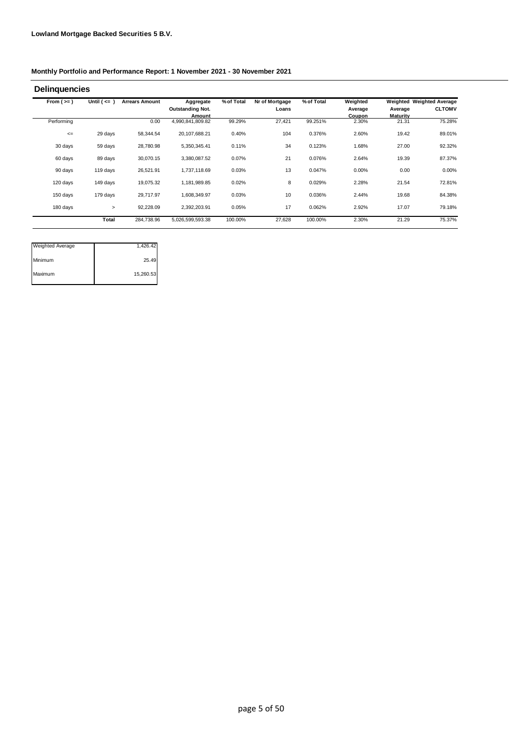**Lowland Mortgage Backed Securities 5 B.V.**

**Monthly Portfolio and Performance Report: 1 November 2021 - 30 November 2021**

## Delinquencies

| From ( >= ) | Until ( <= ) | Arrears Amount | Aggregate Outstanding Not. Amount | % of Total | Nr of Mortgage Loans | % of Total | Weighted Average Coupon | Weighted Average Maturity | Weighted Average CLTOMV |
|---|---|---|---|---|---|---|---|---|---|
| Performing | | 0.00 | 4,990,841,809.82 | 99.29% | 27,421 | 99.251% | 2.30% | 21.31 | 75.28% |
| <= | 29 days | 58,344.54 | 20,107,688.21 | 0.40% | 104 | 0.376% | 2.60% | 19.42 | 89.01% |
| 30 days | 59 days | 28,780.98 | 5,350,345.41 | 0.11% | 34 | 0.123% | 1.68% | 27.00 | 92.32% |
| 60 days | 89 days | 30,070.15 | 3,380,087.52 | 0.07% | 21 | 0.076% | 2.64% | 19.39 | 87.37% |
| 90 days | 119 days | 26,521.91 | 1,737,118.69 | 0.03% | 13 | 0.047% | 0.00% | 0.00 | 0.00% |
| 120 days | 149 days | 19,075.32 | 1,181,989.85 | 0.02% | 8 | 0.029% | 2.28% | 21.54 | 72.81% |
| 150 days | 179 days | 29,717.97 | 1,608,349.97 | 0.03% | 10 | 0.036% | 2.44% | 19.68 | 84.38% |
| 180 days | > | 92,228.09 | 2,392,203.91 | 0.05% | 17 | 0.062% | 2.92% | 17.07 | 79.18% |
| | **Total** | 284,738.96 | 5,026,599,593.38 | 100.00% | 27,628 | 100.00% | 2.30% | 21.29 | 75.37% |

| | |
|---|---|
| Weighted Average | 1,426.42 |
| Minimum | 25.49 |
| Maximum | 15,260.53 |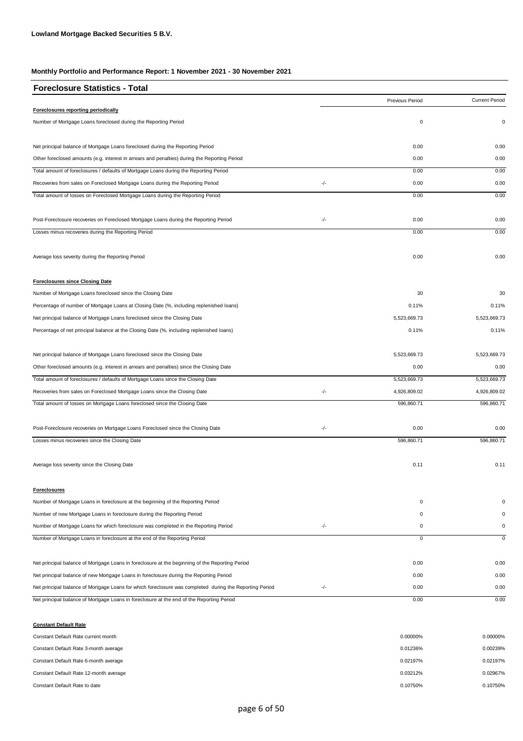**Lowland Mortgage Backed Securities 5 B.V.**

**Monthly Portfolio and Performance Report: 1 November 2021 - 30 November 2021**

## Foreclosure Statistics - Total

| | | Previous Period | Current Period |
|---|---|---|---|
| **Foreclosures reporting periodically** | | | |
| Number of Mortgage Loans foreclosed during the Reporting Period | | 0 | 0 |
| | | | |
| Net principal balance of Mortgage Loans foreclosed during the Reporting Period | | 0.00 | 0.00 |
| Other foreclosed amounts (e.g. interest in arrears and penalties) during the Reporting Period | | 0.00 | 0.00 |
| Total amount of foreclosures / defaults of Mortgage Loans during the Reporting Period | | 0.00 | 0.00 |
| Recoveries from sales on Foreclosed Mortgage Loans during the Reporting Period | -/- | 0.00 | 0.00 |
| Total amount of losses on Foreclosed Mortgage Loans during the Reporting Period | | 0.00 | 0.00 |
| | | | |
| Post-Foreclosure recoveries on Foreclosed Mortgage Loans during the Reporting Period | -/- | 0.00 | 0.00 |
| Losses minus recoveries during the Reporting Period | | 0.00 | 0.00 |
| | | | |
| Average loss severity during the Reporting Period | | 0.00 | 0.00 |
| | | | |
| **Foreclosures since Closing Date** | | | |
| Number of Mortgage Loans foreclosed since the Closing Date | | 30 | 30 |
| Percentage of number of Mortgage Loans at Closing Date (%, including replenished loans) | | 0.11% | 0.11% |
| Net principal balance of Mortgage Loans foreclosed since the Closing Date | | 5,523,669.73 | 5,523,669.73 |
| Percentage of net principal balance at the Closing Date (%, including replenished loans) | | 0.11% | 0.11% |
| | | | |
| Net principal balance of Mortgage Loans foreclosed since the Closing Date | | 5,523,669.73 | 5,523,669.73 |
| Other foreclosed amounts (e.g. interest in arrears and penalties) since the Closing Date | | 0.00 | 0.00 |
| Total amount of foreclosures / defaults of Mortgage Loans since the Closing Date | | 5,523,669.73 | 5,523,669.73 |
| Recoveries from sales on Foreclosed Mortgage Loans since the Closing Date | -/- | 4,926,809.02 | 4,926,809.02 |
| Total amount of losses on Mortgage Loans foreclosed since the Closing Date | | 596,860.71 | 596,860.71 |
| | | | |
| Post-Foreclosure recoveries on Mortgage Loans Foreclosed since the Closing Date | -/- | 0.00 | 0.00 |
| Losses minus recoveries since the Closing Date | | 596,860.71 | 596,860.71 |
| | | | |
| Average loss severity since the Closing Date | | 0.11 | 0.11 |
| | | | |
| **Foreclosures** | | | |
| Number of Mortgage Loans in foreclosure at the beginning of the Reporting Period | | 0 | 0 |
| Number of new Mortgage Loans in foreclosure during the Reporting Period | | 0 | 0 |
| Number of Mortgage Loans for which foreclosure was completed in the Reporting Period | -/- | 0 | 0 |
| Number of Mortgage Loans in foreclosure at the end of the Reporting Period | | 0 | 0 |
| | | | |
| Net principal balance of Mortgage Loans in foreclosure at the beginning of the Reporting Period | | 0.00 | 0.00 |
| Net principal balance of new Mortgage Loans in foreclosure during the Reporting Period | | 0.00 | 0.00 |
| Net principal balance of Mortgage Loans for which foreclosure was completed during the Reporting Period | -/- | 0.00 | 0.00 |
| Net principal balance of Mortgage Loans in foreclosure at the end of the Reporting Period | | 0.00 | 0.00 |
| | | | |
| **Constant Default Rate** | | | |
| Constant Default Rate current month | | 0.00000% | 0.00000% |
| Constant Default Rate 3-month average | | 0.01236% | 0.00239% |
| Constant Default Rate 6-month average | | 0.02197% | 0.02197% |
| Constant Default Rate 12-month average | | 0.03212% | 0.02967% |
| Constant Default Rate to date | | 0.10750% | 0.10750% |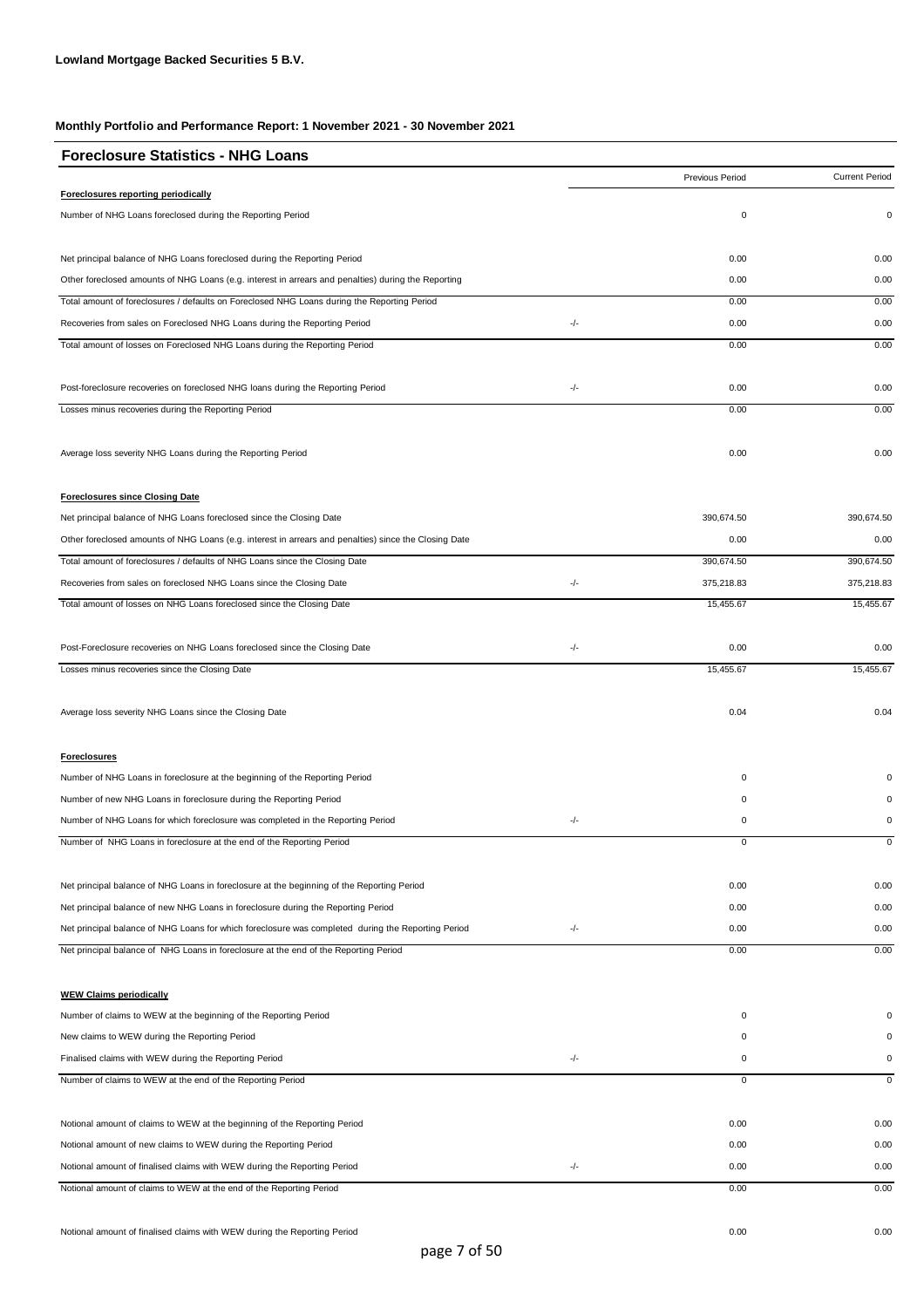**Lowland Mortgage Backed Securities 5 B.V.**

**Monthly Portfolio and Performance Report: 1 November 2021 - 30 November 2021**

## Foreclosure Statistics - NHG Loans

| | | Previous Period | Current Period |
|---|---|---|---|
| **Foreclosures reporting periodically** | | | |
| Number of NHG Loans foreclosed during the Reporting Period | | 0 | 0 |
| Net principal balance of NHG Loans foreclosed during the Reporting Period | | 0.00 | 0.00 |
| Other foreclosed amounts of NHG Loans (e.g. interest in arrears and penalties) during the Reporting | | 0.00 | 0.00 |
| Total amount of foreclosures / defaults on Foreclosed NHG Loans during the Reporting Period | | 0.00 | 0.00 |
| Recoveries from sales on Foreclosed NHG Loans during the Reporting Period | -/- | 0.00 | 0.00 |
| Total amount of losses on Foreclosed NHG Loans during the Reporting Period | | 0.00 | 0.00 |
| Post-foreclosure recoveries on foreclosed NHG loans during the Reporting Period | -/- | 0.00 | 0.00 |
| Losses minus recoveries during the Reporting Period | | 0.00 | 0.00 |
| Average loss severity NHG Loans during the Reporting Period | | 0.00 | 0.00 |
| **Foreclosures since Closing Date** | | | |
| Net principal balance of NHG Loans foreclosed since the Closing Date | | 390,674.50 | 390,674.50 |
| Other foreclosed amounts of NHG Loans (e.g. interest in arrears and penalties) since the Closing Date | | 0.00 | 0.00 |
| Total amount of foreclosures / defaults of NHG Loans since the Closing Date | | 390,674.50 | 390,674.50 |
| Recoveries from sales on foreclosed NHG Loans since the Closing Date | -/- | 375,218.83 | 375,218.83 |
| Total amount of losses on NHG Loans foreclosed since the Closing Date | | 15,455.67 | 15,455.67 |
| Post-Foreclosure recoveries on NHG Loans foreclosed since the Closing Date | -/- | 0.00 | 0.00 |
| Losses minus recoveries since the Closing Date | | 15,455.67 | 15,455.67 |
| Average loss severity NHG Loans since the Closing Date | | 0.04 | 0.04 |
| **Foreclosures** | | | |
| Number of NHG Loans in foreclosure at the beginning of the Reporting Period | | 0 | 0 |
| Number of new NHG Loans in foreclosure during the Reporting Period | | 0 | 0 |
| Number of NHG Loans for which foreclosure was completed in the Reporting Period | -/- | 0 | 0 |
| Number of NHG Loans in foreclosure at the end of the Reporting Period | | 0 | 0 |
| Net principal balance of NHG Loans in foreclosure at the beginning of the Reporting Period | | 0.00 | 0.00 |
| Net principal balance of new NHG Loans in foreclosure during the Reporting Period | | 0.00 | 0.00 |
| Net principal balance of NHG Loans for which foreclosure was completed during the Reporting Period | -/- | 0.00 | 0.00 |
| Net principal balance of NHG Loans in foreclosure at the end of the Reporting Period | | 0.00 | 0.00 |
| **WEW Claims periodically** | | | |
| Number of claims to WEW at the beginning of the Reporting Period | | 0 | 0 |
| New claims to WEW during the Reporting Period | | 0 | 0 |
| Finalised claims with WEW during the Reporting Period | -/- | 0 | 0 |
| Number of claims to WEW at the end of the Reporting Period | | 0 | 0 |
| Notional amount of claims to WEW at the beginning of the Reporting Period | | 0.00 | 0.00 |
| Notional amount of new claims to WEW during the Reporting Period | | 0.00 | 0.00 |
| Notional amount of finalised claims with WEW during the Reporting Period | -/- | 0.00 | 0.00 |
| Notional amount of claims to WEW at the end of the Reporting Period | | 0.00 | 0.00 |
| Notional amount of finalised claims with WEW during the Reporting Period | | 0.00 | 0.00 |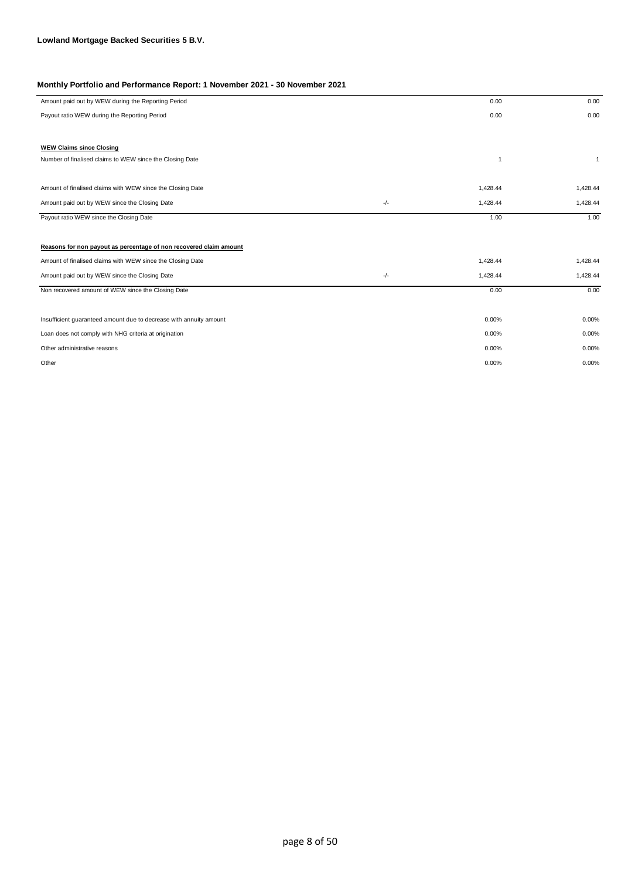**Lowland Mortgage Backed Securities 5 B.V.**

**Monthly Portfolio and Performance Report: 1 November 2021 - 30 November 2021**

| | | | |
|---|---|---|---|
| Amount paid out by WEW during the Reporting Period | | 0.00 | 0.00 |
| Payout ratio WEW during the Reporting Period | | 0.00 | 0.00 |
| | | | |
| **WEW Claims since Closing** | | | |
| Number of finalised claims to WEW since the Closing Date | | 1 | 1 |
| | | | |
| Amount of finalised claims with WEW since the Closing Date | | 1,428.44 | 1,428.44 |
| Amount paid out by WEW since the Closing Date | -/- | 1,428.44 | 1,428.44 |
| Payout ratio WEW since the Closing Date | | 1.00 | 1.00 |
| | | | |
| **Reasons for non payout as percentage of non recovered claim amount** | | | |
| Amount of finalised claims with WEW since the Closing Date | | 1,428.44 | 1,428.44 |
| Amount paid out by WEW since the Closing Date | -/- | 1,428.44 | 1,428.44 |
| Non recovered amount of WEW since the Closing Date | | 0.00 | 0.00 |
| | | | |
| Insufficient guaranteed amount due to decrease with annuity amount | | 0.00% | 0.00% |
| Loan does not comply with NHG criteria at origination | | 0.00% | 0.00% |
| Other administrative reasons | | 0.00% | 0.00% |
| Other | | 0.00% | 0.00% |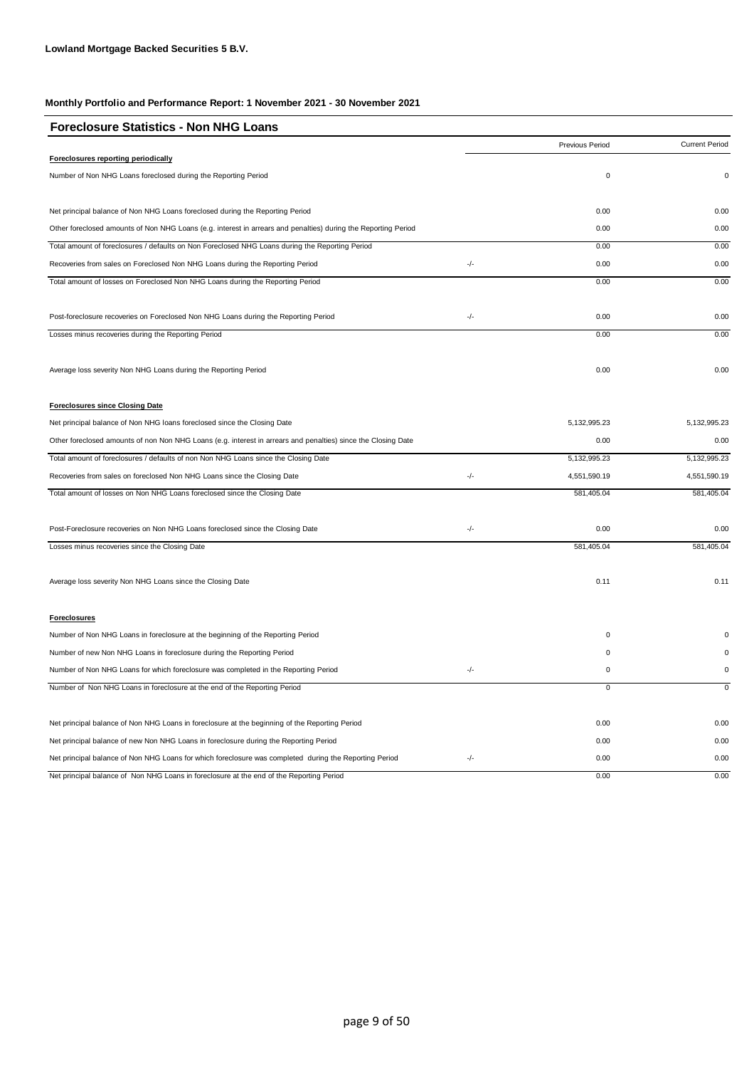**Lowland Mortgage Backed Securities 5 B.V.**

**Monthly Portfolio and Performance Report: 1 November 2021 - 30 November 2021**

## Foreclosure Statistics - Non NHG Loans

| | | Previous Period | Current Period |
|---|---|---|---|
| **Foreclosures reporting periodically** | | | |
| Number of Non NHG Loans foreclosed during the Reporting Period | | 0 | 0 |
| Net principal balance of Non NHG Loans foreclosed during the Reporting Period | | 0.00 | 0.00 |
| Other foreclosed amounts of Non NHG Loans (e.g. interest in arrears and penalties) during the Reporting Period | | 0.00 | 0.00 |
| Total amount of foreclosures / defaults on Non Foreclosed NHG Loans during the Reporting Period | | 0.00 | 0.00 |
| Recoveries from sales on Foreclosed Non NHG Loans during the Reporting Period | -/- | 0.00 | 0.00 |
| Total amount of losses on Foreclosed Non NHG Loans during the Reporting Period | | 0.00 | 0.00 |
| Post-foreclosure recoveries on Foreclosed Non NHG Loans during the Reporting Period | -/- | 0.00 | 0.00 |
| Losses minus recoveries during the Reporting Period | | 0.00 | 0.00 |
| Average loss severity Non NHG Loans during the Reporting Period | | 0.00 | 0.00 |
| **Foreclosures since Closing Date** | | | |
| Net principal balance of Non NHG loans foreclosed since the Closing Date | | 5,132,995.23 | 5,132,995.23 |
| Other foreclosed amounts of non Non NHG Loans (e.g. interest in arrears and penalties) since the Closing Date | | 0.00 | 0.00 |
| Total amount of foreclosures / defaults of non Non NHG Loans since the Closing Date | | 5,132,995.23 | 5,132,995.23 |
| Recoveries from sales on foreclosed Non NHG Loans since the Closing Date | -/- | 4,551,590.19 | 4,551,590.19 |
| Total amount of losses on Non NHG Loans foreclosed since the Closing Date | | 581,405.04 | 581,405.04 |
| Post-Foreclosure recoveries on Non NHG Loans foreclosed since the Closing Date | -/- | 0.00 | 0.00 |
| Losses minus recoveries since the Closing Date | | 581,405.04 | 581,405.04 |
| Average loss severity Non NHG Loans since the Closing Date | | 0.11 | 0.11 |
| **Foreclosures** | | | |
| Number of Non NHG Loans in foreclosure at the beginning of the Reporting Period | | 0 | 0 |
| Number of new Non NHG Loans in foreclosure during the Reporting Period | | 0 | 0 |
| Number of Non NHG Loans for which foreclosure was completed in the Reporting Period | -/- | 0 | 0 |
| Number of Non NHG Loans in foreclosure at the end of the Reporting Period | | 0 | 0 |
| Net principal balance of Non NHG Loans in foreclosure at the beginning of the Reporting Period | | 0.00 | 0.00 |
| Net principal balance of new Non NHG Loans in foreclosure during the Reporting Period | | 0.00 | 0.00 |
| Net principal balance of Non NHG Loans for which foreclosure was completed during the Reporting Period | -/- | 0.00 | 0.00 |
| Net principal balance of Non NHG Loans in foreclosure at the end of the Reporting Period | | 0.00 | 0.00 |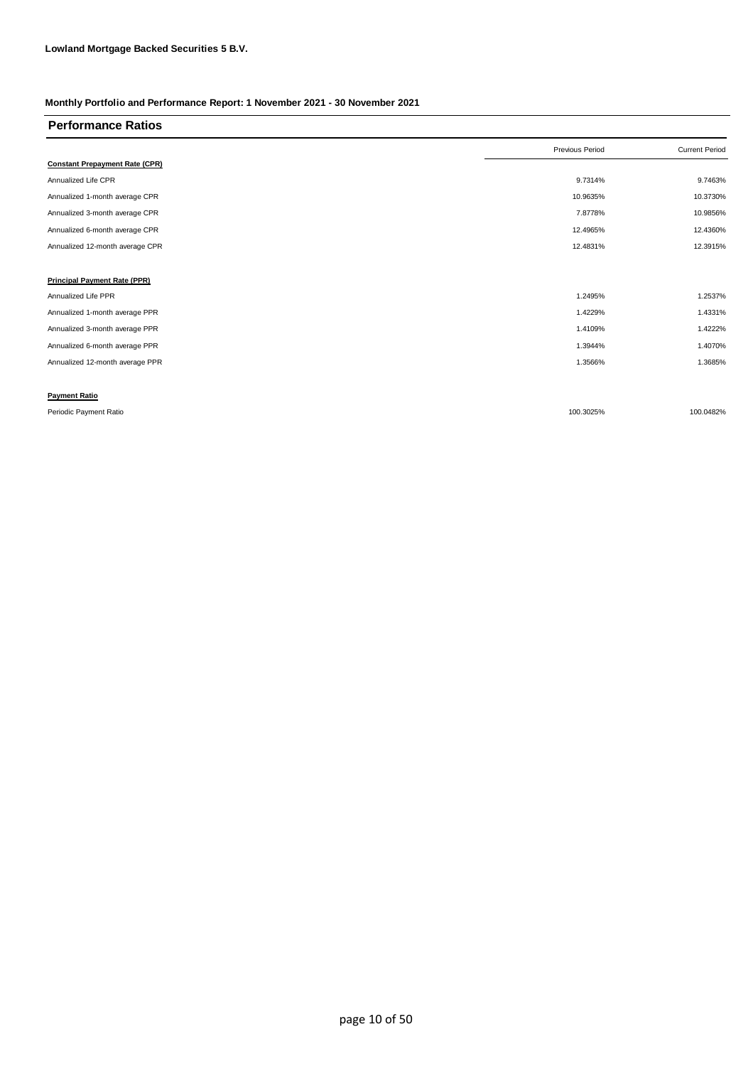**Lowland Mortgage Backed Securities 5 B.V.**

**Monthly Portfolio and Performance Report: 1 November 2021 - 30 November 2021**

## Performance Ratios

| | Previous Period | Current Period |
|---|---|---|
| **Constant Prepayment Rate (CPR)** | | |
| Annualized Life CPR | 9.7314% | 9.7463% |
| Annualized 1-month average CPR | 10.9635% | 10.3730% |
| Annualized 3-month average CPR | 7.8778% | 10.9856% |
| Annualized 6-month average CPR | 12.4965% | 12.4360% |
| Annualized 12-month average CPR | 12.4831% | 12.3915% |
| | | |
| **Principal Payment Rate (PPR)** | | |
| Annualized Life PPR | 1.2495% | 1.2537% |
| Annualized 1-month average PPR | 1.4229% | 1.4331% |
| Annualized 3-month average PPR | 1.4109% | 1.4222% |
| Annualized 6-month average PPR | 1.3944% | 1.4070% |
| Annualized 12-month average PPR | 1.3566% | 1.3685% |
| | | |
| **Payment Ratio** | | |
| Periodic Payment Ratio | 100.3025% | 100.0482% |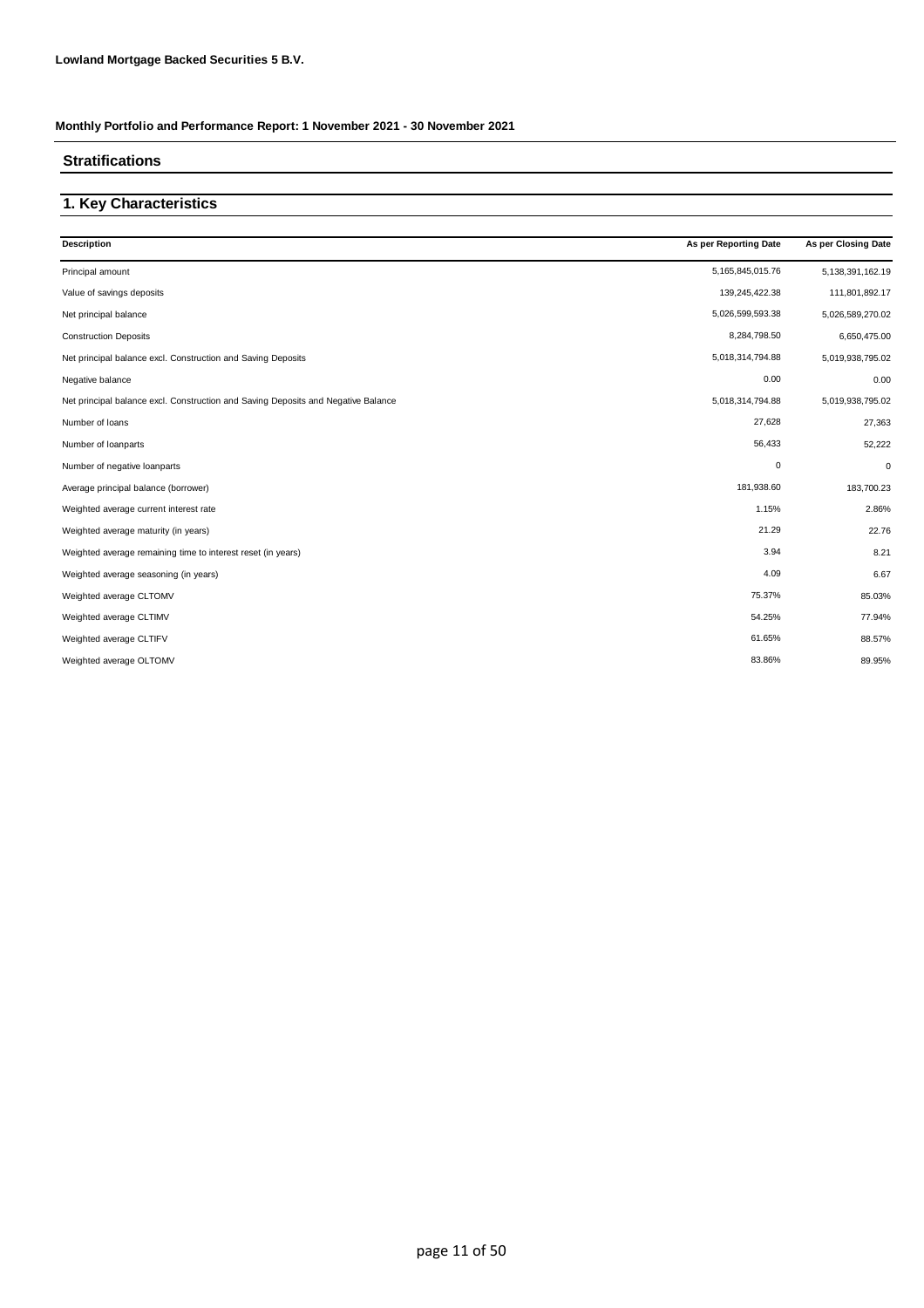**Lowland Mortgage Backed Securities 5 B.V.**

**Monthly Portfolio and Performance Report: 1 November 2021 - 30 November 2021**

## Stratifications

## 1. Key Characteristics

| Description | As per Reporting Date | As per Closing Date |
|---|---|---|
| Principal amount | 5,165,845,015.76 | 5,138,391,162.19 |
| Value of savings deposits | 139,245,422.38 | 111,801,892.17 |
| Net principal balance | 5,026,599,593.38 | 5,026,589,270.02 |
| Construction Deposits | 8,284,798.50 | 6,650,475.00 |
| Net principal balance excl. Construction and Saving Deposits | 5,018,314,794.88 | 5,019,938,795.02 |
| Negative balance | 0.00 | 0.00 |
| Net principal balance excl. Construction and Saving Deposits and Negative Balance | 5,018,314,794.88 | 5,019,938,795.02 |
| Number of loans | 27,628 | 27,363 |
| Number of loanparts | 56,433 | 52,222 |
| Number of negative loanparts | 0 | 0 |
| Average principal balance (borrower) | 181,938.60 | 183,700.23 |
| Weighted average current interest rate | 1.15% | 2.86% |
| Weighted average maturity (in years) | 21.29 | 22.76 |
| Weighted average remaining time to interest reset (in years) | 3.94 | 8.21 |
| Weighted average seasoning (in years) | 4.09 | 6.67 |
| Weighted average CLTOMV | 75.37% | 85.03% |
| Weighted average CLTIMV | 54.25% | 77.94% |
| Weighted average CLTIFV | 61.65% | 88.57% |
| Weighted average OLTOMV | 83.86% | 89.95% |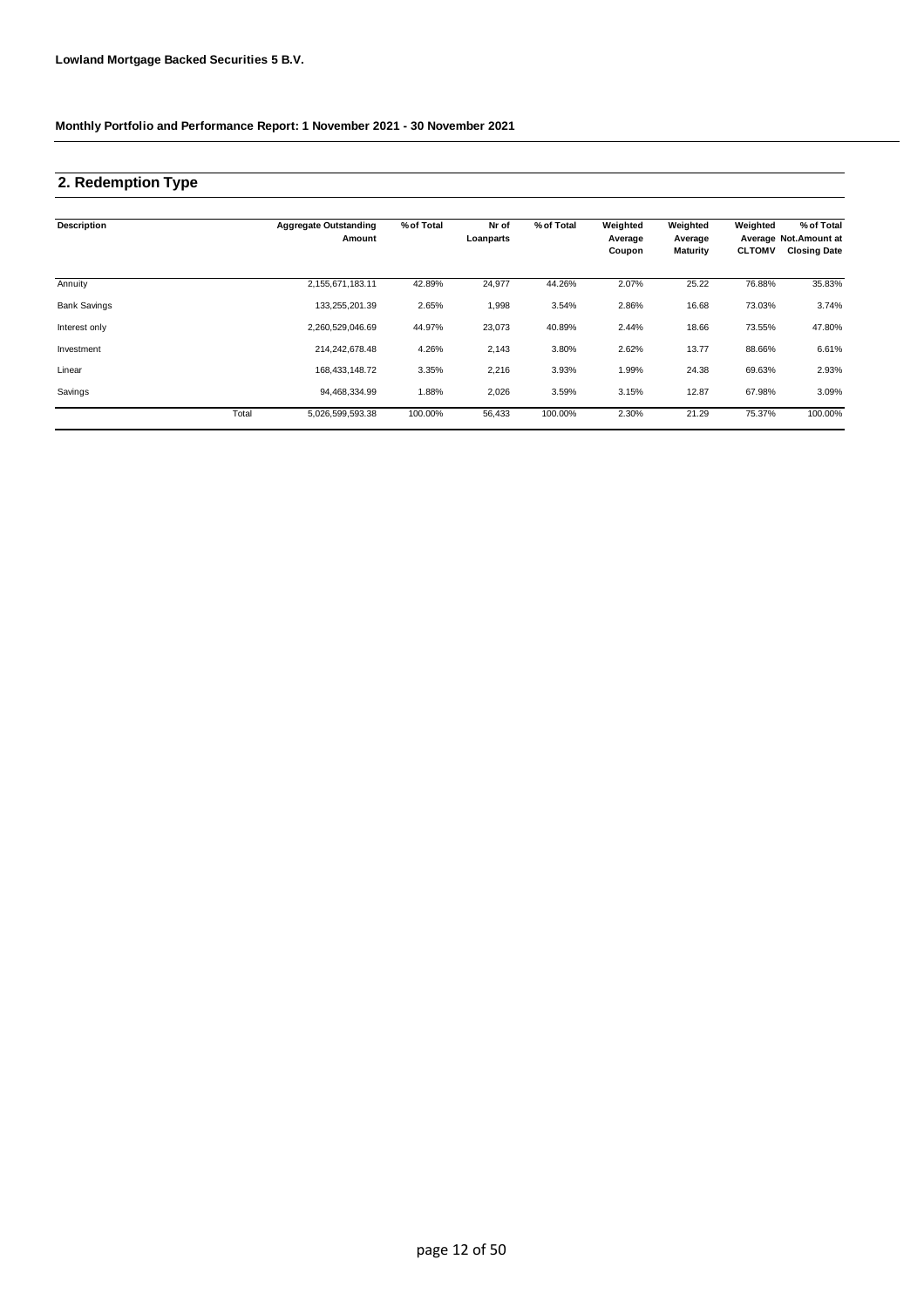**Lowland Mortgage Backed Securities 5 B.V.**

**Monthly Portfolio and Performance Report: 1 November 2021 - 30 November 2021**

## 2. Redemption Type

| Description | | Aggregate Outstanding Amount | % of Total | Nr of Loanparts | % of Total | Weighted Average Coupon | Weighted Average Maturity | Weighted Average CLTOMV | % of Total Not.Amount at Closing Date |
|---|---|---|---|---|---|---|---|---|---|
| Annuity | | 2,155,671,183.11 | 42.89% | 24,977 | 44.26% | 2.07% | 25.22 | 76.88% | 35.83% |
| Bank Savings | | 133,255,201.39 | 2.65% | 1,998 | 3.54% | 2.86% | 16.68 | 73.03% | 3.74% |
| Interest only | | 2,260,529,046.69 | 44.97% | 23,073 | 40.89% | 2.44% | 18.66 | 73.55% | 47.80% |
| Investment | | 214,242,678.48 | 4.26% | 2,143 | 3.80% | 2.62% | 13.77 | 88.66% | 6.61% |
| Linear | | 168,433,148.72 | 3.35% | 2,216 | 3.93% | 1.99% | 24.38 | 69.63% | 2.93% |
| Savings | | 94,468,334.99 | 1.88% | 2,026 | 3.59% | 3.15% | 12.87 | 67.98% | 3.09% |
| | Total | 5,026,599,593.38 | 100.00% | 56,433 | 100.00% | 2.30% | 21.29 | 75.37% | 100.00% |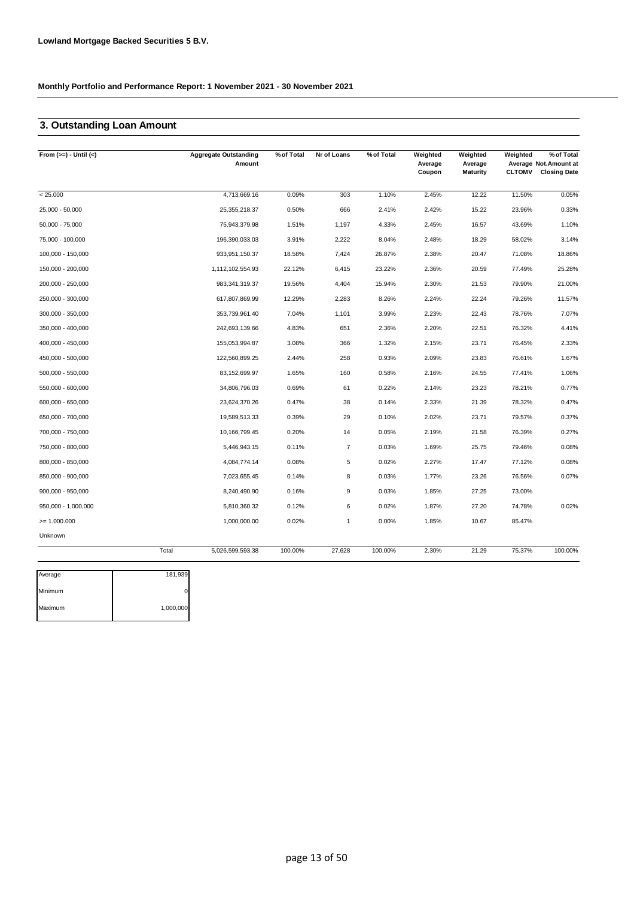**Lowland Mortgage Backed Securities 5 B.V.**

**Monthly Portfolio and Performance Report: 1 November 2021 - 30 November 2021**

## 3. Outstanding Loan Amount

| From (>=) - Until (<) | Aggregate Outstanding Amount | % of Total | Nr of Loans | % of Total | Weighted Average Coupon | Weighted Average Maturity | Weighted Average CLTOMV | % of Total Not.Amount at Closing Date |
|---|---|---|---|---|---|---|---|---|
| < 25.000 | 4,713,669.16 | 0.09% | 303 | 1.10% | 2.45% | 12.22 | 11.50% | 0.05% |
| 25,000 - 50,000 | 25,355,218.37 | 0.50% | 666 | 2.41% | 2.42% | 15.22 | 23.96% | 0.33% |
| 50,000 - 75,000 | 75,943,379.98 | 1.51% | 1,197 | 4.33% | 2.45% | 16.57 | 43.69% | 1.10% |
| 75,000 - 100,000 | 196,390,033.03 | 3.91% | 2,222 | 8.04% | 2.48% | 18.29 | 58.02% | 3.14% |
| 100,000 - 150,000 | 933,951,150.37 | 18.58% | 7,424 | 26.87% | 2.38% | 20.47 | 71.08% | 18.86% |
| 150,000 - 200,000 | 1,112,102,554.93 | 22.12% | 6,415 | 23.22% | 2.36% | 20.59 | 77.49% | 25.28% |
| 200,000 - 250,000 | 983,341,319.37 | 19.56% | 4,404 | 15.94% | 2.30% | 21.53 | 79.90% | 21.00% |
| 250,000 - 300,000 | 617,807,869.99 | 12.29% | 2,283 | 8.26% | 2.24% | 22.24 | 79.26% | 11.57% |
| 300,000 - 350,000 | 353,739,961.40 | 7.04% | 1,101 | 3.99% | 2.23% | 22.43 | 78.76% | 7.07% |
| 350,000 - 400,000 | 242,693,139.66 | 4.83% | 651 | 2.36% | 2.20% | 22.51 | 76.32% | 4.41% |
| 400,000 - 450,000 | 155,053,994.87 | 3.08% | 366 | 1.32% | 2.15% | 23.71 | 76.45% | 2.33% |
| 450,000 - 500,000 | 122,560,899.25 | 2.44% | 258 | 0.93% | 2.09% | 23.83 | 76.61% | 1.67% |
| 500,000 - 550,000 | 83,152,699.97 | 1.65% | 160 | 0.58% | 2.16% | 24.55 | 77.41% | 1.06% |
| 550,000 - 600,000 | 34,806,796.03 | 0.69% | 61 | 0.22% | 2.14% | 23.23 | 78.21% | 0.77% |
| 600,000 - 650,000 | 23,624,370.26 | 0.47% | 38 | 0.14% | 2.33% | 21.39 | 78.32% | 0.47% |
| 650,000 - 700,000 | 19,589,513.33 | 0.39% | 29 | 0.10% | 2.02% | 23.71 | 79.57% | 0.37% |
| 700,000 - 750,000 | 10,166,799.45 | 0.20% | 14 | 0.05% | 2.19% | 21.58 | 76.39% | 0.27% |
| 750,000 - 800,000 | 5,446,943.15 | 0.11% | 7 | 0.03% | 1.69% | 25.75 | 79.46% | 0.08% |
| 800,000 - 850,000 | 4,084,774.14 | 0.08% | 5 | 0.02% | 2.27% | 17.47 | 77.12% | 0.08% |
| 850,000 - 900,000 | 7,023,655.45 | 0.14% | 8 | 0.03% | 1.77% | 23.26 | 76.56% | 0.07% |
| 900,000 - 950,000 | 8,240,490.90 | 0.16% | 9 | 0.03% | 1.85% | 27.25 | 73.00% | |
| 950,000 - 1,000,000 | 5,810,360.32 | 0.12% | 6 | 0.02% | 1.87% | 27.20 | 74.78% | 0.02% |
| >= 1.000.000 | 1,000,000.00 | 0.02% | 1 | 0.00% | 1.85% | 10.67 | 85.47% | |
| Unknown | | | | | | | | |
| Total | 5,026,599,593.38 | 100.00% | 27,628 | 100.00% | 2.30% | 21.29 | 75.37% | 100.00% |

| | |
|---|---|
| Average | 181,939 |
| Minimum | 0 |
| Maximum | 1,000,000 |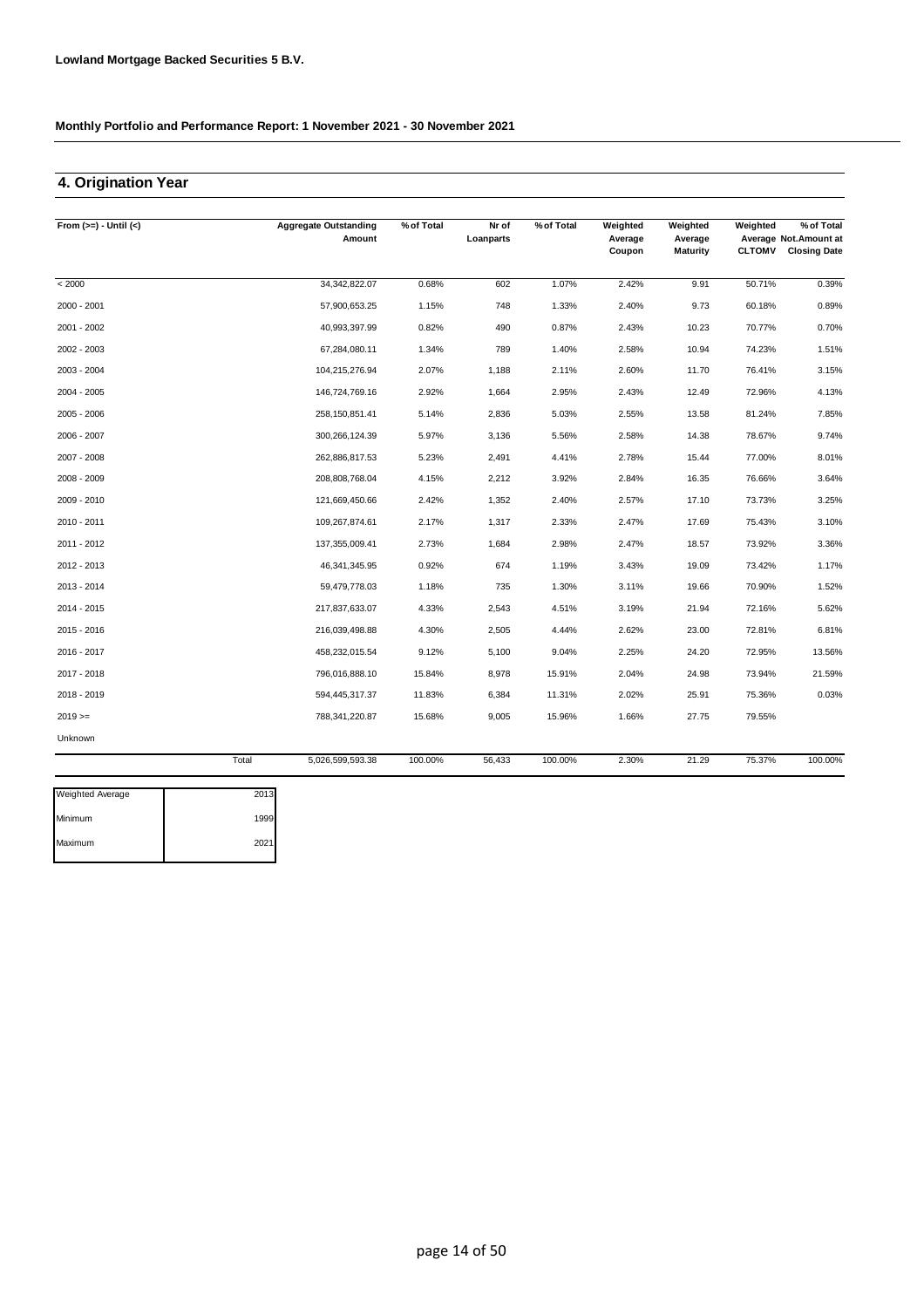**Lowland Mortgage Backed Securities 5 B.V.**

**Monthly Portfolio and Performance Report: 1 November 2021 - 30 November 2021**

## 4. Origination Year

| From (>=) - Until (<) | Aggregate Outstanding Amount | % of Total | Nr of Loanparts | % of Total | Weighted Average Coupon | Weighted Average Maturity | Weighted Average CLTOMV | % of Total Not.Amount at Closing Date |
|---|---|---|---|---|---|---|---|---|
| < 2000 | 34,342,822.07 | 0.68% | 602 | 1.07% | 2.42% | 9.91 | 50.71% | 0.39% |
| 2000 - 2001 | 57,900,653.25 | 1.15% | 748 | 1.33% | 2.40% | 9.73 | 60.18% | 0.89% |
| 2001 - 2002 | 40,993,397.99 | 0.82% | 490 | 0.87% | 2.43% | 10.23 | 70.77% | 0.70% |
| 2002 - 2003 | 67,284,080.11 | 1.34% | 789 | 1.40% | 2.58% | 10.94 | 74.23% | 1.51% |
| 2003 - 2004 | 104,215,276.94 | 2.07% | 1,188 | 2.11% | 2.60% | 11.70 | 76.41% | 3.15% |
| 2004 - 2005 | 146,724,769.16 | 2.92% | 1,664 | 2.95% | 2.43% | 12.49 | 72.96% | 4.13% |
| 2005 - 2006 | 258,150,851.41 | 5.14% | 2,836 | 5.03% | 2.55% | 13.58 | 81.24% | 7.85% |
| 2006 - 2007 | 300,266,124.39 | 5.97% | 3,136 | 5.56% | 2.58% | 14.38 | 78.67% | 9.74% |
| 2007 - 2008 | 262,886,817.53 | 5.23% | 2,491 | 4.41% | 2.78% | 15.44 | 77.00% | 8.01% |
| 2008 - 2009 | 208,808,768.04 | 4.15% | 2,212 | 3.92% | 2.84% | 16.35 | 76.66% | 3.64% |
| 2009 - 2010 | 121,669,450.66 | 2.42% | 1,352 | 2.40% | 2.57% | 17.10 | 73.73% | 3.25% |
| 2010 - 2011 | 109,267,874.61 | 2.17% | 1,317 | 2.33% | 2.47% | 17.69 | 75.43% | 3.10% |
| 2011 - 2012 | 137,355,009.41 | 2.73% | 1,684 | 2.98% | 2.47% | 18.57 | 73.92% | 3.36% |
| 2012 - 2013 | 46,341,345.95 | 0.92% | 674 | 1.19% | 3.43% | 19.09 | 73.42% | 1.17% |
| 2013 - 2014 | 59,479,778.03 | 1.18% | 735 | 1.30% | 3.11% | 19.66 | 70.90% | 1.52% |
| 2014 - 2015 | 217,837,633.07 | 4.33% | 2,543 | 4.51% | 3.19% | 21.94 | 72.16% | 5.62% |
| 2015 - 2016 | 216,039,498.88 | 4.30% | 2,505 | 4.44% | 2.62% | 23.00 | 72.81% | 6.81% |
| 2016 - 2017 | 458,232,015.54 | 9.12% | 5,100 | 9.04% | 2.25% | 24.20 | 72.95% | 13.56% |
| 2017 - 2018 | 796,016,888.10 | 15.84% | 8,978 | 15.91% | 2.04% | 24.98 | 73.94% | 21.59% |
| 2018 - 2019 | 594,445,317.37 | 11.83% | 6,384 | 11.31% | 2.02% | 25.91 | 75.36% | 0.03% |
| 2019 >= | 788,341,220.87 | 15.68% | 9,005 | 15.96% | 1.66% | 27.75 | 79.55% | |
| Unknown | | | | | | | | |
| Total | 5,026,599,593.38 | 100.00% | 56,433 | 100.00% | 2.30% | 21.29 | 75.37% | 100.00% |

| | |
|---|---|
| Weighted Average | 2013 |
| Minimum | 1999 |
| Maximum | 2021 |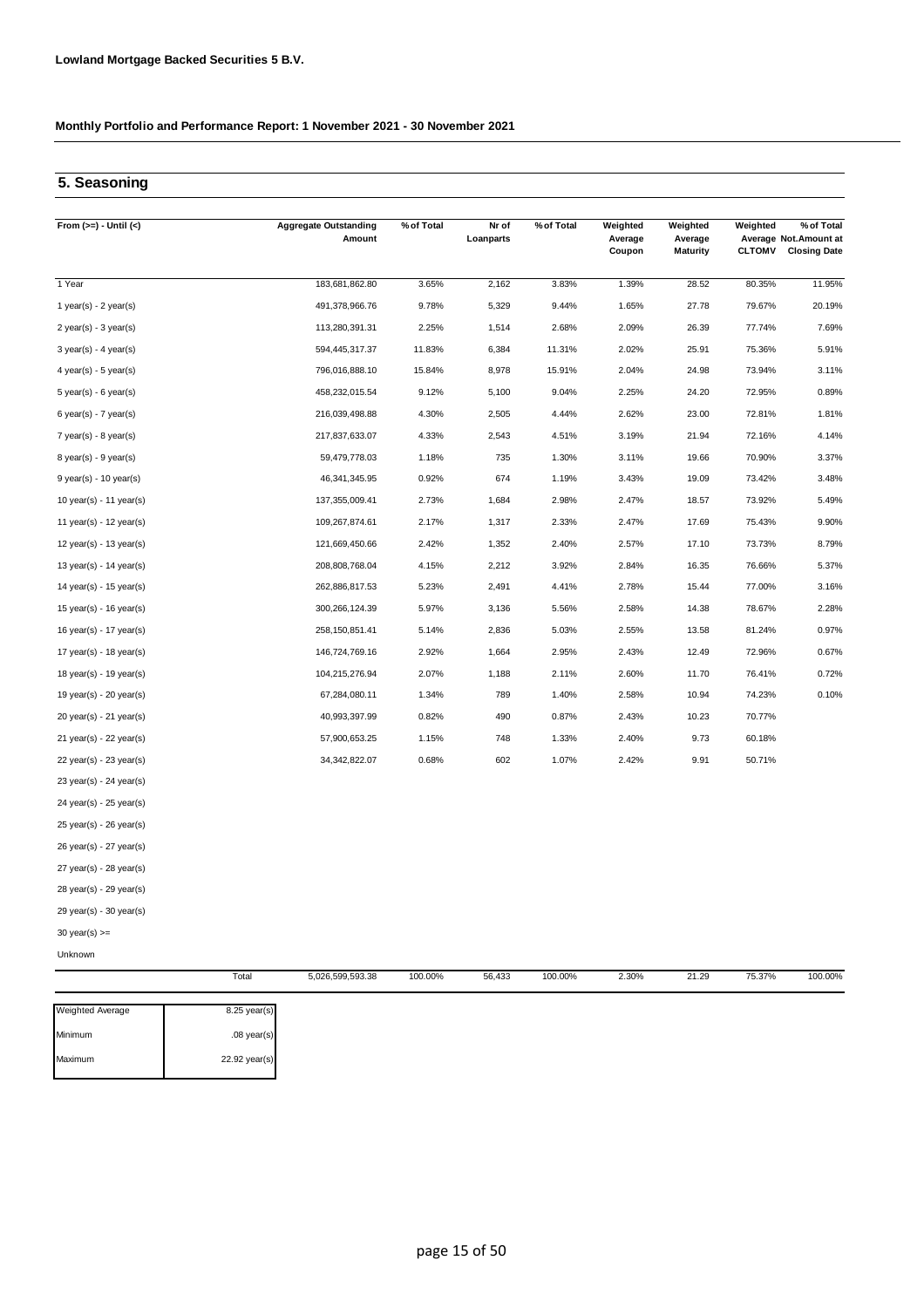**Lowland Mortgage Backed Securities 5 B.V.**

**Monthly Portfolio and Performance Report: 1 November 2021 - 30 November 2021**

## 5. Seasoning

| From (>=) - Until (<) | Aggregate Outstanding Amount | % of Total | Nr of Loanparts | % of Total | Weighted Average Coupon | Weighted Average Maturity | Weighted Average CLTOMV | % of Total Not.Amount at Closing Date |
|---|---|---|---|---|---|---|---|---|
| 1 Year | 183,681,862.80 | 3.65% | 2,162 | 3.83% | 1.39% | 28.52 | 80.35% | 11.95% |
| 1 year(s) - 2 year(s) | 491,378,966.76 | 9.78% | 5,329 | 9.44% | 1.65% | 27.78 | 79.67% | 20.19% |
| 2 year(s) - 3 year(s) | 113,280,391.31 | 2.25% | 1,514 | 2.68% | 2.09% | 26.39 | 77.74% | 7.69% |
| 3 year(s) - 4 year(s) | 594,445,317.37 | 11.83% | 6,384 | 11.31% | 2.02% | 25.91 | 75.36% | 5.91% |
| 4 year(s) - 5 year(s) | 796,016,888.10 | 15.84% | 8,978 | 15.91% | 2.04% | 24.98 | 73.94% | 3.11% |
| 5 year(s) - 6 year(s) | 458,232,015.54 | 9.12% | 5,100 | 9.04% | 2.25% | 24.20 | 72.95% | 0.89% |
| 6 year(s) - 7 year(s) | 216,039,498.88 | 4.30% | 2,505 | 4.44% | 2.62% | 23.00 | 72.81% | 1.81% |
| 7 year(s) - 8 year(s) | 217,837,633.07 | 4.33% | 2,543 | 4.51% | 3.19% | 21.94 | 72.16% | 4.14% |
| 8 year(s) - 9 year(s) | 59,479,778.03 | 1.18% | 735 | 1.30% | 3.11% | 19.66 | 70.90% | 3.37% |
| 9 year(s) - 10 year(s) | 46,341,345.95 | 0.92% | 674 | 1.19% | 3.43% | 19.09 | 73.42% | 3.48% |
| 10 year(s) - 11 year(s) | 137,355,009.41 | 2.73% | 1,684 | 2.98% | 2.47% | 18.57 | 73.92% | 5.49% |
| 11 year(s) - 12 year(s) | 109,267,874.61 | 2.17% | 1,317 | 2.33% | 2.47% | 17.69 | 75.43% | 9.90% |
| 12 year(s) - 13 year(s) | 121,669,450.66 | 2.42% | 1,352 | 2.40% | 2.57% | 17.10 | 73.73% | 8.79% |
| 13 year(s) - 14 year(s) | 208,808,768.04 | 4.15% | 2,212 | 3.92% | 2.84% | 16.35 | 76.66% | 5.37% |
| 14 year(s) - 15 year(s) | 262,886,817.53 | 5.23% | 2,491 | 4.41% | 2.78% | 15.44 | 77.00% | 3.16% |
| 15 year(s) - 16 year(s) | 300,266,124.39 | 5.97% | 3,136 | 5.56% | 2.58% | 14.38 | 78.67% | 2.28% |
| 16 year(s) - 17 year(s) | 258,150,851.41 | 5.14% | 2,836 | 5.03% | 2.55% | 13.58 | 81.24% | 0.97% |
| 17 year(s) - 18 year(s) | 146,724,769.16 | 2.92% | 1,664 | 2.95% | 2.43% | 12.49 | 72.96% | 0.67% |
| 18 year(s) - 19 year(s) | 104,215,276.94 | 2.07% | 1,188 | 2.11% | 2.60% | 11.70 | 76.41% | 0.72% |
| 19 year(s) - 20 year(s) | 67,284,080.11 | 1.34% | 789 | 1.40% | 2.58% | 10.94 | 74.23% | 0.10% |
| 20 year(s) - 21 year(s) | 40,993,397.99 | 0.82% | 490 | 0.87% | 2.43% | 10.23 | 70.77% | |
| 21 year(s) - 22 year(s) | 57,900,653.25 | 1.15% | 748 | 1.33% | 2.40% | 9.73 | 60.18% | |
| 22 year(s) - 23 year(s) | 34,342,822.07 | 0.68% | 602 | 1.07% | 2.42% | 9.91 | 50.71% | |
| 23 year(s) - 24 year(s) | | | | | | | | |
| 24 year(s) - 25 year(s) | | | | | | | | |
| 25 year(s) - 26 year(s) | | | | | | | | |
| 26 year(s) - 27 year(s) | | | | | | | | |
| 27 year(s) - 28 year(s) | | | | | | | | |
| 28 year(s) - 29 year(s) | | | | | | | | |
| 29 year(s) - 30 year(s) | | | | | | | | |
| 30 year(s) >= | | | | | | | | |
| Unknown | | | | | | | | |
| Total | 5,026,599,593.38 | 100.00% | 56,433 | 100.00% | 2.30% | 21.29 | 75.37% | 100.00% |

| | |
|---|---|
| Weighted Average | 8.25 year(s) |
| Minimum | .08 year(s) |
| Maximum | 22.92 year(s) |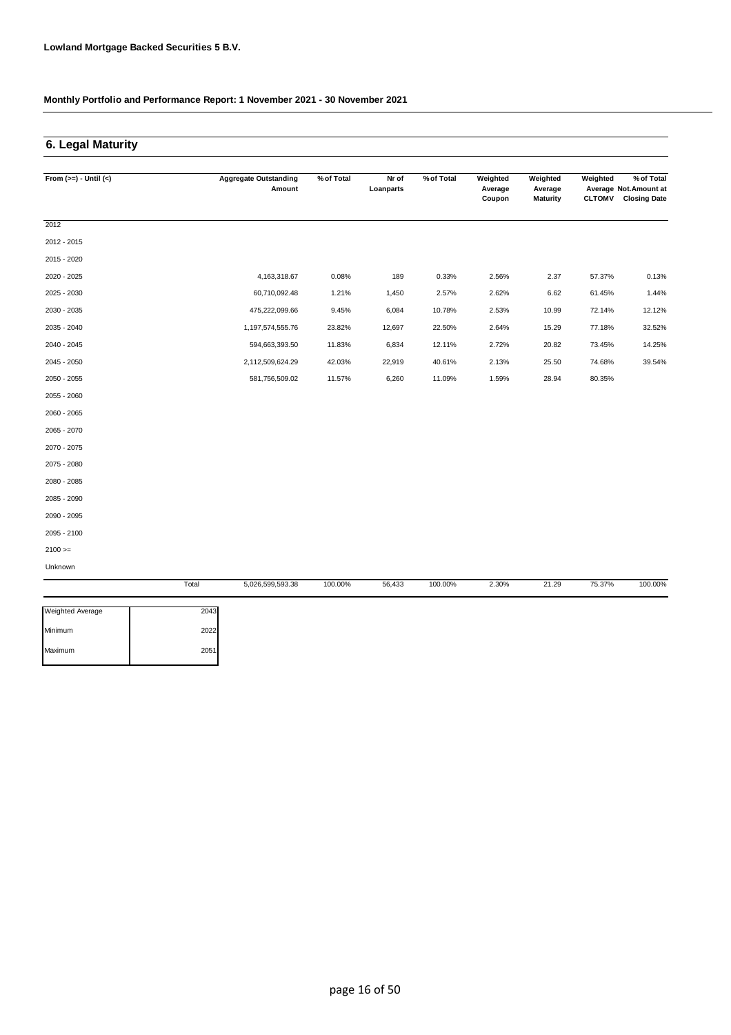**Lowland Mortgage Backed Securities 5 B.V.**

**Monthly Portfolio and Performance Report: 1 November 2021 - 30 November 2021**

## 6. Legal Maturity

| From (>=) - Until (<) | | Aggregate Outstanding Amount | % of Total | Nr of Loanparts | % of Total | Weighted Average Coupon | Weighted Average Maturity | Weighted Average CLTOMV | % of Total Not.Amount at Closing Date |
|---|---|---|---|---|---|---|---|---|---|
| 2012 | | | | | | | | | |
| 2012 - 2015 | | | | | | | | | |
| 2015 - 2020 | | | | | | | | | |
| 2020 - 2025 | | 4,163,318.67 | 0.08% | 189 | 0.33% | 2.56% | 2.37 | 57.37% | 0.13% |
| 2025 - 2030 | | 60,710,092.48 | 1.21% | 1,450 | 2.57% | 2.62% | 6.62 | 61.45% | 1.44% |
| 2030 - 2035 | | 475,222,099.66 | 9.45% | 6,084 | 10.78% | 2.53% | 10.99 | 72.14% | 12.12% |
| 2035 - 2040 | | 1,197,574,555.76 | 23.82% | 12,697 | 22.50% | 2.64% | 15.29 | 77.18% | 32.52% |
| 2040 - 2045 | | 594,663,393.50 | 11.83% | 6,834 | 12.11% | 2.72% | 20.82 | 73.45% | 14.25% |
| 2045 - 2050 | | 2,112,509,624.29 | 42.03% | 22,919 | 40.61% | 2.13% | 25.50 | 74.68% | 39.54% |
| 2050 - 2055 | | 581,756,509.02 | 11.57% | 6,260 | 11.09% | 1.59% | 28.94 | 80.35% | |
| 2055 - 2060 | | | | | | | | | |
| 2060 - 2065 | | | | | | | | | |
| 2065 - 2070 | | | | | | | | | |
| 2070 - 2075 | | | | | | | | | |
| 2075 - 2080 | | | | | | | | | |
| 2080 - 2085 | | | | | | | | | |
| 2085 - 2090 | | | | | | | | | |
| 2090 - 2095 | | | | | | | | | |
| 2095 - 2100 | | | | | | | | | |
| 2100 >= | | | | | | | | | |
| Unknown | | | | | | | | | |
| | Total | 5,026,599,593.38 | 100.00% | 56,433 | 100.00% | 2.30% | 21.29 | 75.37% | 100.00% |

| | |
|---|---|
| Weighted Average | 2043 |
| Minimum | 2022 |
| Maximum | 2051 |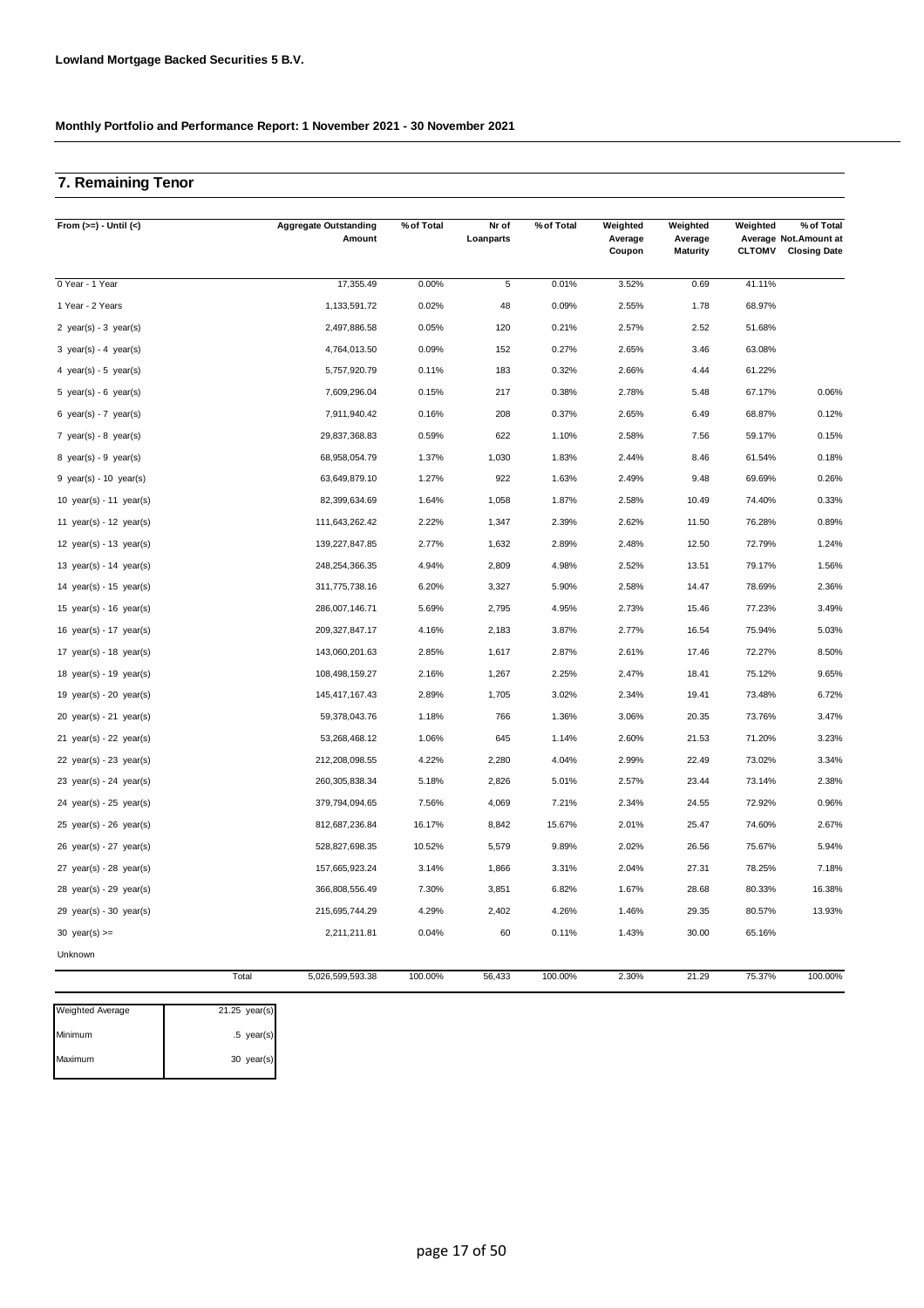**Lowland Mortgage Backed Securities 5 B.V.**

**Monthly Portfolio and Performance Report: 1 November 2021 - 30 November 2021**

## 7. Remaining Tenor

| From (>=) - Until (<) | Aggregate Outstanding Amount | % of Total | Nr of Loanparts | % of Total | Weighted Average Coupon | Weighted Average Maturity | Weighted Average CLTOMV | % of Total Not.Amount at Closing Date |
|---|---|---|---|---|---|---|---|---|
| 0 Year - 1 Year | 17,355.49 | 0.00% | 5 | 0.01% | 3.52% | 0.69 | 41.11% | |
| 1 Year - 2 Years | 1,133,591.72 | 0.02% | 48 | 0.09% | 2.55% | 1.78 | 68.97% | |
| 2 year(s) - 3 year(s) | 2,497,886.58 | 0.05% | 120 | 0.21% | 2.57% | 2.52 | 51.68% | |
| 3 year(s) - 4 year(s) | 4,764,013.50 | 0.09% | 152 | 0.27% | 2.65% | 3.46 | 63.08% | |
| 4 year(s) - 5 year(s) | 5,757,920.79 | 0.11% | 183 | 0.32% | 2.66% | 4.44 | 61.22% | |
| 5 year(s) - 6 year(s) | 7,609,296.04 | 0.15% | 217 | 0.38% | 2.78% | 5.48 | 67.17% | 0.06% |
| 6 year(s) - 7 year(s) | 7,911,940.42 | 0.16% | 208 | 0.37% | 2.65% | 6.49 | 68.87% | 0.12% |
| 7 year(s) - 8 year(s) | 29,837,368.83 | 0.59% | 622 | 1.10% | 2.58% | 7.56 | 59.17% | 0.15% |
| 8 year(s) - 9 year(s) | 68,958,054.79 | 1.37% | 1,030 | 1.83% | 2.44% | 8.46 | 61.54% | 0.18% |
| 9 year(s) - 10 year(s) | 63,649,879.10 | 1.27% | 922 | 1.63% | 2.49% | 9.48 | 69.69% | 0.26% |
| 10 year(s) - 11 year(s) | 82,399,634.69 | 1.64% | 1,058 | 1.87% | 2.58% | 10.49 | 74.40% | 0.33% |
| 11 year(s) - 12 year(s) | 111,643,262.42 | 2.22% | 1,347 | 2.39% | 2.62% | 11.50 | 76.28% | 0.89% |
| 12 year(s) - 13 year(s) | 139,227,847.85 | 2.77% | 1,632 | 2.89% | 2.48% | 12.50 | 72.79% | 1.24% |
| 13 year(s) - 14 year(s) | 248,254,366.35 | 4.94% | 2,809 | 4.98% | 2.52% | 13.51 | 79.17% | 1.56% |
| 14 year(s) - 15 year(s) | 311,775,738.16 | 6.20% | 3,327 | 5.90% | 2.58% | 14.47 | 78.69% | 2.36% |
| 15 year(s) - 16 year(s) | 286,007,146.71 | 5.69% | 2,795 | 4.95% | 2.73% | 15.46 | 77.23% | 3.49% |
| 16 year(s) - 17 year(s) | 209,327,847.17 | 4.16% | 2,183 | 3.87% | 2.77% | 16.54 | 75.94% | 5.03% |
| 17 year(s) - 18 year(s) | 143,060,201.63 | 2.85% | 1,617 | 2.87% | 2.61% | 17.46 | 72.27% | 8.50% |
| 18 year(s) - 19 year(s) | 108,498,159.27 | 2.16% | 1,267 | 2.25% | 2.47% | 18.41 | 75.12% | 9.65% |
| 19 year(s) - 20 year(s) | 145,417,167.43 | 2.89% | 1,705 | 3.02% | 2.34% | 19.41 | 73.48% | 6.72% |
| 20 year(s) - 21 year(s) | 59,378,043.76 | 1.18% | 766 | 1.36% | 3.06% | 20.35 | 73.76% | 3.47% |
| 21 year(s) - 22 year(s) | 53,268,468.12 | 1.06% | 645 | 1.14% | 2.60% | 21.53 | 71.20% | 3.23% |
| 22 year(s) - 23 year(s) | 212,208,098.55 | 4.22% | 2,280 | 4.04% | 2.99% | 22.49 | 73.02% | 3.34% |
| 23 year(s) - 24 year(s) | 260,305,838.34 | 5.18% | 2,826 | 5.01% | 2.57% | 23.44 | 73.14% | 2.38% |
| 24 year(s) - 25 year(s) | 379,794,094.65 | 7.56% | 4,069 | 7.21% | 2.34% | 24.55 | 72.92% | 0.96% |
| 25 year(s) - 26 year(s) | 812,687,236.84 | 16.17% | 8,842 | 15.67% | 2.01% | 25.47 | 74.60% | 2.67% |
| 26 year(s) - 27 year(s) | 528,827,698.35 | 10.52% | 5,579 | 9.89% | 2.02% | 26.56 | 75.67% | 5.94% |
| 27 year(s) - 28 year(s) | 157,665,923.24 | 3.14% | 1,866 | 3.31% | 2.04% | 27.31 | 78.25% | 7.18% |
| 28 year(s) - 29 year(s) | 366,808,556.49 | 7.30% | 3,851 | 6.82% | 1.67% | 28.68 | 80.33% | 16.38% |
| 29 year(s) - 30 year(s) | 215,695,744.29 | 4.29% | 2,402 | 4.26% | 1.46% | 29.35 | 80.57% | 13.93% |
| 30 year(s) >= | 2,211,211.81 | 0.04% | 60 | 0.11% | 1.43% | 30.00 | 65.16% | |
| Unknown | | | | | | | | |
| Total | 5,026,599,593.38 | 100.00% | 56,433 | 100.00% | 2.30% | 21.29 | 75.37% | 100.00% |

| | |
|---|---|
| Weighted Average | 21.25 year(s) |
| Minimum | .5 year(s) |
| Maximum | 30 year(s) |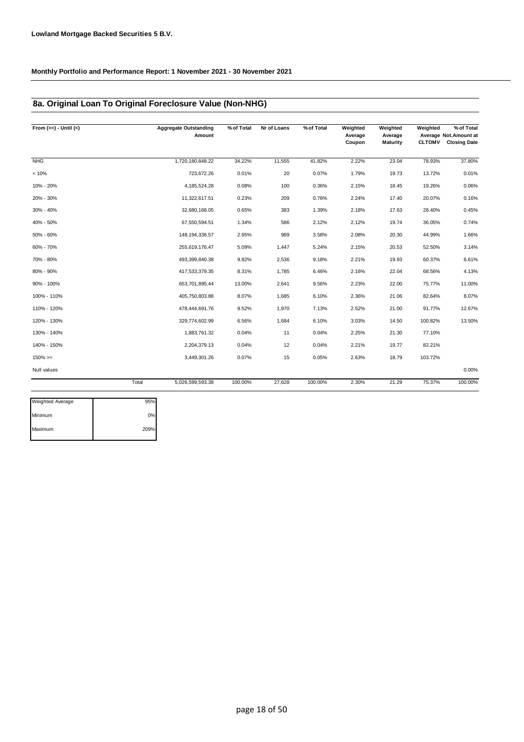**Lowland Mortgage Backed Securities 5 B.V.**

**Monthly Portfolio and Performance Report: 1 November 2021 - 30 November 2021**

## 8a. Original Loan To Original Foreclosure Value (Non-NHG)

| From (>=) - Until (<) | Aggregate Outstanding Amount | % of Total | Nr of Loans | % of Total | Weighted Average Coupon | Weighted Average Maturity | Weighted Average CLTOMV | % of Total Not.Amount at Closing Date |
|---|---|---|---|---|---|---|---|---|
| NHG | 1,720,180,848.22 | 34.22% | 11,555 | 41.82% | 2.22% | 23.04 | 78.93% | 37.80% |
| < 10% | 723,672.26 | 0.01% | 20 | 0.07% | 1.79% | 19.73 | 13.72% | 0.01% |
| 10% - 20% | 4,185,524.28 | 0.08% | 100 | 0.36% | 2.15% | 18.45 | 19.26% | 0.06% |
| 20% - 30% | 11,322,617.51 | 0.23% | 209 | 0.76% | 2.24% | 17.40 | 20.07% | 0.16% |
| 30% - 40% | 32,680,168.05 | 0.65% | 383 | 1.39% | 2.18% | 17.63 | 28.40% | 0.45% |
| 40% - 50% | 67,550,594.51 | 1.34% | 586 | 2.12% | 2.12% | 19.74 | 36.05% | 0.74% |
| 50% - 60% | 148,194,336.57 | 2.95% | 989 | 3.58% | 2.08% | 20.30 | 44.99% | 1.66% |
| 60% - 70% | 255,619,176.47 | 5.09% | 1,447 | 5.24% | 2.15% | 20.53 | 52.50% | 3.14% |
| 70% - 80% | 493,399,840.38 | 9.82% | 2,536 | 9.18% | 2.21% | 19.93 | 60.37% | 6.61% |
| 80% - 90% | 417,533,379.35 | 8.31% | 1,785 | 6.46% | 2.16% | 22.04 | 68.56% | 4.13% |
| 90% - 100% | 653,701,895.44 | 13.00% | 2,641 | 9.56% | 2.23% | 22.00 | 75.77% | 11.00% |
| 100% - 110% | 405,750,803.88 | 8.07% | 1,685 | 6.10% | 2.36% | 21.06 | 82.64% | 8.07% |
| 110% - 120% | 478,444,691.76 | 9.52% | 1,970 | 7.13% | 2.52% | 21.00 | 91.77% | 12.67% |
| 120% - 130% | 329,774,602.99 | 6.56% | 1,684 | 6.10% | 3.03% | 14.50 | 100.82% | 13.50% |
| 130% - 140% | 1,883,761.32 | 0.04% | 11 | 0.04% | 2.25% | 21.30 | 77.10% | |
| 140% - 150% | 2,204,379.13 | 0.04% | 12 | 0.04% | 2.21% | 19.77 | 82.21% | |
| 150% >= | 3,449,301.26 | 0.07% | 15 | 0.05% | 2.63% | 18.79 | 103.72% | |
| Null values | | | | | | | | 0.00% |
| Total | 5,026,599,593.38 | 100.00% | 27,628 | 100.00% | 2.30% | 21.29 | 75.37% | 100.00% |

| | |
|---|---|
| Weighted Average | 95% |
| Minimum | 0% |
| Maximum | 209% |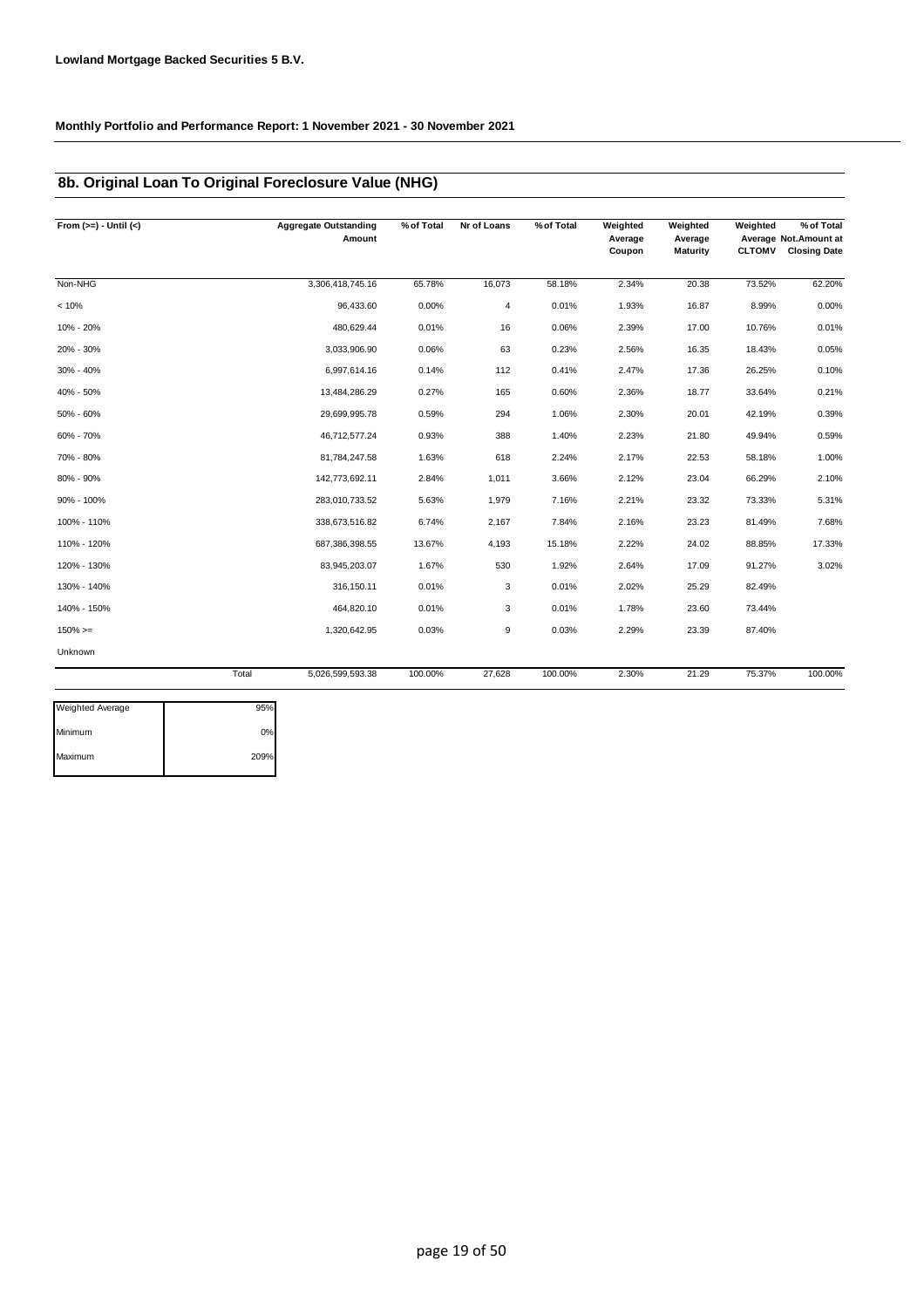**Lowland Mortgage Backed Securities 5 B.V.**

**Monthly Portfolio and Performance Report: 1 November 2021 - 30 November 2021**

## 8b. Original Loan To Original Foreclosure Value (NHG)

| From (>=) - Until (<) | Aggregate Outstanding Amount | % of Total | Nr of Loans | % of Total | Weighted Average Coupon | Weighted Average Maturity | Weighted Average CLTOMV | % of Total Not.Amount at Closing Date |
|---|---|---|---|---|---|---|---|---|
| Non-NHG | 3,306,418,745.16 | 65.78% | 16,073 | 58.18% | 2.34% | 20.38 | 73.52% | 62.20% |
| < 10% | 96,433.60 | 0.00% | 4 | 0.01% | 1.93% | 16.87 | 8.99% | 0.00% |
| 10% - 20% | 480,629.44 | 0.01% | 16 | 0.06% | 2.39% | 17.00 | 10.76% | 0.01% |
| 20% - 30% | 3,033,906.90 | 0.06% | 63 | 0.23% | 2.56% | 16.35 | 18.43% | 0.05% |
| 30% - 40% | 6,997,614.16 | 0.14% | 112 | 0.41% | 2.47% | 17.36 | 26.25% | 0.10% |
| 40% - 50% | 13,484,286.29 | 0.27% | 165 | 0.60% | 2.36% | 18.77 | 33.64% | 0.21% |
| 50% - 60% | 29,699,995.78 | 0.59% | 294 | 1.06% | 2.30% | 20.01 | 42.19% | 0.39% |
| 60% - 70% | 46,712,577.24 | 0.93% | 388 | 1.40% | 2.23% | 21.80 | 49.94% | 0.59% |
| 70% - 80% | 81,784,247.58 | 1.63% | 618 | 2.24% | 2.17% | 22.53 | 58.18% | 1.00% |
| 80% - 90% | 142,773,692.11 | 2.84% | 1,011 | 3.66% | 2.12% | 23.04 | 66.29% | 2.10% |
| 90% - 100% | 283,010,733.52 | 5.63% | 1,979 | 7.16% | 2.21% | 23.32 | 73.33% | 5.31% |
| 100% - 110% | 338,673,516.82 | 6.74% | 2,167 | 7.84% | 2.16% | 23.23 | 81.49% | 7.68% |
| 110% - 120% | 687,386,398.55 | 13.67% | 4,193 | 15.18% | 2.22% | 24.02 | 88.85% | 17.33% |
| 120% - 130% | 83,945,203.07 | 1.67% | 530 | 1.92% | 2.64% | 17.09 | 91.27% | 3.02% |
| 130% - 140% | 316,150.11 | 0.01% | 3 | 0.01% | 2.02% | 25.29 | 82.49% | |
| 140% - 150% | 464,820.10 | 0.01% | 3 | 0.01% | 1.78% | 23.60 | 73.44% | |
| 150% >= | 1,320,642.95 | 0.03% | 9 | 0.03% | 2.29% | 23.39 | 87.40% | |
| Unknown | | | | | | | | |
| Total | 5,026,599,593.38 | 100.00% | 27,628 | 100.00% | 2.30% | 21.29 | 75.37% | 100.00% |

| | |
|---|---|
| Weighted Average | 95% |
| Minimum | 0% |
| Maximum | 209% |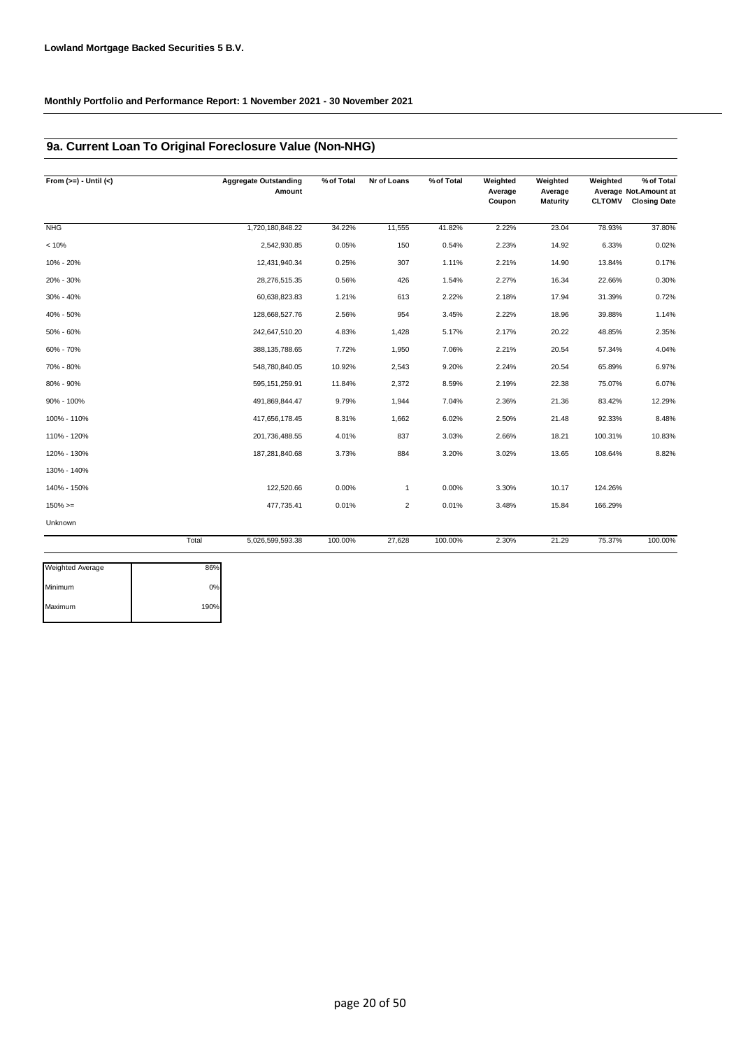**Lowland Mortgage Backed Securities 5 B.V.**

**Monthly Portfolio and Performance Report: 1 November 2021 - 30 November 2021**

## 9a. Current Loan To Original Foreclosure Value (Non-NHG)

| From (>=) - Until (<) | Aggregate Outstanding Amount | % of Total | Nr of Loans | % of Total | Weighted Average Coupon | Weighted Average Maturity | Weighted Average CLTOMV | % of Total Not.Amount at Closing Date |
|---|---|---|---|---|---|---|---|---|
| NHG | 1,720,180,848.22 | 34.22% | 11,555 | 41.82% | 2.22% | 23.04 | 78.93% | 37.80% |
| < 10% | 2,542,930.85 | 0.05% | 150 | 0.54% | 2.23% | 14.92 | 6.33% | 0.02% |
| 10% - 20% | 12,431,940.34 | 0.25% | 307 | 1.11% | 2.21% | 14.90 | 13.84% | 0.17% |
| 20% - 30% | 28,276,515.35 | 0.56% | 426 | 1.54% | 2.27% | 16.34 | 22.66% | 0.30% |
| 30% - 40% | 60,638,823.83 | 1.21% | 613 | 2.22% | 2.18% | 17.94 | 31.39% | 0.72% |
| 40% - 50% | 128,668,527.76 | 2.56% | 954 | 3.45% | 2.22% | 18.96 | 39.88% | 1.14% |
| 50% - 60% | 242,647,510.20 | 4.83% | 1,428 | 5.17% | 2.17% | 20.22 | 48.85% | 2.35% |
| 60% - 70% | 388,135,788.65 | 7.72% | 1,950 | 7.06% | 2.21% | 20.54 | 57.34% | 4.04% |
| 70% - 80% | 548,780,840.05 | 10.92% | 2,543 | 9.20% | 2.24% | 20.54 | 65.89% | 6.97% |
| 80% - 90% | 595,151,259.91 | 11.84% | 2,372 | 8.59% | 2.19% | 22.38 | 75.07% | 6.07% |
| 90% - 100% | 491,869,844.47 | 9.79% | 1,944 | 7.04% | 2.36% | 21.36 | 83.42% | 12.29% |
| 100% - 110% | 417,656,178.45 | 8.31% | 1,662 | 6.02% | 2.50% | 21.48 | 92.33% | 8.48% |
| 110% - 120% | 201,736,488.55 | 4.01% | 837 | 3.03% | 2.66% | 18.21 | 100.31% | 10.83% |
| 120% - 130% | 187,281,840.68 | 3.73% | 884 | 3.20% | 3.02% | 13.65 | 108.64% | 8.82% |
| 130% - 140% | | | | | | | | |
| 140% - 150% | 122,520.66 | 0.00% | 1 | 0.00% | 3.30% | 10.17 | 124.26% | |
| 150% >= | 477,735.41 | 0.01% | 2 | 0.01% | 3.48% | 15.84 | 166.29% | |
| Unknown | | | | | | | | |
| Total | 5,026,599,593.38 | 100.00% | 27,628 | 100.00% | 2.30% | 21.29 | 75.37% | 100.00% |

| | |
|---|---|
| Weighted Average | 86% |
| Minimum | 0% |
| Maximum | 190% |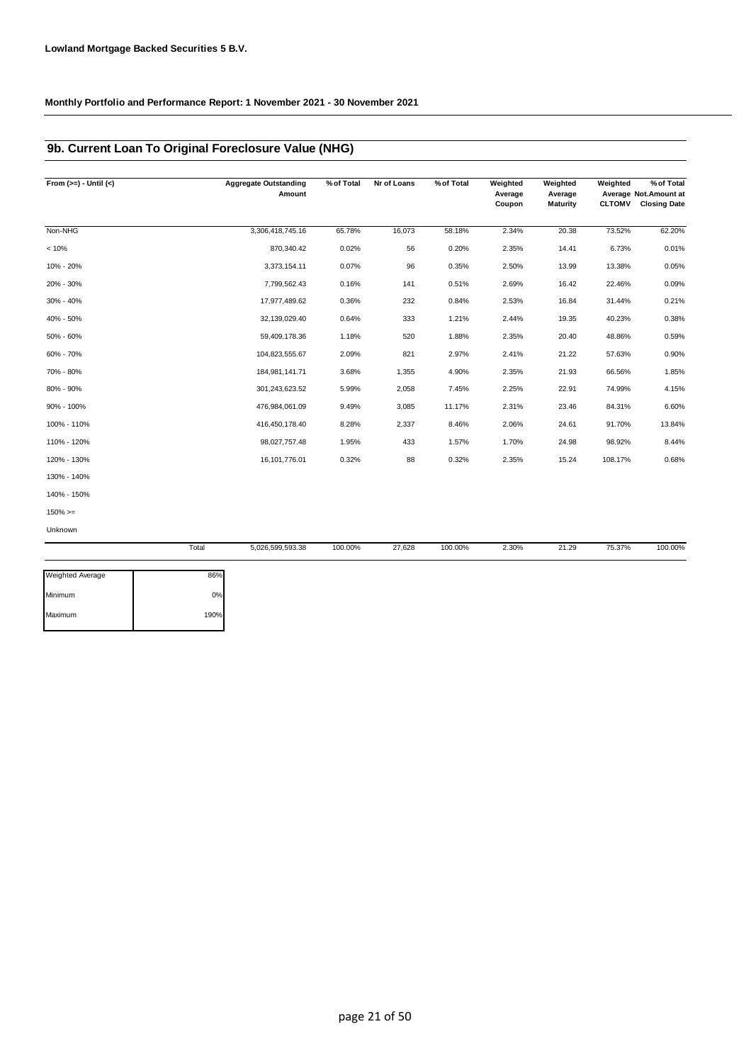**Lowland Mortgage Backed Securities 5 B.V.**

**Monthly Portfolio and Performance Report: 1 November 2021 - 30 November 2021**

## 9b. Current Loan To Original Foreclosure Value (NHG)

| From (>=) - Until (<) | Aggregate Outstanding Amount | % of Total | Nr of Loans | % of Total | Weighted Average Coupon | Weighted Average Maturity | Weighted Average CLTOMV | % of Total Not.Amount at Closing Date |
|---|---|---|---|---|---|---|---|---|
| Non-NHG | 3,306,418,745.16 | 65.78% | 16,073 | 58.18% | 2.34% | 20.38 | 73.52% | 62.20% |
| < 10% | 870,340.42 | 0.02% | 56 | 0.20% | 2.35% | 14.41 | 6.73% | 0.01% |
| 10% - 20% | 3,373,154.11 | 0.07% | 96 | 0.35% | 2.50% | 13.99 | 13.38% | 0.05% |
| 20% - 30% | 7,799,562.43 | 0.16% | 141 | 0.51% | 2.69% | 16.42 | 22.46% | 0.09% |
| 30% - 40% | 17,977,489.62 | 0.36% | 232 | 0.84% | 2.53% | 16.84 | 31.44% | 0.21% |
| 40% - 50% | 32,139,029.40 | 0.64% | 333 | 1.21% | 2.44% | 19.35 | 40.23% | 0.38% |
| 50% - 60% | 59,409,178.36 | 1.18% | 520 | 1.88% | 2.35% | 20.40 | 48.86% | 0.59% |
| 60% - 70% | 104,823,555.67 | 2.09% | 821 | 2.97% | 2.41% | 21.22 | 57.63% | 0.90% |
| 70% - 80% | 184,981,141.71 | 3.68% | 1,355 | 4.90% | 2.35% | 21.93 | 66.56% | 1.85% |
| 80% - 90% | 301,243,623.52 | 5.99% | 2,058 | 7.45% | 2.25% | 22.91 | 74.99% | 4.15% |
| 90% - 100% | 476,984,061.09 | 9.49% | 3,085 | 11.17% | 2.31% | 23.46 | 84.31% | 6.60% |
| 100% - 110% | 416,450,178.40 | 8.28% | 2,337 | 8.46% | 2.06% | 24.61 | 91.70% | 13.84% |
| 110% - 120% | 98,027,757.48 | 1.95% | 433 | 1.57% | 1.70% | 24.98 | 98.92% | 8.44% |
| 120% - 130% | 16,101,776.01 | 0.32% | 88 | 0.32% | 2.35% | 15.24 | 108.17% | 0.68% |
| 130% - 140% | | | | | | | | |
| 140% - 150% | | | | | | | | |
| 150% >= | | | | | | | | |
| Unknown | | | | | | | | |
| Total | 5,026,599,593.38 | 100.00% | 27,628 | 100.00% | 2.30% | 21.29 | 75.37% | 100.00% |

| | |
|---|---|
| Weighted Average | 86% |
| Minimum | 0% |
| Maximum | 190% |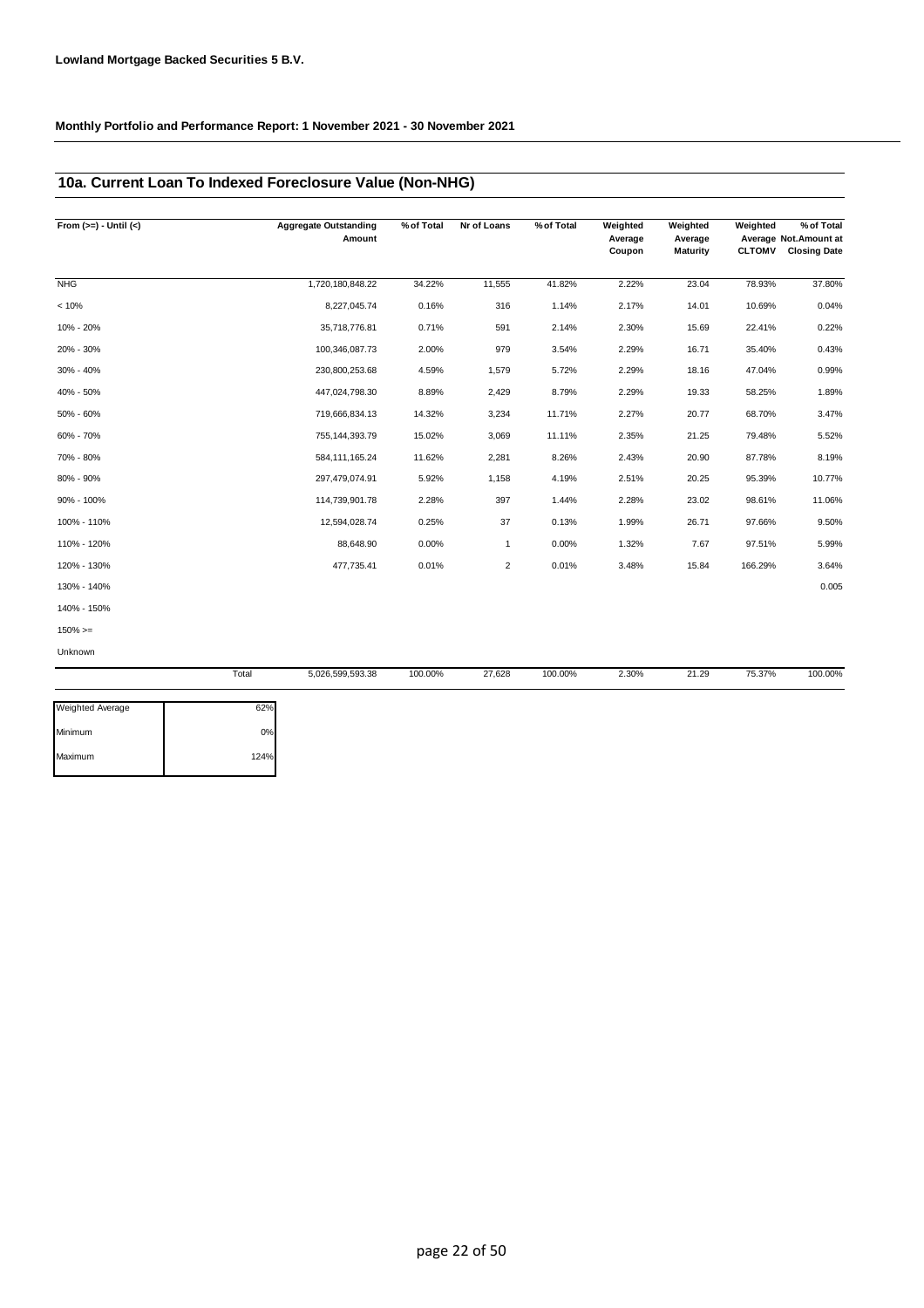**Lowland Mortgage Backed Securities 5 B.V.**

**Monthly Portfolio and Performance Report: 1 November 2021 - 30 November 2021**

## 10a. Current Loan To Indexed Foreclosure Value (Non-NHG)

| From (>=) - Until (<) | Aggregate Outstanding Amount | % of Total | Nr of Loans | % of Total | Weighted Average Coupon | Weighted Average Maturity | Weighted Average CLTOMV | % of Total Not.Amount at Closing Date |
|---|---|---|---|---|---|---|---|---|
| NHG | 1,720,180,848.22 | 34.22% | 11,555 | 41.82% | 2.22% | 23.04 | 78.93% | 37.80% |
| < 10% | 8,227,045.74 | 0.16% | 316 | 1.14% | 2.17% | 14.01 | 10.69% | 0.04% |
| 10% - 20% | 35,718,776.81 | 0.71% | 591 | 2.14% | 2.30% | 15.69 | 22.41% | 0.22% |
| 20% - 30% | 100,346,087.73 | 2.00% | 979 | 3.54% | 2.29% | 16.71 | 35.40% | 0.43% |
| 30% - 40% | 230,800,253.68 | 4.59% | 1,579 | 5.72% | 2.29% | 18.16 | 47.04% | 0.99% |
| 40% - 50% | 447,024,798.30 | 8.89% | 2,429 | 8.79% | 2.29% | 19.33 | 58.25% | 1.89% |
| 50% - 60% | 719,666,834.13 | 14.32% | 3,234 | 11.71% | 2.27% | 20.77 | 68.70% | 3.47% |
| 60% - 70% | 755,144,393.79 | 15.02% | 3,069 | 11.11% | 2.35% | 21.25 | 79.48% | 5.52% |
| 70% - 80% | 584,111,165.24 | 11.62% | 2,281 | 8.26% | 2.43% | 20.90 | 87.78% | 8.19% |
| 80% - 90% | 297,479,074.91 | 5.92% | 1,158 | 4.19% | 2.51% | 20.25 | 95.39% | 10.77% |
| 90% - 100% | 114,739,901.78 | 2.28% | 397 | 1.44% | 2.28% | 23.02 | 98.61% | 11.06% |
| 100% - 110% | 12,594,028.74 | 0.25% | 37 | 0.13% | 1.99% | 26.71 | 97.66% | 9.50% |
| 110% - 120% | 88,648.90 | 0.00% | 1 | 0.00% | 1.32% | 7.67 | 97.51% | 5.99% |
| 120% - 130% | 477,735.41 | 0.01% | 2 | 0.01% | 3.48% | 15.84 | 166.29% | 3.64% |
| 130% - 140% | | | | | | | | 0.005 |
| 140% - 150% | | | | | | | | |
| 150% >= | | | | | | | | |
| Unknown | | | | | | | | |
| Total | 5,026,599,593.38 | 100.00% | 27,628 | 100.00% | 2.30% | 21.29 | 75.37% | 100.00% |

| | |
|---|---|
| Weighted Average | 62% |
| Minimum | 0% |
| Maximum | 124% |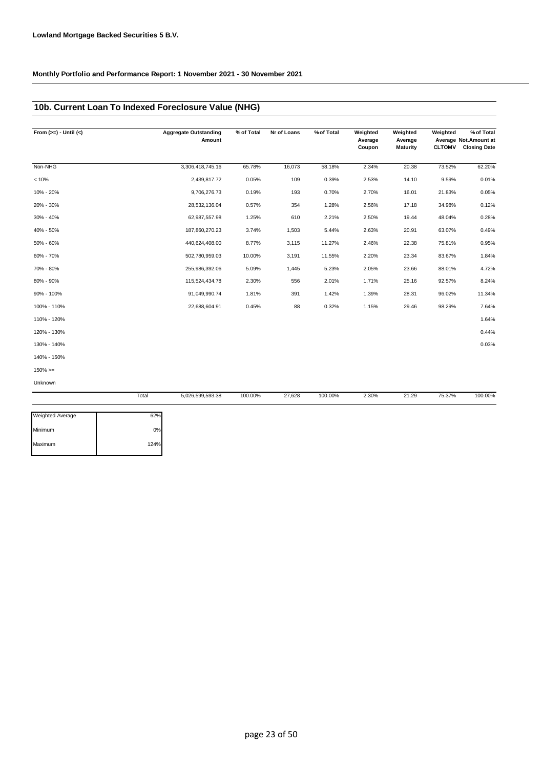**Lowland Mortgage Backed Securities 5 B.V.**

**Monthly Portfolio and Performance Report: 1 November 2021 - 30 November 2021**

## 10b. Current Loan To Indexed Foreclosure Value (NHG)

| From (>=) - Until (<) | Aggregate Outstanding Amount | % of Total | Nr of Loans | % of Total | Weighted Average Coupon | Weighted Average Maturity | Weighted Average CLTOMV | % of Total Not.Amount at Closing Date |
|---|---|---|---|---|---|---|---|---|
| Non-NHG | 3,306,418,745.16 | 65.78% | 16,073 | 58.18% | 2.34% | 20.38 | 73.52% | 62.20% |
| < 10% | 2,439,817.72 | 0.05% | 109 | 0.39% | 2.53% | 14.10 | 9.59% | 0.01% |
| 10% - 20% | 9,706,276.73 | 0.19% | 193 | 0.70% | 2.70% | 16.01 | 21.83% | 0.05% |
| 20% - 30% | 28,532,136.04 | 0.57% | 354 | 1.28% | 2.56% | 17.18 | 34.98% | 0.12% |
| 30% - 40% | 62,987,557.98 | 1.25% | 610 | 2.21% | 2.50% | 19.44 | 48.04% | 0.28% |
| 40% - 50% | 187,860,270.23 | 3.74% | 1,503 | 5.44% | 2.63% | 20.91 | 63.07% | 0.49% |
| 50% - 60% | 440,624,408.00 | 8.77% | 3,115 | 11.27% | 2.46% | 22.38 | 75.81% | 0.95% |
| 60% - 70% | 502,780,959.03 | 10.00% | 3,191 | 11.55% | 2.20% | 23.34 | 83.67% | 1.84% |
| 70% - 80% | 255,986,392.06 | 5.09% | 1,445 | 5.23% | 2.05% | 23.66 | 88.01% | 4.72% |
| 80% - 90% | 115,524,434.78 | 2.30% | 556 | 2.01% | 1.71% | 25.16 | 92.57% | 8.24% |
| 90% - 100% | 91,049,990.74 | 1.81% | 391 | 1.42% | 1.39% | 28.31 | 96.02% | 11.34% |
| 100% - 110% | 22,688,604.91 | 0.45% | 88 | 0.32% | 1.15% | 29.46 | 98.29% | 7.64% |
| 110% - 120% | | | | | | | | 1.64% |
| 120% - 130% | | | | | | | | 0.44% |
| 130% - 140% | | | | | | | | 0.03% |
| 140% - 150% | | | | | | | | |
| 150% >= | | | | | | | | |
| Unknown | | | | | | | | |
| Total | 5,026,599,593.38 | 100.00% | 27,628 | 100.00% | 2.30% | 21.29 | 75.37% | 100.00% |

| | |
|---|---|
| Weighted Average | 62% |
| Minimum | 0% |
| Maximum | 124% |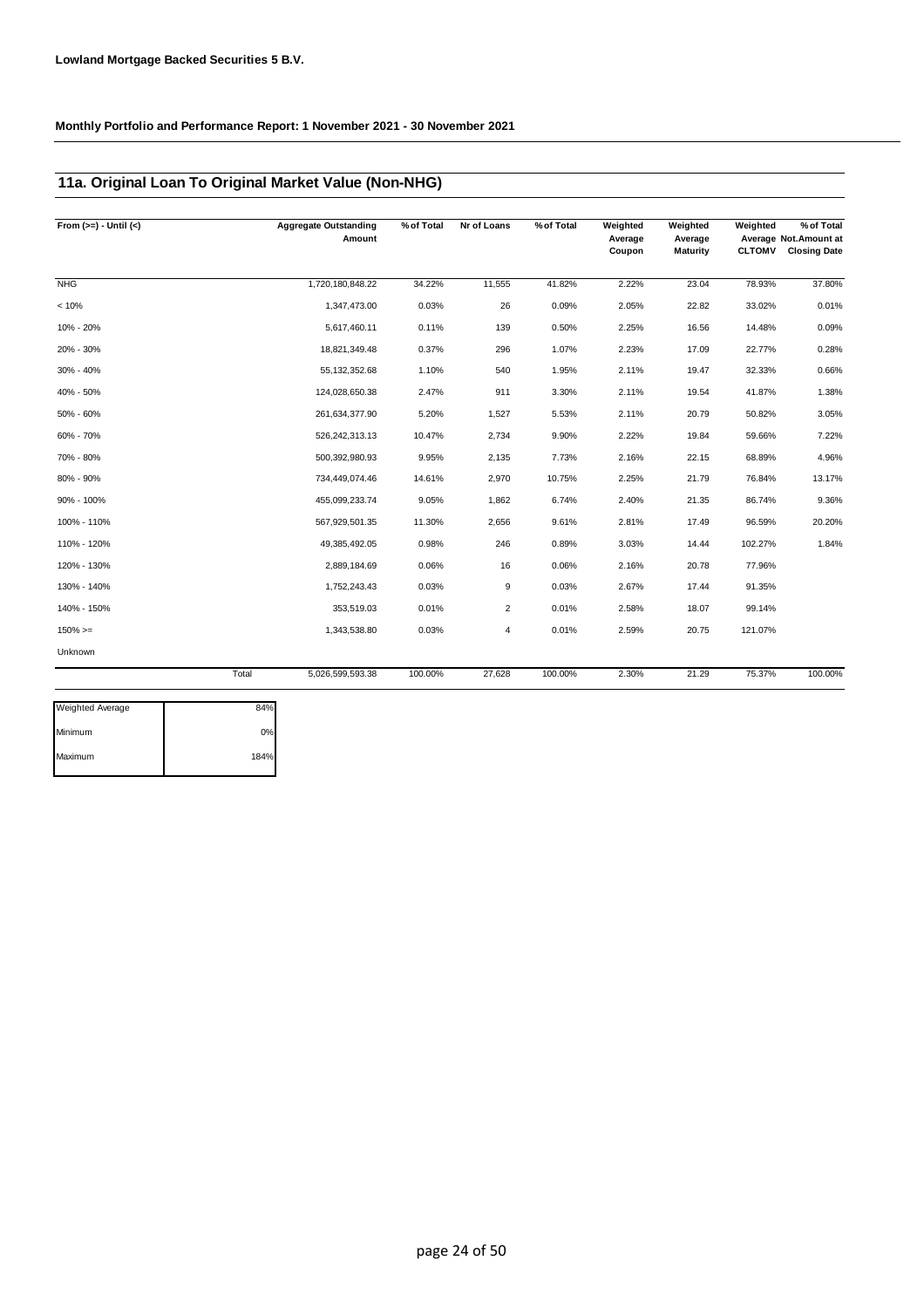**Lowland Mortgage Backed Securities 5 B.V.**

**Monthly Portfolio and Performance Report: 1 November 2021 - 30 November 2021**

## 11a. Original Loan To Original Market Value (Non-NHG)

| From (>=) - Until (<) | Aggregate Outstanding Amount | % of Total | Nr of Loans | % of Total | Weighted Average Coupon | Weighted Average Maturity | Weighted Average CLTOMV | % of Total Not.Amount at Closing Date |
|---|---|---|---|---|---|---|---|---|
| NHG | 1,720,180,848.22 | 34.22% | 11,555 | 41.82% | 2.22% | 23.04 | 78.93% | 37.80% |
| < 10% | 1,347,473.00 | 0.03% | 26 | 0.09% | 2.05% | 22.82 | 33.02% | 0.01% |
| 10% - 20% | 5,617,460.11 | 0.11% | 139 | 0.50% | 2.25% | 16.56 | 14.48% | 0.09% |
| 20% - 30% | 18,821,349.48 | 0.37% | 296 | 1.07% | 2.23% | 17.09 | 22.77% | 0.28% |
| 30% - 40% | 55,132,352.68 | 1.10% | 540 | 1.95% | 2.11% | 19.47 | 32.33% | 0.66% |
| 40% - 50% | 124,028,650.38 | 2.47% | 911 | 3.30% | 2.11% | 19.54 | 41.87% | 1.38% |
| 50% - 60% | 261,634,377.90 | 5.20% | 1,527 | 5.53% | 2.11% | 20.79 | 50.82% | 3.05% |
| 60% - 70% | 526,242,313.13 | 10.47% | 2,734 | 9.90% | 2.22% | 19.84 | 59.66% | 7.22% |
| 70% - 80% | 500,392,980.93 | 9.95% | 2,135 | 7.73% | 2.16% | 22.15 | 68.89% | 4.96% |
| 80% - 90% | 734,449,074.46 | 14.61% | 2,970 | 10.75% | 2.25% | 21.79 | 76.84% | 13.17% |
| 90% - 100% | 455,099,233.74 | 9.05% | 1,862 | 6.74% | 2.40% | 21.35 | 86.74% | 9.36% |
| 100% - 110% | 567,929,501.35 | 11.30% | 2,656 | 9.61% | 2.81% | 17.49 | 96.59% | 20.20% |
| 110% - 120% | 49,385,492.05 | 0.98% | 246 | 0.89% | 3.03% | 14.44 | 102.27% | 1.84% |
| 120% - 130% | 2,889,184.69 | 0.06% | 16 | 0.06% | 2.16% | 20.78 | 77.96% | |
| 130% - 140% | 1,752,243.43 | 0.03% | 9 | 0.03% | 2.67% | 17.44 | 91.35% | |
| 140% - 150% | 353,519.03 | 0.01% | 2 | 0.01% | 2.58% | 18.07 | 99.14% | |
| 150% >= | 1,343,538.80 | 0.03% | 4 | 0.01% | 2.59% | 20.75 | 121.07% | |
| Unknown | | | | | | | | |
| Total | 5,026,599,593.38 | 100.00% | 27,628 | 100.00% | 2.30% | 21.29 | 75.37% | 100.00% |

| | |
|---|---|
| Weighted Average | 84% |
| Minimum | 0% |
| Maximum | 184% |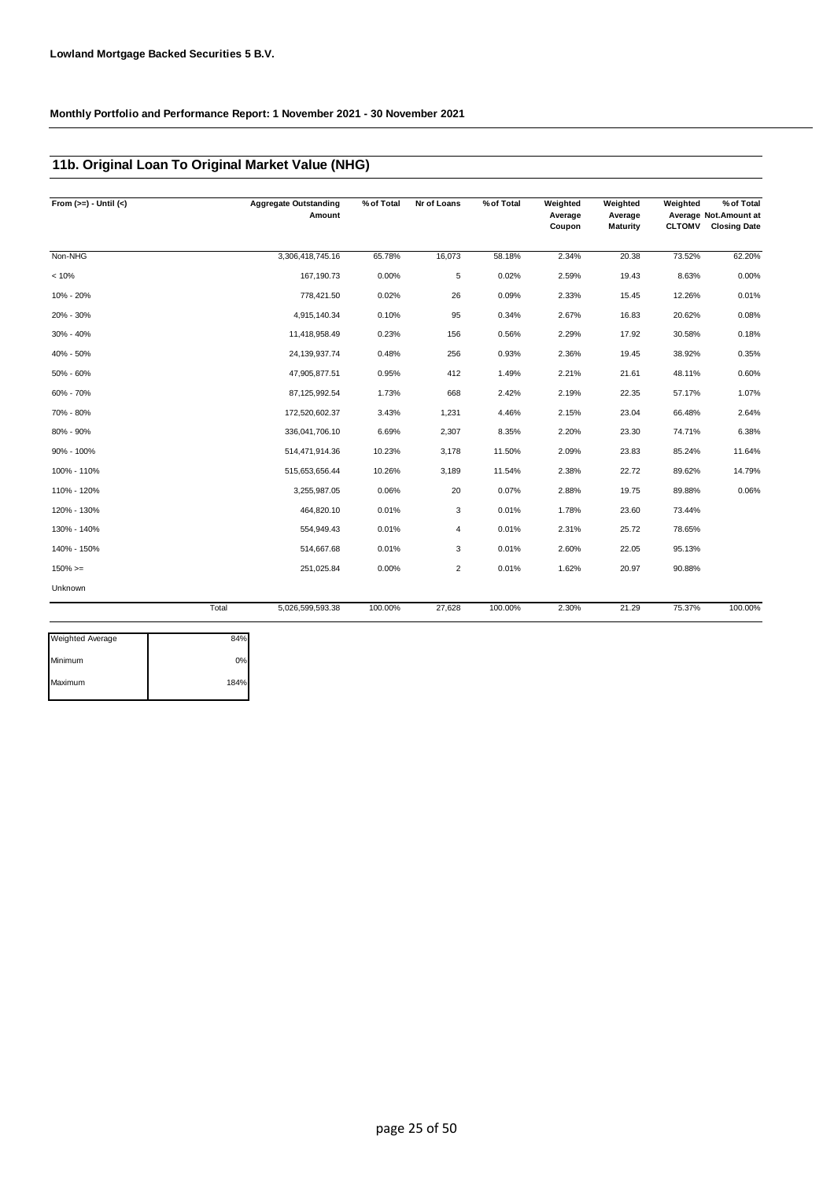**Lowland Mortgage Backed Securities 5 B.V.**

**Monthly Portfolio and Performance Report: 1 November 2021 - 30 November 2021**

## 11b. Original Loan To Original Market Value (NHG)

| From (>=) - Until (<) | Aggregate Outstanding Amount | % of Total | Nr of Loans | % of Total | Weighted Average Coupon | Weighted Average Maturity | Weighted Average CLTOMV | % of Total Not.Amount at Closing Date |
|---|---|---|---|---|---|---|---|---|
| Non-NHG | 3,306,418,745.16 | 65.78% | 16,073 | 58.18% | 2.34% | 20.38 | 73.52% | 62.20% |
| < 10% | 167,190.73 | 0.00% | 5 | 0.02% | 2.59% | 19.43 | 8.63% | 0.00% |
| 10% - 20% | 778,421.50 | 0.02% | 26 | 0.09% | 2.33% | 15.45 | 12.26% | 0.01% |
| 20% - 30% | 4,915,140.34 | 0.10% | 95 | 0.34% | 2.67% | 16.83 | 20.62% | 0.08% |
| 30% - 40% | 11,418,958.49 | 0.23% | 156 | 0.56% | 2.29% | 17.92 | 30.58% | 0.18% |
| 40% - 50% | 24,139,937.74 | 0.48% | 256 | 0.93% | 2.36% | 19.45 | 38.92% | 0.35% |
| 50% - 60% | 47,905,877.51 | 0.95% | 412 | 1.49% | 2.21% | 21.61 | 48.11% | 0.60% |
| 60% - 70% | 87,125,992.54 | 1.73% | 668 | 2.42% | 2.19% | 22.35 | 57.17% | 1.07% |
| 70% - 80% | 172,520,602.37 | 3.43% | 1,231 | 4.46% | 2.15% | 23.04 | 66.48% | 2.64% |
| 80% - 90% | 336,041,706.10 | 6.69% | 2,307 | 8.35% | 2.20% | 23.30 | 74.71% | 6.38% |
| 90% - 100% | 514,471,914.36 | 10.23% | 3,178 | 11.50% | 2.09% | 23.83 | 85.24% | 11.64% |
| 100% - 110% | 515,653,656.44 | 10.26% | 3,189 | 11.54% | 2.38% | 22.72 | 89.62% | 14.79% |
| 110% - 120% | 3,255,987.05 | 0.06% | 20 | 0.07% | 2.88% | 19.75 | 89.88% | 0.06% |
| 120% - 130% | 464,820.10 | 0.01% | 3 | 0.01% | 1.78% | 23.60 | 73.44% | |
| 130% - 140% | 554,949.43 | 0.01% | 4 | 0.01% | 2.31% | 25.72 | 78.65% | |
| 140% - 150% | 514,667.68 | 0.01% | 3 | 0.01% | 2.60% | 22.05 | 95.13% | |
| 150% >= | 251,025.84 | 0.00% | 2 | 0.01% | 1.62% | 20.97 | 90.88% | |
| Unknown | | | | | | | | |
| Total | 5,026,599,593.38 | 100.00% | 27,628 | 100.00% | 2.30% | 21.29 | 75.37% | 100.00% |

| | |
|---|---|
| Weighted Average | 84% |
| Minimum | 0% |
| Maximum | 184% |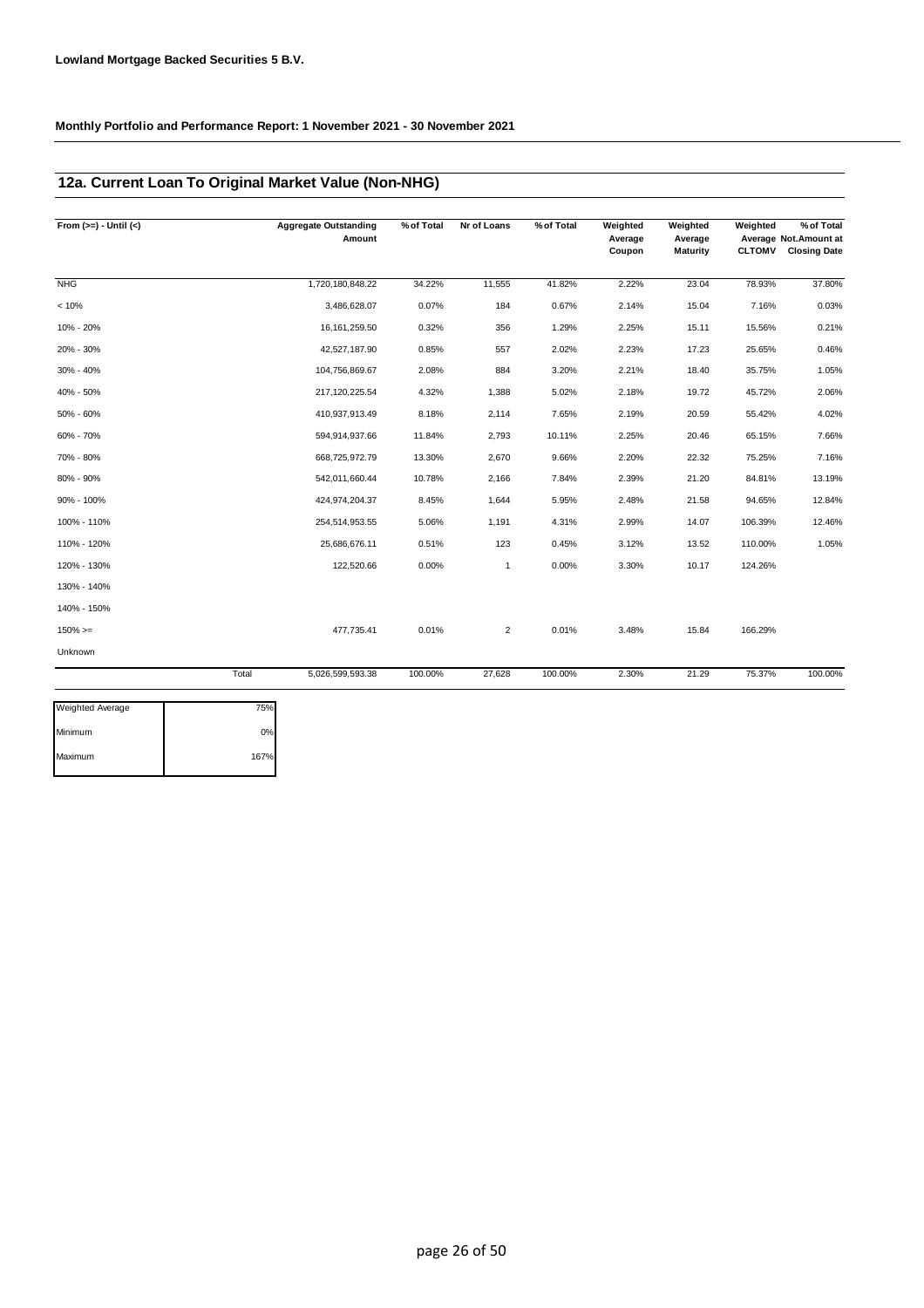**Lowland Mortgage Backed Securities 5 B.V.**

**Monthly Portfolio and Performance Report: 1 November 2021 - 30 November 2021**

## 12a. Current Loan To Original Market Value (Non-NHG)

| From (>=) - Until (<) | Aggregate Outstanding Amount | % of Total | Nr of Loans | % of Total | Weighted Average Coupon | Weighted Average Maturity | Weighted Average CLTOMV | % of Total Not.Amount at Closing Date |
|---|---|---|---|---|---|---|---|---|
| NHG | 1,720,180,848.22 | 34.22% | 11,555 | 41.82% | 2.22% | 23.04 | 78.93% | 37.80% |
| < 10% | 3,486,628.07 | 0.07% | 184 | 0.67% | 2.14% | 15.04 | 7.16% | 0.03% |
| 10% - 20% | 16,161,259.50 | 0.32% | 356 | 1.29% | 2.25% | 15.11 | 15.56% | 0.21% |
| 20% - 30% | 42,527,187.90 | 0.85% | 557 | 2.02% | 2.23% | 17.23 | 25.65% | 0.46% |
| 30% - 40% | 104,756,869.67 | 2.08% | 884 | 3.20% | 2.21% | 18.40 | 35.75% | 1.05% |
| 40% - 50% | 217,120,225.54 | 4.32% | 1,388 | 5.02% | 2.18% | 19.72 | 45.72% | 2.06% |
| 50% - 60% | 410,937,913.49 | 8.18% | 2,114 | 7.65% | 2.19% | 20.59 | 55.42% | 4.02% |
| 60% - 70% | 594,914,937.66 | 11.84% | 2,793 | 10.11% | 2.25% | 20.46 | 65.15% | 7.66% |
| 70% - 80% | 668,725,972.79 | 13.30% | 2,670 | 9.66% | 2.20% | 22.32 | 75.25% | 7.16% |
| 80% - 90% | 542,011,660.44 | 10.78% | 2,166 | 7.84% | 2.39% | 21.20 | 84.81% | 13.19% |
| 90% - 100% | 424,974,204.37 | 8.45% | 1,644 | 5.95% | 2.48% | 21.58 | 94.65% | 12.84% |
| 100% - 110% | 254,514,953.55 | 5.06% | 1,191 | 4.31% | 2.99% | 14.07 | 106.39% | 12.46% |
| 110% - 120% | 25,686,676.11 | 0.51% | 123 | 0.45% | 3.12% | 13.52 | 110.00% | 1.05% |
| 120% - 130% | 122,520.66 | 0.00% | 1 | 0.00% | 3.30% | 10.17 | 124.26% | |
| 130% - 140% | | | | | | | | |
| 140% - 150% | | | | | | | | |
| 150% >= | 477,735.41 | 0.01% | 2 | 0.01% | 3.48% | 15.84 | 166.29% | |
| Unknown | | | | | | | | |
| Total | 5,026,599,593.38 | 100.00% | 27,628 | 100.00% | 2.30% | 21.29 | 75.37% | 100.00% |

| | |
|---|---|
| Weighted Average | 75% |
| Minimum | 0% |
| Maximum | 167% |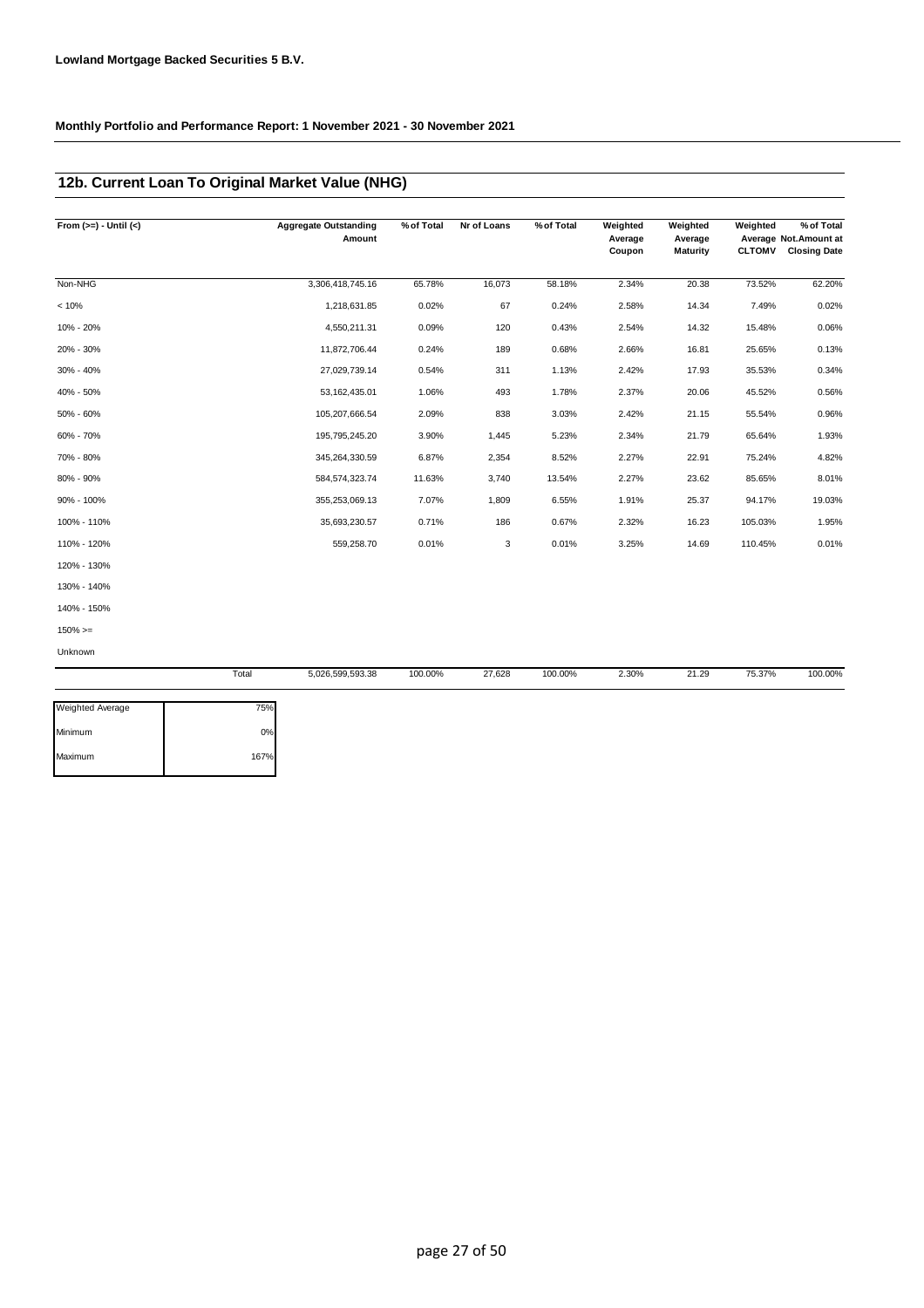**Lowland Mortgage Backed Securities 5 B.V.**

**Monthly Portfolio and Performance Report: 1 November 2021 - 30 November 2021**

## 12b. Current Loan To Original Market Value (NHG)

| From (>=) - Until (<) | Aggregate Outstanding Amount | % of Total | Nr of Loans | % of Total | Weighted Average Coupon | Weighted Average Maturity | Weighted Average CLTOMV | % of Total Not.Amount at Closing Date |
|---|---|---|---|---|---|---|---|---|
| Non-NHG | 3,306,418,745.16 | 65.78% | 16,073 | 58.18% | 2.34% | 20.38 | 73.52% | 62.20% |
| < 10% | 1,218,631.85 | 0.02% | 67 | 0.24% | 2.58% | 14.34 | 7.49% | 0.02% |
| 10% - 20% | 4,550,211.31 | 0.09% | 120 | 0.43% | 2.54% | 14.32 | 15.48% | 0.06% |
| 20% - 30% | 11,872,706.44 | 0.24% | 189 | 0.68% | 2.66% | 16.81 | 25.65% | 0.13% |
| 30% - 40% | 27,029,739.14 | 0.54% | 311 | 1.13% | 2.42% | 17.93 | 35.53% | 0.34% |
| 40% - 50% | 53,162,435.01 | 1.06% | 493 | 1.78% | 2.37% | 20.06 | 45.52% | 0.56% |
| 50% - 60% | 105,207,666.54 | 2.09% | 838 | 3.03% | 2.42% | 21.15 | 55.54% | 0.96% |
| 60% - 70% | 195,795,245.20 | 3.90% | 1,445 | 5.23% | 2.34% | 21.79 | 65.64% | 1.93% |
| 70% - 80% | 345,264,330.59 | 6.87% | 2,354 | 8.52% | 2.27% | 22.91 | 75.24% | 4.82% |
| 80% - 90% | 584,574,323.74 | 11.63% | 3,740 | 13.54% | 2.27% | 23.62 | 85.65% | 8.01% |
| 90% - 100% | 355,253,069.13 | 7.07% | 1,809 | 6.55% | 1.91% | 25.37 | 94.17% | 19.03% |
| 100% - 110% | 35,693,230.57 | 0.71% | 186 | 0.67% | 2.32% | 16.23 | 105.03% | 1.95% |
| 110% - 120% | 559,258.70 | 0.01% | 3 | 0.01% | 3.25% | 14.69 | 110.45% | 0.01% |
| 120% - 130% | | | | | | | | |
| 130% - 140% | | | | | | | | |
| 140% - 150% | | | | | | | | |
| 150% >= | | | | | | | | |
| Unknown | | | | | | | | |
| Total | 5,026,599,593.38 | 100.00% | 27,628 | 100.00% | 2.30% | 21.29 | 75.37% | 100.00% |

| | |
|---|---|
| Weighted Average | 75% |
| Minimum | 0% |
| Maximum | 167% |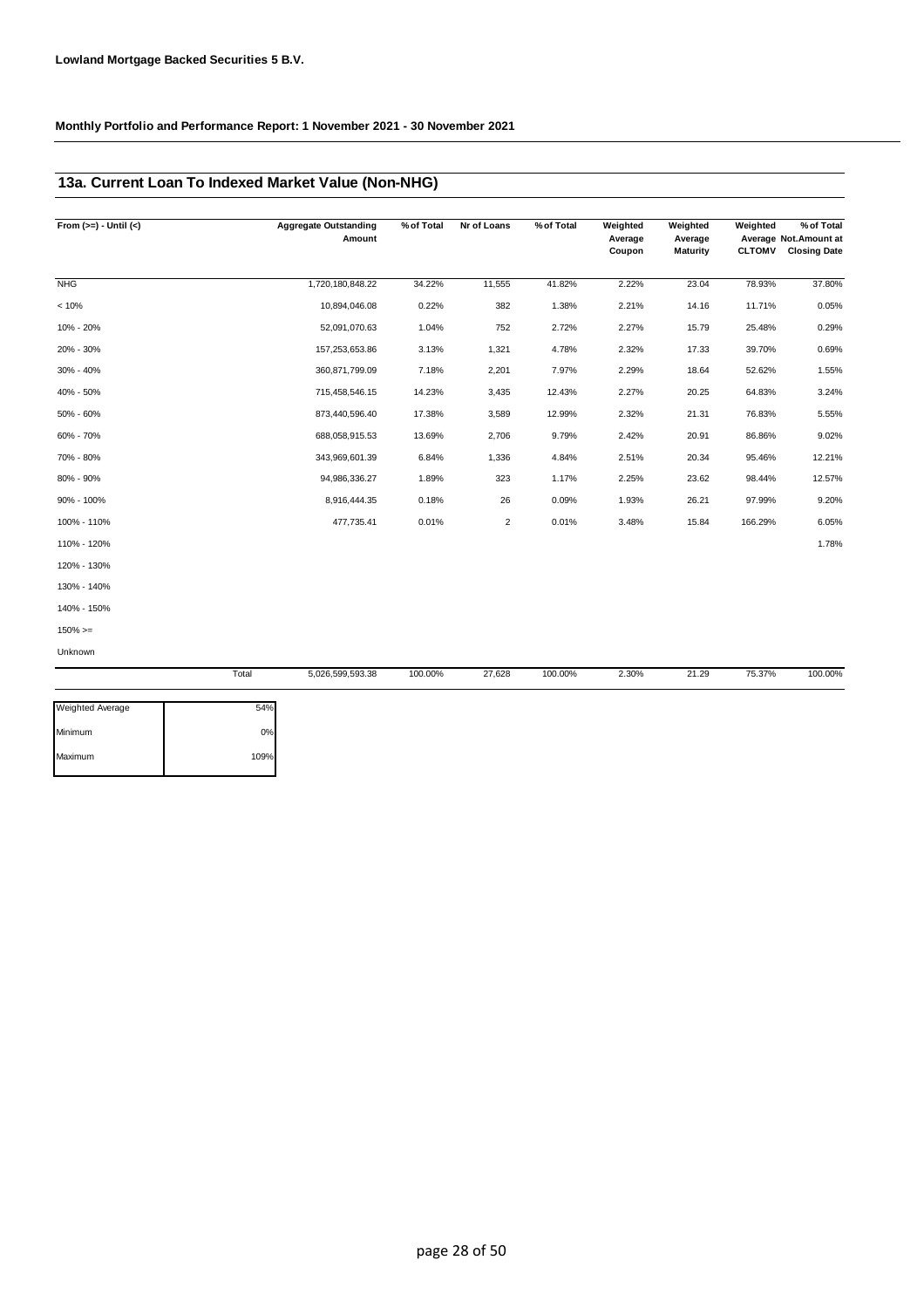**Lowland Mortgage Backed Securities 5 B.V.**

**Monthly Portfolio and Performance Report: 1 November 2021 - 30 November 2021**

## 13a. Current Loan To Indexed Market Value (Non-NHG)

| From (>=) - Until (<) | Aggregate Outstanding Amount | % of Total | Nr of Loans | % of Total | Weighted Average Coupon | Weighted Average Maturity | Weighted Average CLTOMV | % of Total Not.Amount at Closing Date |
|---|---|---|---|---|---|---|---|---|
| NHG | 1,720,180,848.22 | 34.22% | 11,555 | 41.82% | 2.22% | 23.04 | 78.93% | 37.80% |
| < 10% | 10,894,046.08 | 0.22% | 382 | 1.38% | 2.21% | 14.16 | 11.71% | 0.05% |
| 10% - 20% | 52,091,070.63 | 1.04% | 752 | 2.72% | 2.27% | 15.79 | 25.48% | 0.29% |
| 20% - 30% | 157,253,653.86 | 3.13% | 1,321 | 4.78% | 2.32% | 17.33 | 39.70% | 0.69% |
| 30% - 40% | 360,871,799.09 | 7.18% | 2,201 | 7.97% | 2.29% | 18.64 | 52.62% | 1.55% |
| 40% - 50% | 715,458,546.15 | 14.23% | 3,435 | 12.43% | 2.27% | 20.25 | 64.83% | 3.24% |
| 50% - 60% | 873,440,596.40 | 17.38% | 3,589 | 12.99% | 2.32% | 21.31 | 76.83% | 5.55% |
| 60% - 70% | 688,058,915.53 | 13.69% | 2,706 | 9.79% | 2.42% | 20.91 | 86.86% | 9.02% |
| 70% - 80% | 343,969,601.39 | 6.84% | 1,336 | 4.84% | 2.51% | 20.34 | 95.46% | 12.21% |
| 80% - 90% | 94,986,336.27 | 1.89% | 323 | 1.17% | 2.25% | 23.62 | 98.44% | 12.57% |
| 90% - 100% | 8,916,444.35 | 0.18% | 26 | 0.09% | 1.93% | 26.21 | 97.99% | 9.20% |
| 100% - 110% | 477,735.41 | 0.01% | 2 | 0.01% | 3.48% | 15.84 | 166.29% | 6.05% |
| 110% - 120% | | | | | | | | 1.78% |
| 120% - 130% | | | | | | | | |
| 130% - 140% | | | | | | | | |
| 140% - 150% | | | | | | | | |
| 150% >= | | | | | | | | |
| Unknown | | | | | | | | |
| Total | 5,026,599,593.38 | 100.00% | 27,628 | 100.00% | 2.30% | 21.29 | 75.37% | 100.00% |

| | |
|---|---|
| Weighted Average | 54% |
| Minimum | 0% |
| Maximum | 109% |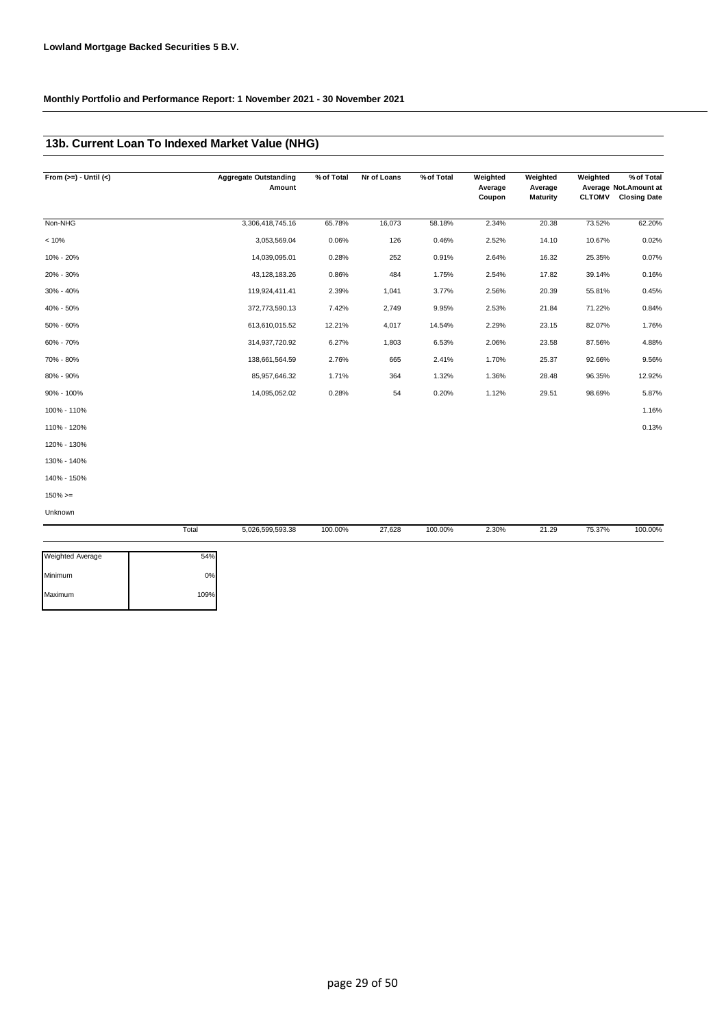**Lowland Mortgage Backed Securities 5 B.V.**

**Monthly Portfolio and Performance Report: 1 November 2021 - 30 November 2021**

## 13b. Current Loan To Indexed Market Value (NHG)

| From (>=) - Until (<) | Aggregate Outstanding Amount | % of Total | Nr of Loans | % of Total | Weighted Average Coupon | Weighted Average Maturity | Weighted Average CLTOMV | % of Total Not.Amount at Closing Date |
|---|---|---|---|---|---|---|---|---|
| Non-NHG | 3,306,418,745.16 | 65.78% | 16,073 | 58.18% | 2.34% | 20.38 | 73.52% | 62.20% |
| < 10% | 3,053,569.04 | 0.06% | 126 | 0.46% | 2.52% | 14.10 | 10.67% | 0.02% |
| 10% - 20% | 14,039,095.01 | 0.28% | 252 | 0.91% | 2.64% | 16.32 | 25.35% | 0.07% |
| 20% - 30% | 43,128,183.26 | 0.86% | 484 | 1.75% | 2.54% | 17.82 | 39.14% | 0.16% |
| 30% - 40% | 119,924,411.41 | 2.39% | 1,041 | 3.77% | 2.56% | 20.39 | 55.81% | 0.45% |
| 40% - 50% | 372,773,590.13 | 7.42% | 2,749 | 9.95% | 2.53% | 21.84 | 71.22% | 0.84% |
| 50% - 60% | 613,610,015.52 | 12.21% | 4,017 | 14.54% | 2.29% | 23.15 | 82.07% | 1.76% |
| 60% - 70% | 314,937,720.92 | 6.27% | 1,803 | 6.53% | 2.06% | 23.58 | 87.56% | 4.88% |
| 70% - 80% | 138,661,564.59 | 2.76% | 665 | 2.41% | 1.70% | 25.37 | 92.66% | 9.56% |
| 80% - 90% | 85,957,646.32 | 1.71% | 364 | 1.32% | 1.36% | 28.48 | 96.35% | 12.92% |
| 90% - 100% | 14,095,052.02 | 0.28% | 54 | 0.20% | 1.12% | 29.51 | 98.69% | 5.87% |
| 100% - 110% | | | | | | | | 1.16% |
| 110% - 120% | | | | | | | | 0.13% |
| 120% - 130% | | | | | | | | |
| 130% - 140% | | | | | | | | |
| 140% - 150% | | | | | | | | |
| 150% >= | | | | | | | | |
| Unknown | | | | | | | | |
| Total | 5,026,599,593.38 | 100.00% | 27,628 | 100.00% | 2.30% | 21.29 | 75.37% | 100.00% |

| | |
|---|---|
| Weighted Average | 54% |
| Minimum | 0% |
| Maximum | 109% |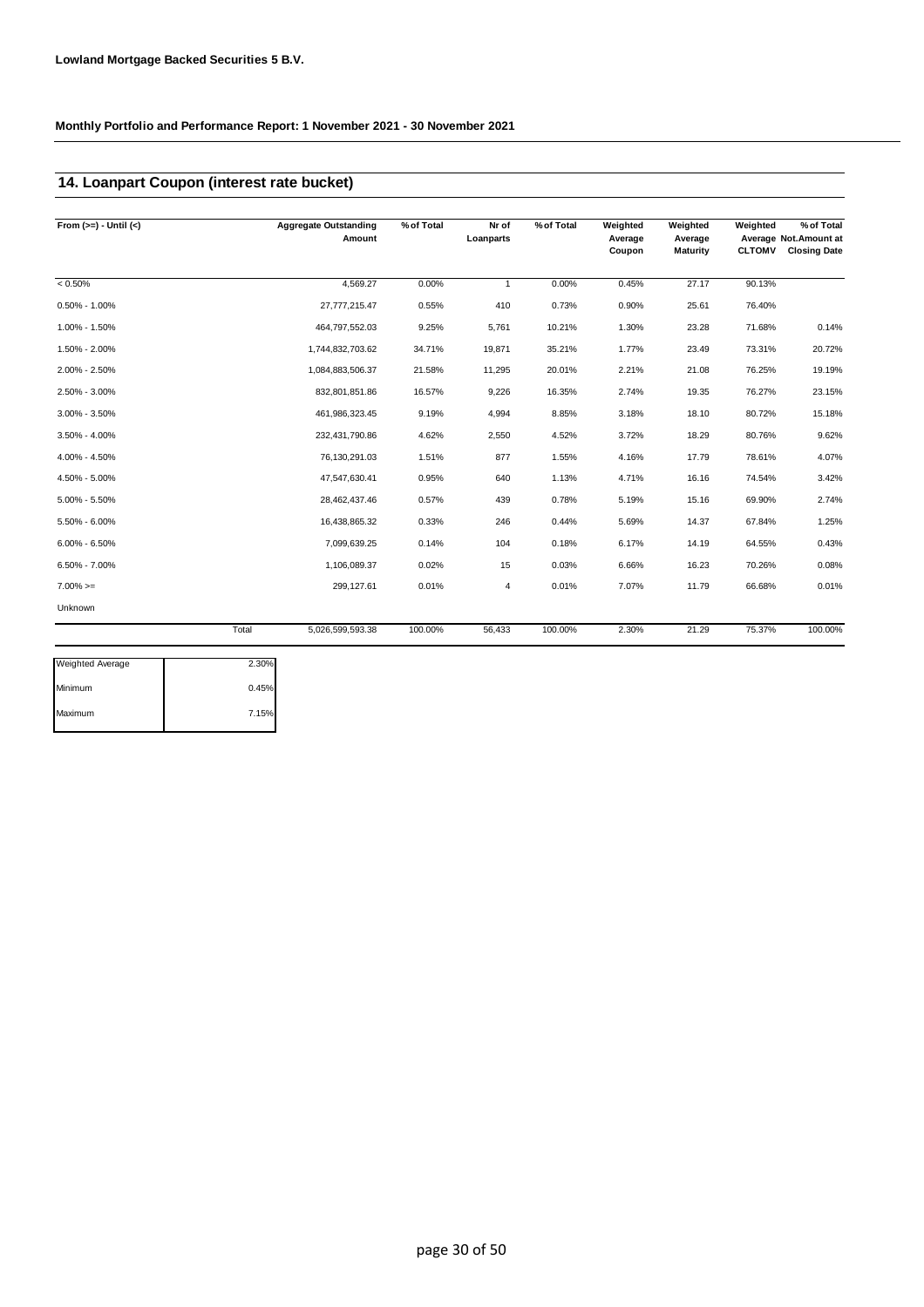**Lowland Mortgage Backed Securities 5 B.V.**

**Monthly Portfolio and Performance Report: 1 November 2021 - 30 November 2021**

## 14. Loanpart Coupon (interest rate bucket)

| From (>=) - Until (<) | Aggregate Outstanding Amount | % of Total | Nr of Loanparts | % of Total | Weighted Average Coupon | Weighted Average Maturity | Weighted Average CLTOMV | % of Total Not.Amount at Closing Date |
|---|---|---|---|---|---|---|---|---|
| < 0.50% | 4,569.27 | 0.00% | 1 | 0.00% | 0.45% | 27.17 | 90.13% | |
| 0.50% - 1.00% | 27,777,215.47 | 0.55% | 410 | 0.73% | 0.90% | 25.61 | 76.40% | |
| 1.00% - 1.50% | 464,797,552.03 | 9.25% | 5,761 | 10.21% | 1.30% | 23.28 | 71.68% | 0.14% |
| 1.50% - 2.00% | 1,744,832,703.62 | 34.71% | 19,871 | 35.21% | 1.77% | 23.49 | 73.31% | 20.72% |
| 2.00% - 2.50% | 1,084,883,506.37 | 21.58% | 11,295 | 20.01% | 2.21% | 21.08 | 76.25% | 19.19% |
| 2.50% - 3.00% | 832,801,851.86 | 16.57% | 9,226 | 16.35% | 2.74% | 19.35 | 76.27% | 23.15% |
| 3.00% - 3.50% | 461,986,323.45 | 9.19% | 4,994 | 8.85% | 3.18% | 18.10 | 80.72% | 15.18% |
| 3.50% - 4.00% | 232,431,790.86 | 4.62% | 2,550 | 4.52% | 3.72% | 18.29 | 80.76% | 9.62% |
| 4.00% - 4.50% | 76,130,291.03 | 1.51% | 877 | 1.55% | 4.16% | 17.79 | 78.61% | 4.07% |
| 4.50% - 5.00% | 47,547,630.41 | 0.95% | 640 | 1.13% | 4.71% | 16.16 | 74.54% | 3.42% |
| 5.00% - 5.50% | 28,462,437.46 | 0.57% | 439 | 0.78% | 5.19% | 15.16 | 69.90% | 2.74% |
| 5.50% - 6.00% | 16,438,865.32 | 0.33% | 246 | 0.44% | 5.69% | 14.37 | 67.84% | 1.25% |
| 6.00% - 6.50% | 7,099,639.25 | 0.14% | 104 | 0.18% | 6.17% | 14.19 | 64.55% | 0.43% |
| 6.50% - 7.00% | 1,106,089.37 | 0.02% | 15 | 0.03% | 6.66% | 16.23 | 70.26% | 0.08% |
| 7.00% >= | 299,127.61 | 0.01% | 4 | 0.01% | 7.07% | 11.79 | 66.68% | 0.01% |
| Unknown | | | | | | | | |
| Total | 5,026,599,593.38 | 100.00% | 56,433 | 100.00% | 2.30% | 21.29 | 75.37% | 100.00% |

| | |
|---|---|
| Weighted Average | 2.30% |
| Minimum | 0.45% |
| Maximum | 7.15% |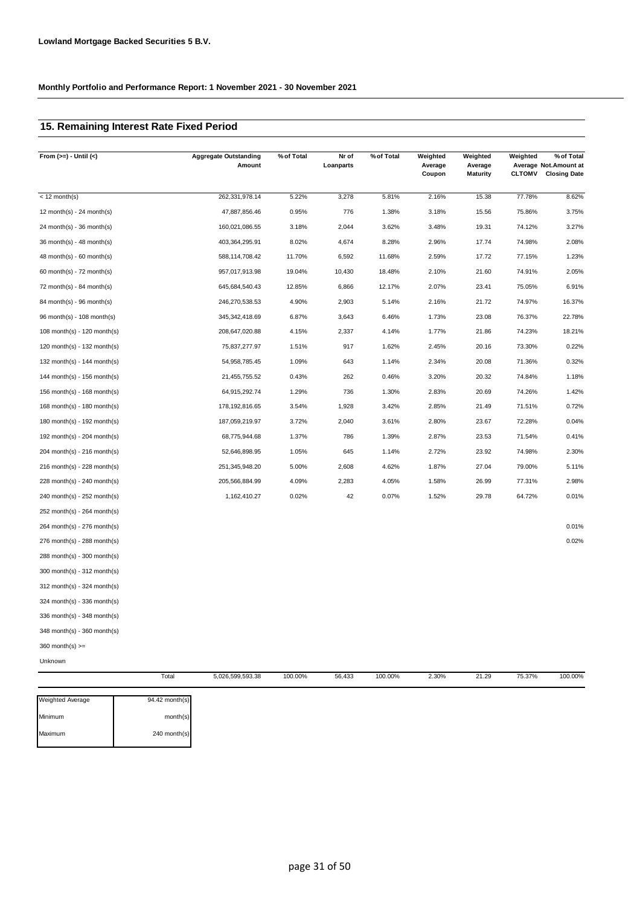**Lowland Mortgage Backed Securities 5 B.V.**

**Monthly Portfolio and Performance Report: 1 November 2021 - 30 November 2021**

## 15. Remaining Interest Rate Fixed Period

| From (>=) - Until (<) | Aggregate Outstanding Amount | % of Total | Nr of Loanparts | % of Total | Weighted Average Coupon | Weighted Average Maturity | Weighted Average CLTOMV | % of Total Not.Amount at Closing Date |
|---|---|---|---|---|---|---|---|---|
| < 12 month(s) | 262,331,978.14 | 5.22% | 3,278 | 5.81% | 2.16% | 15.38 | 77.78% | 8.62% |
| 12 month(s) - 24 month(s) | 47,887,856.46 | 0.95% | 776 | 1.38% | 3.18% | 15.56 | 75.86% | 3.75% |
| 24 month(s) - 36 month(s) | 160,021,086.55 | 3.18% | 2,044 | 3.62% | 3.48% | 19.31 | 74.12% | 3.27% |
| 36 month(s) - 48 month(s) | 403,364,295.91 | 8.02% | 4,674 | 8.28% | 2.96% | 17.74 | 74.98% | 2.08% |
| 48 month(s) - 60 month(s) | 588,114,708.42 | 11.70% | 6,592 | 11.68% | 2.59% | 17.72 | 77.15% | 1.23% |
| 60 month(s) - 72 month(s) | 957,017,913.98 | 19.04% | 10,430 | 18.48% | 2.10% | 21.60 | 74.91% | 2.05% |
| 72 month(s) - 84 month(s) | 645,684,540.43 | 12.85% | 6,866 | 12.17% | 2.07% | 23.41 | 75.05% | 6.91% |
| 84 month(s) - 96 month(s) | 246,270,538.53 | 4.90% | 2,903 | 5.14% | 2.16% | 21.72 | 74.97% | 16.37% |
| 96 month(s) - 108 month(s) | 345,342,418.69 | 6.87% | 3,643 | 6.46% | 1.73% | 23.08 | 76.37% | 22.78% |
| 108 month(s) - 120 month(s) | 208,647,020.88 | 4.15% | 2,337 | 4.14% | 1.77% | 21.86 | 74.23% | 18.21% |
| 120 month(s) - 132 month(s) | 75,837,277.97 | 1.51% | 917 | 1.62% | 2.45% | 20.16 | 73.30% | 0.22% |
| 132 month(s) - 144 month(s) | 54,958,785.45 | 1.09% | 643 | 1.14% | 2.34% | 20.08 | 71.36% | 0.32% |
| 144 month(s) - 156 month(s) | 21,455,755.52 | 0.43% | 262 | 0.46% | 3.20% | 20.32 | 74.84% | 1.18% |
| 156 month(s) - 168 month(s) | 64,915,292.74 | 1.29% | 736 | 1.30% | 2.83% | 20.69 | 74.26% | 1.42% |
| 168 month(s) - 180 month(s) | 178,192,816.65 | 3.54% | 1,928 | 3.42% | 2.85% | 21.49 | 71.51% | 0.72% |
| 180 month(s) - 192 month(s) | 187,059,219.97 | 3.72% | 2,040 | 3.61% | 2.80% | 23.67 | 72.28% | 0.04% |
| 192 month(s) - 204 month(s) | 68,775,944.68 | 1.37% | 786 | 1.39% | 2.87% | 23.53 | 71.54% | 0.41% |
| 204 month(s) - 216 month(s) | 52,646,898.95 | 1.05% | 645 | 1.14% | 2.72% | 23.92 | 74.98% | 2.30% |
| 216 month(s) - 228 month(s) | 251,345,948.20 | 5.00% | 2,608 | 4.62% | 1.87% | 27.04 | 79.00% | 5.11% |
| 228 month(s) - 240 month(s) | 205,566,884.99 | 4.09% | 2,283 | 4.05% | 1.58% | 26.99 | 77.31% | 2.98% |
| 240 month(s) - 252 month(s) | 1,162,410.27 | 0.02% | 42 | 0.07% | 1.52% | 29.78 | 64.72% | 0.01% |
| 252 month(s) - 264 month(s) | | | | | | | | |
| 264 month(s) - 276 month(s) | | | | | | | | 0.01% |
| 276 month(s) - 288 month(s) | | | | | | | | 0.02% |
| 288 month(s) - 300 month(s) | | | | | | | | |
| 300 month(s) - 312 month(s) | | | | | | | | |
| 312 month(s) - 324 month(s) | | | | | | | | |
| 324 month(s) - 336 month(s) | | | | | | | | |
| 336 month(s) - 348 month(s) | | | | | | | | |
| 348 month(s) - 360 month(s) | | | | | | | | |
| 360 month(s) >= | | | | | | | | |
| Unknown | | | | | | | | |
| Total | 5,026,599,593.38 | 100.00% | 56,433 | 100.00% | 2.30% | 21.29 | 75.37% | 100.00% |

| | |
|---|---|
| Weighted Average | 94.42 month(s) |
| Minimum | month(s) |
| Maximum | 240 month(s) |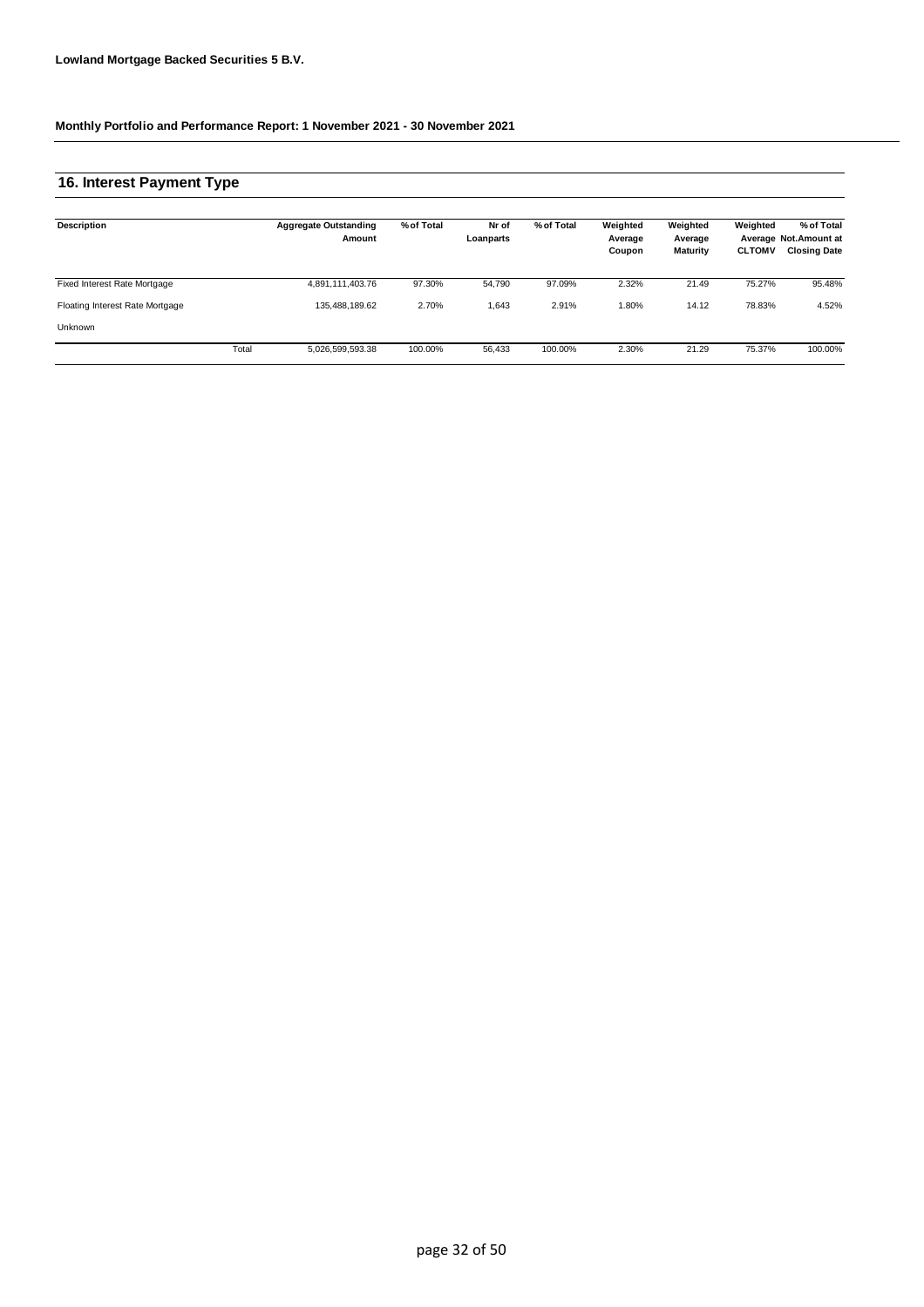**Lowland Mortgage Backed Securities 5 B.V.**

**Monthly Portfolio and Performance Report: 1 November 2021 - 30 November 2021**

## 16. Interest Payment Type

| Description | | Aggregate Outstanding Amount | % of Total | Nr of Loanparts | % of Total | Weighted Average Coupon | Weighted Average Maturity | Weighted Average CLTOMV | % of Total Not.Amount at Closing Date |
|---|---|---|---|---|---|---|---|---|---|
| Fixed Interest Rate Mortgage | | 4,891,111,403.76 | 97.30% | 54,790 | 97.09% | 2.32% | 21.49 | 75.27% | 95.48% |
| Floating Interest Rate Mortgage | | 135,488,189.62 | 2.70% | 1,643 | 2.91% | 1.80% | 14.12 | 78.83% | 4.52% |
| Unknown | | | | | | | | | |
| | Total | 5,026,599,593.38 | 100.00% | 56,433 | 100.00% | 2.30% | 21.29 | 75.37% | 100.00% |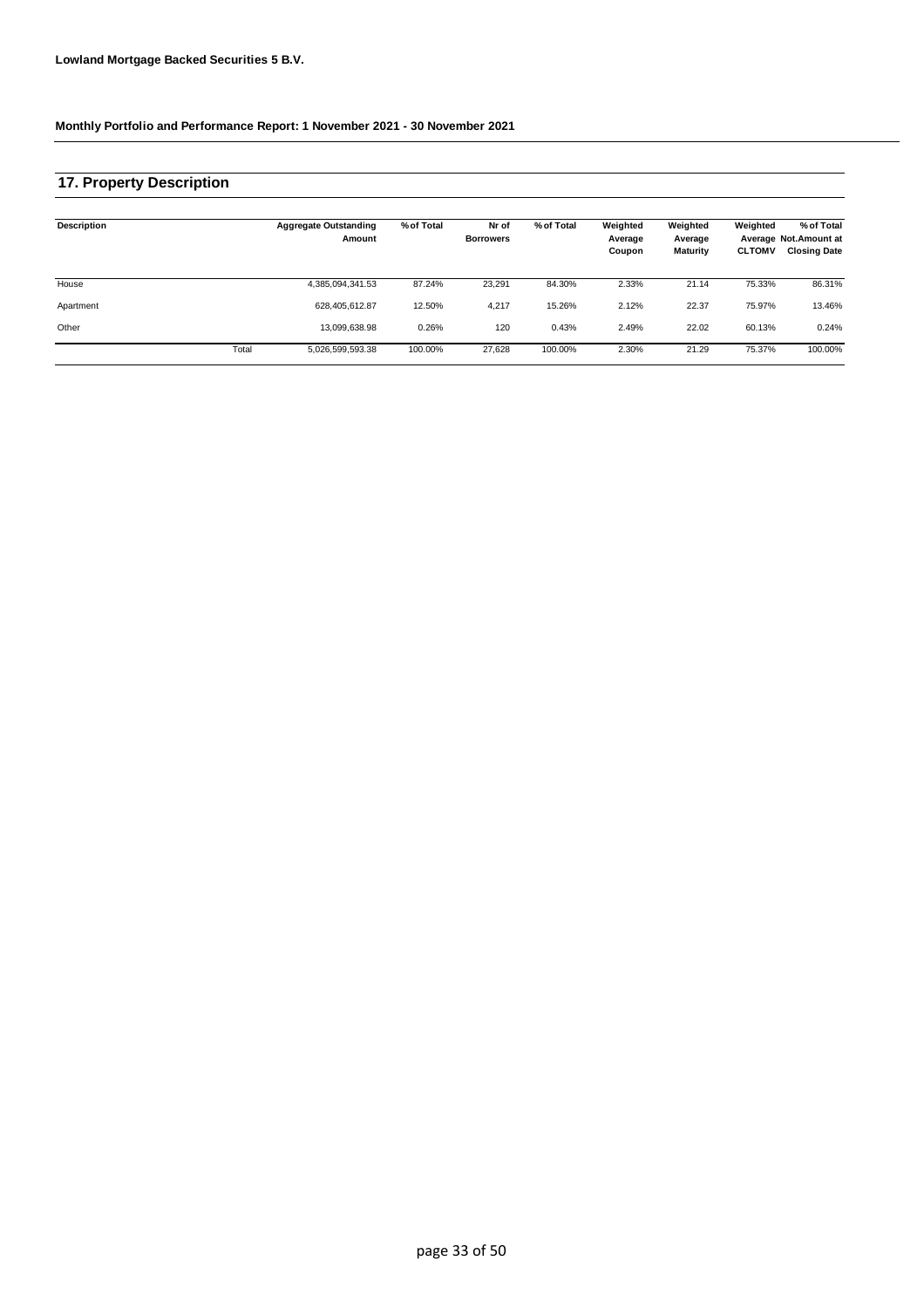**Lowland Mortgage Backed Securities 5 B.V.**

**Monthly Portfolio and Performance Report: 1 November 2021 - 30 November 2021**

## 17. Property Description

| Description | | Aggregate Outstanding Amount | % of Total | Nr of Borrowers | % of Total | Weighted Average Coupon | Weighted Average Maturity | Weighted Average CLTOMV | % of Total Not.Amount at Closing Date |
|---|---|---|---|---|---|---|---|---|---|
| House | | 4,385,094,341.53 | 87.24% | 23,291 | 84.30% | 2.33% | 21.14 | 75.33% | 86.31% |
| Apartment | | 628,405,612.87 | 12.50% | 4,217 | 15.26% | 2.12% | 22.37 | 75.97% | 13.46% |
| Other | | 13,099,638.98 | 0.26% | 120 | 0.43% | 2.49% | 22.02 | 60.13% | 0.24% |
| | Total | 5,026,599,593.38 | 100.00% | 27,628 | 100.00% | 2.30% | 21.29 | 75.37% | 100.00% |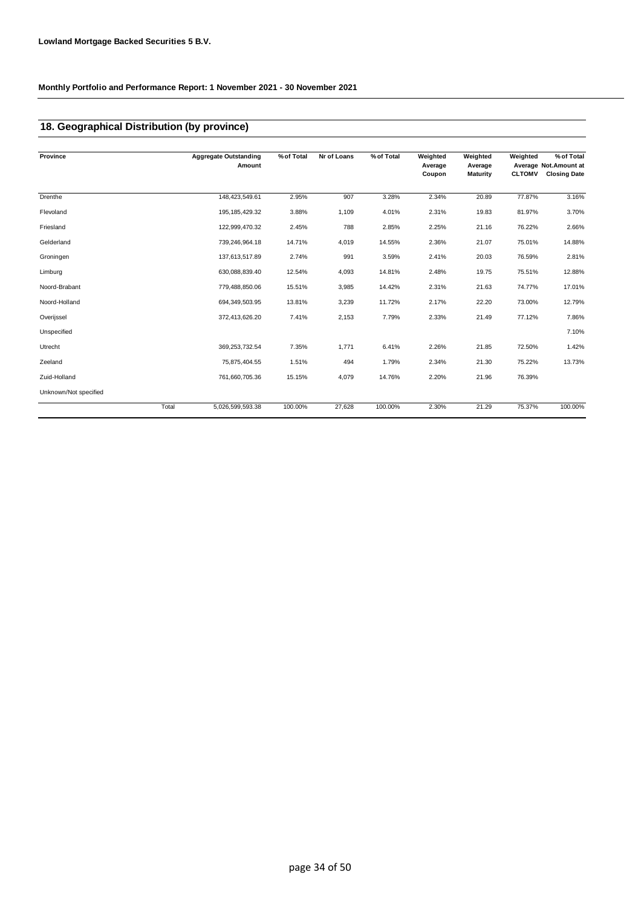**Lowland Mortgage Backed Securities 5 B.V.**

**Monthly Portfolio and Performance Report: 1 November 2021 - 30 November 2021**

## 18. Geographical Distribution (by province)

| Province | | Aggregate Outstanding Amount | % of Total | Nr of Loans | % of Total | Weighted Average Coupon | Weighted Average Maturity | Weighted Average CLTOMV | % of Total Not.Amount at Closing Date |
|---|---|---|---|---|---|---|---|---|---|
| Drenthe | | 148,423,549.61 | 2.95% | 907 | 3.28% | 2.34% | 20.89 | 77.87% | 3.16% |
| Flevoland | | 195,185,429.32 | 3.88% | 1,109 | 4.01% | 2.31% | 19.83 | 81.97% | 3.70% |
| Friesland | | 122,999,470.32 | 2.45% | 788 | 2.85% | 2.25% | 21.16 | 76.22% | 2.66% |
| Gelderland | | 739,246,964.18 | 14.71% | 4,019 | 14.55% | 2.36% | 21.07 | 75.01% | 14.88% |
| Groningen | | 137,613,517.89 | 2.74% | 991 | 3.59% | 2.41% | 20.03 | 76.59% | 2.81% |
| Limburg | | 630,088,839.40 | 12.54% | 4,093 | 14.81% | 2.48% | 19.75 | 75.51% | 12.88% |
| Noord-Brabant | | 779,488,850.06 | 15.51% | 3,985 | 14.42% | 2.31% | 21.63 | 74.77% | 17.01% |
| Noord-Holland | | 694,349,503.95 | 13.81% | 3,239 | 11.72% | 2.17% | 22.20 | 73.00% | 12.79% |
| Overijssel | | 372,413,626.20 | 7.41% | 2,153 | 7.79% | 2.33% | 21.49 | 77.12% | 7.86% |
| Unspecified | | | | | | | | | 7.10% |
| Utrecht | | 369,253,732.54 | 7.35% | 1,771 | 6.41% | 2.26% | 21.85 | 72.50% | 1.42% |
| Zeeland | | 75,875,404.55 | 1.51% | 494 | 1.79% | 2.34% | 21.30 | 75.22% | 13.73% |
| Zuid-Holland | | 761,660,705.36 | 15.15% | 4,079 | 14.76% | 2.20% | 21.96 | 76.39% | |
| Unknown/Not specified | | | | | | | | | |
| | Total | 5,026,599,593.38 | 100.00% | 27,628 | 100.00% | 2.30% | 21.29 | 75.37% | 100.00% |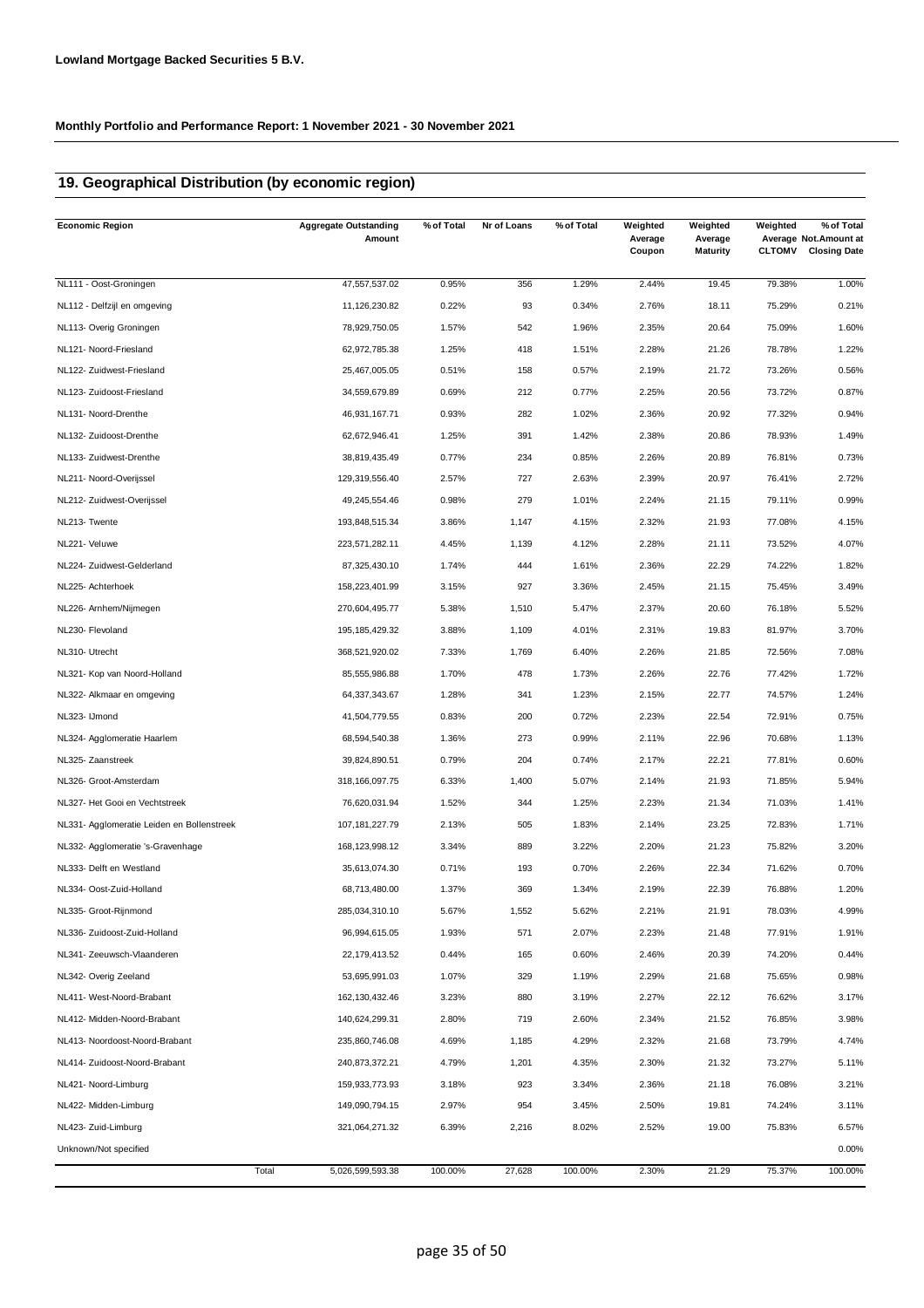**Lowland Mortgage Backed Securities 5 B.V.**

**Monthly Portfolio and Performance Report: 1 November 2021 - 30 November 2021**

## 19. Geographical Distribution (by economic region)

| Economic Region | Aggregate Outstanding Amount | % of Total | Nr of Loans | % of Total | Weighted Average Coupon | Weighted Average Maturity | Weighted Average CLTOMV | % of Total Not.Amount at Closing Date |
|---|---|---|---|---|---|---|---|---|
| NL111 - Oost-Groningen | 47,557,537.02 | 0.95% | 356 | 1.29% | 2.44% | 19.45 | 79.38% | 1.00% |
| NL112 - Delfzijl en omgeving | 11,126,230.82 | 0.22% | 93 | 0.34% | 2.76% | 18.11 | 75.29% | 0.21% |
| NL113- Overig Groningen | 78,929,750.05 | 1.57% | 542 | 1.96% | 2.35% | 20.64 | 75.09% | 1.60% |
| NL121- Noord-Friesland | 62,972,785.38 | 1.25% | 418 | 1.51% | 2.28% | 21.26 | 78.78% | 1.22% |
| NL122- Zuidwest-Friesland | 25,467,005.05 | 0.51% | 158 | 0.57% | 2.19% | 21.72 | 73.26% | 0.56% |
| NL123- Zuidoost-Friesland | 34,559,679.89 | 0.69% | 212 | 0.77% | 2.25% | 20.56 | 73.72% | 0.87% |
| NL131- Noord-Drenthe | 46,931,167.71 | 0.93% | 282 | 1.02% | 2.36% | 20.92 | 77.32% | 0.94% |
| NL132- Zuidoost-Drenthe | 62,672,946.41 | 1.25% | 391 | 1.42% | 2.38% | 20.86 | 78.93% | 1.49% |
| NL133- Zuidwest-Drenthe | 38,819,435.49 | 0.77% | 234 | 0.85% | 2.26% | 20.89 | 76.81% | 0.73% |
| NL211- Noord-Overijssel | 129,319,556.40 | 2.57% | 727 | 2.63% | 2.39% | 20.97 | 76.41% | 2.72% |
| NL212- Zuidwest-Overijssel | 49,245,554.46 | 0.98% | 279 | 1.01% | 2.24% | 21.15 | 79.11% | 0.99% |
| NL213- Twente | 193,848,515.34 | 3.86% | 1,147 | 4.15% | 2.32% | 21.93 | 77.08% | 4.15% |
| NL221- Veluwe | 223,571,282.11 | 4.45% | 1,139 | 4.12% | 2.28% | 21.11 | 73.52% | 4.07% |
| NL224- Zuidwest-Gelderland | 87,325,430.10 | 1.74% | 444 | 1.61% | 2.36% | 22.29 | 74.22% | 1.82% |
| NL225- Achterhoek | 158,223,401.99 | 3.15% | 927 | 3.36% | 2.45% | 21.15 | 75.45% | 3.49% |
| NL226- Arnhem/Nijmegen | 270,604,495.77 | 5.38% | 1,510 | 5.47% | 2.37% | 20.60 | 76.18% | 5.52% |
| NL230- Flevoland | 195,185,429.32 | 3.88% | 1,109 | 4.01% | 2.31% | 19.83 | 81.97% | 3.70% |
| NL310- Utrecht | 368,521,920.02 | 7.33% | 1,769 | 6.40% | 2.26% | 21.85 | 72.56% | 7.08% |
| NL321- Kop van Noord-Holland | 85,555,986.88 | 1.70% | 478 | 1.73% | 2.26% | 22.76 | 77.42% | 1.72% |
| NL322- Alkmaar en omgeving | 64,337,343.67 | 1.28% | 341 | 1.23% | 2.15% | 22.77 | 74.57% | 1.24% |
| NL323- IJmond | 41,504,779.55 | 0.83% | 200 | 0.72% | 2.23% | 22.54 | 72.91% | 0.75% |
| NL324- Agglomeratie Haarlem | 68,594,540.38 | 1.36% | 273 | 0.99% | 2.11% | 22.96 | 70.68% | 1.13% |
| NL325- Zaanstreek | 39,824,890.51 | 0.79% | 204 | 0.74% | 2.17% | 22.21 | 77.81% | 0.60% |
| NL326- Groot-Amsterdam | 318,166,097.75 | 6.33% | 1,400 | 5.07% | 2.14% | 21.93 | 71.85% | 5.94% |
| NL327- Het Gooi en Vechtstreek | 76,620,031.94 | 1.52% | 344 | 1.25% | 2.23% | 21.34 | 71.03% | 1.41% |
| NL331- Agglomeratie Leiden en Bollenstreek | 107,181,227.79 | 2.13% | 505 | 1.83% | 2.14% | 23.25 | 72.83% | 1.71% |
| NL332- Agglomeratie 's-Gravenhage | 168,123,998.12 | 3.34% | 889 | 3.22% | 2.20% | 21.23 | 75.82% | 3.20% |
| NL333- Delft en Westland | 35,613,074.30 | 0.71% | 193 | 0.70% | 2.26% | 22.34 | 71.62% | 0.70% |
| NL334- Oost-Zuid-Holland | 68,713,480.00 | 1.37% | 369 | 1.34% | 2.19% | 22.39 | 76.88% | 1.20% |
| NL335- Groot-Rijnmond | 285,034,310.10 | 5.67% | 1,552 | 5.62% | 2.21% | 21.91 | 78.03% | 4.99% |
| NL336- Zuidoost-Zuid-Holland | 96,994,615.05 | 1.93% | 571 | 2.07% | 2.23% | 21.48 | 77.91% | 1.91% |
| NL341- Zeeuwsch-Vlaanderen | 22,179,413.52 | 0.44% | 165 | 0.60% | 2.46% | 20.39 | 74.20% | 0.44% |
| NL342- Overig Zeeland | 53,695,991.03 | 1.07% | 329 | 1.19% | 2.29% | 21.68 | 75.65% | 0.98% |
| NL411- West-Noord-Brabant | 162,130,432.46 | 3.23% | 880 | 3.19% | 2.27% | 22.12 | 76.62% | 3.17% |
| NL412- Midden-Noord-Brabant | 140,624,299.31 | 2.80% | 719 | 2.60% | 2.34% | 21.52 | 76.85% | 3.98% |
| NL413- Noordoost-Noord-Brabant | 235,860,746.08 | 4.69% | 1,185 | 4.29% | 2.32% | 21.68 | 73.79% | 4.74% |
| NL414- Zuidoost-Noord-Brabant | 240,873,372.21 | 4.79% | 1,201 | 4.35% | 2.30% | 21.32 | 73.27% | 5.11% |
| NL421- Noord-Limburg | 159,933,773.93 | 3.18% | 923 | 3.34% | 2.36% | 21.18 | 76.08% | 3.21% |
| NL422- Midden-Limburg | 149,090,794.15 | 2.97% | 954 | 3.45% | 2.50% | 19.81 | 74.24% | 3.11% |
| NL423- Zuid-Limburg | 321,064,271.32 | 6.39% | 2,216 | 8.02% | 2.52% | 19.00 | 75.83% | 6.57% |
| Unknown/Not specified | | | | | | | | 0.00% |
| Total | 5,026,599,593.38 | 100.00% | 27,628 | 100.00% | 2.30% | 21.29 | 75.37% | 100.00% |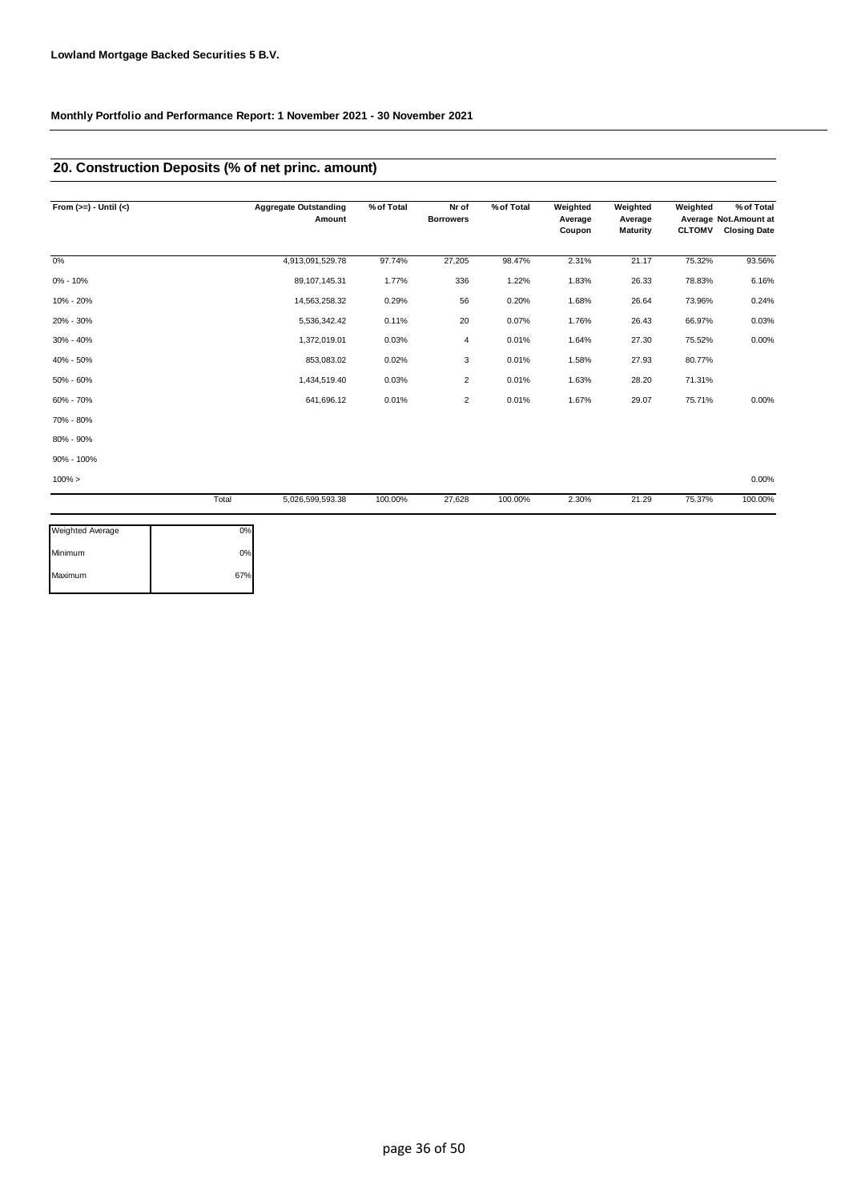**Lowland Mortgage Backed Securities 5 B.V.**

**Monthly Portfolio and Performance Report: 1 November 2021 - 30 November 2021**

## 20. Construction Deposits (% of net princ. amount)

| From (>=) - Until (<) | | Aggregate Outstanding Amount | % of Total | Nr of Borrowers | % of Total | Weighted Average Coupon | Weighted Average Maturity | Weighted Average CLTOMV | % of Total Not.Amount at Closing Date |
|---|---|---|---|---|---|---|---|---|---|
| 0% | | 4,913,091,529.78 | 97.74% | 27,205 | 98.47% | 2.31% | 21.17 | 75.32% | 93.56% |
| 0% - 10% | | 89,107,145.31 | 1.77% | 336 | 1.22% | 1.83% | 26.33 | 78.83% | 6.16% |
| 10% - 20% | | 14,563,258.32 | 0.29% | 56 | 0.20% | 1.68% | 26.64 | 73.96% | 0.24% |
| 20% - 30% | | 5,536,342.42 | 0.11% | 20 | 0.07% | 1.76% | 26.43 | 66.97% | 0.03% |
| 30% - 40% | | 1,372,019.01 | 0.03% | 4 | 0.01% | 1.64% | 27.30 | 75.52% | 0.00% |
| 40% - 50% | | 853,083.02 | 0.02% | 3 | 0.01% | 1.58% | 27.93 | 80.77% | |
| 50% - 60% | | 1,434,519.40 | 0.03% | 2 | 0.01% | 1.63% | 28.20 | 71.31% | |
| 60% - 70% | | 641,696.12 | 0.01% | 2 | 0.01% | 1.67% | 29.07 | 75.71% | 0.00% |
| 70% - 80% | | | | | | | | | |
| 80% - 90% | | | | | | | | | |
| 90% - 100% | | | | | | | | | |
| 100% > | | | | | | | | | 0.00% |
| | Total | 5,026,599,593.38 | 100.00% | 27,628 | 100.00% | 2.30% | 21.29 | 75.37% | 100.00% |

| | |
|---|---|
| Weighted Average | 0% |
| Minimum | 0% |
| Maximum | 67% |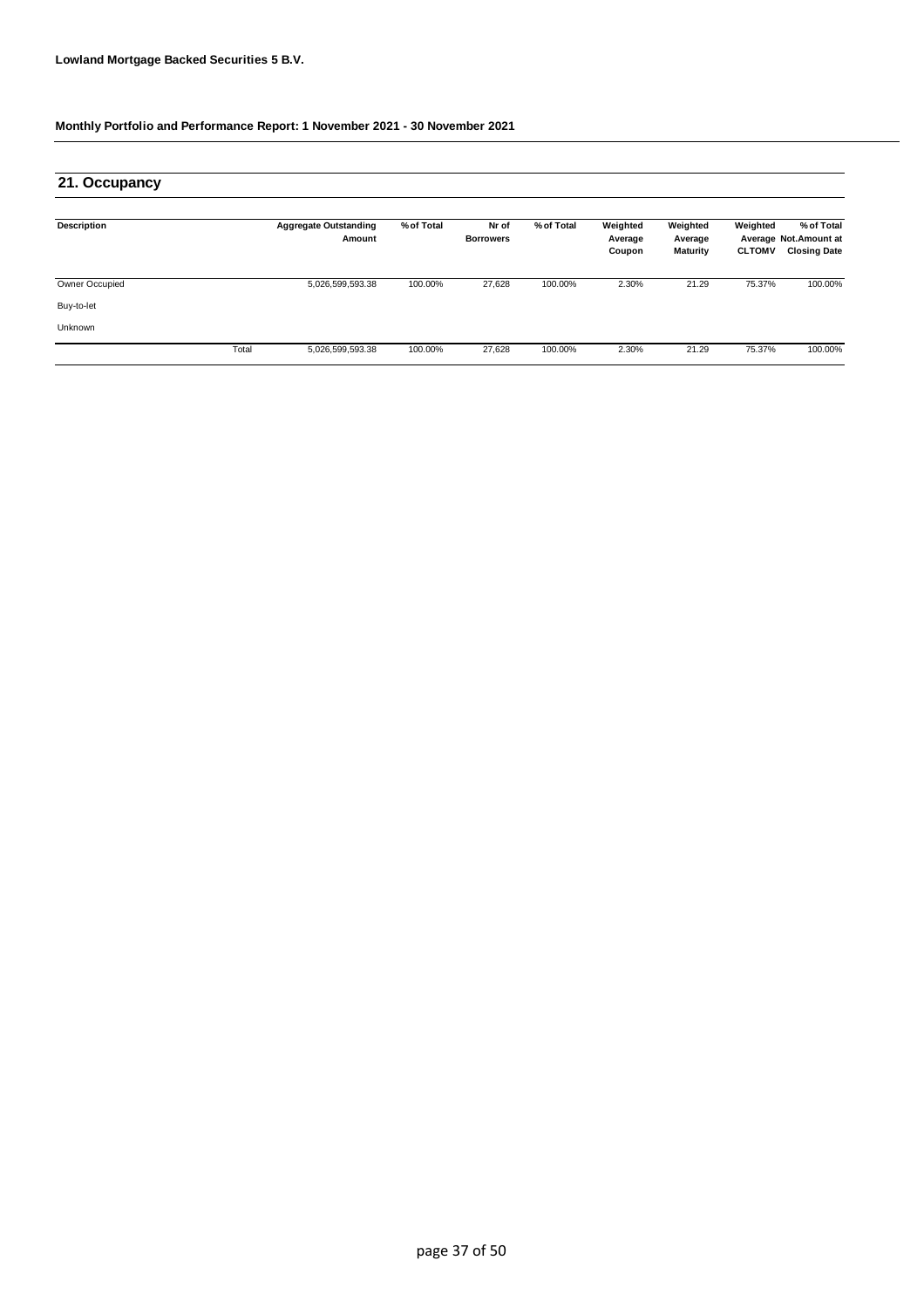**Lowland Mortgage Backed Securities 5 B.V.**

**Monthly Portfolio and Performance Report: 1 November 2021 - 30 November 2021**

## 21. Occupancy

| Description | | Aggregate Outstanding Amount | % of Total | Nr of Borrowers | % of Total | Weighted Average Coupon | Weighted Average Maturity | Weighted Average CLTOMV | % of Total Not.Amount at Closing Date |
|---|---|---|---|---|---|---|---|---|---|
| Owner Occupied | | 5,026,599,593.38 | 100.00% | 27,628 | 100.00% | 2.30% | 21.29 | 75.37% | 100.00% |
| Buy-to-let | | | | | | | | | |
| Unknown | | | | | | | | | |
| | Total | 5,026,599,593.38 | 100.00% | 27,628 | 100.00% | 2.30% | 21.29 | 75.37% | 100.00% |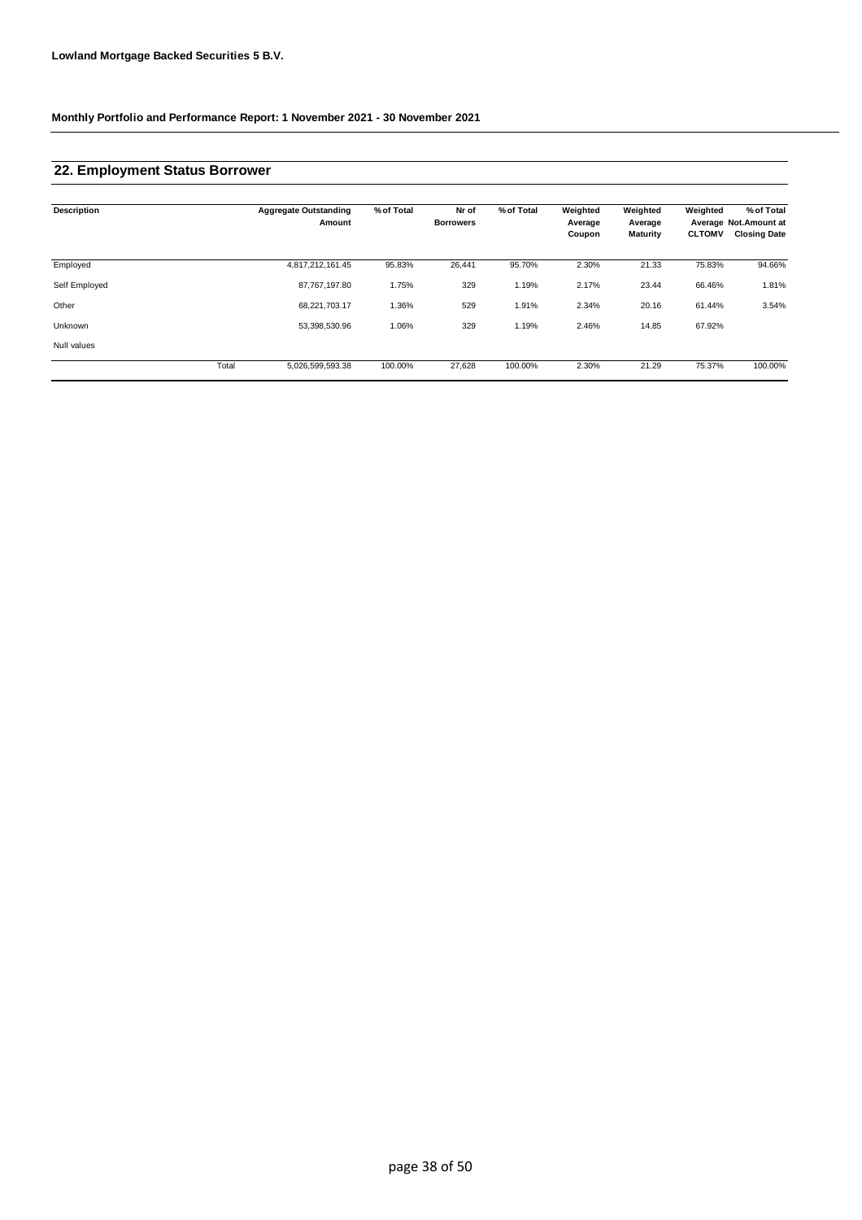**Lowland Mortgage Backed Securities 5 B.V.**

**Monthly Portfolio and Performance Report: 1 November 2021 - 30 November 2021**

## 22. Employment Status Borrower

| Description | | Aggregate Outstanding Amount | % of Total | Nr of Borrowers | % of Total | Weighted Average Coupon | Weighted Average Maturity | Weighted Average CLTOMV | % of Total Not.Amount at Closing Date |
|---|---|---|---|---|---|---|---|---|---|
| Employed | | 4,817,212,161.45 | 95.83% | 26,441 | 95.70% | 2.30% | 21.33 | 75.83% | 94.66% |
| Self Employed | | 87,767,197.80 | 1.75% | 329 | 1.19% | 2.17% | 23.44 | 66.46% | 1.81% |
| Other | | 68,221,703.17 | 1.36% | 529 | 1.91% | 2.34% | 20.16 | 61.44% | 3.54% |
| Unknown | | 53,398,530.96 | 1.06% | 329 | 1.19% | 2.46% | 14.85 | 67.92% | |
| Null values | | | | | | | | | |
| | Total | 5,026,599,593.38 | 100.00% | 27,628 | 100.00% | 2.30% | 21.29 | 75.37% | 100.00% |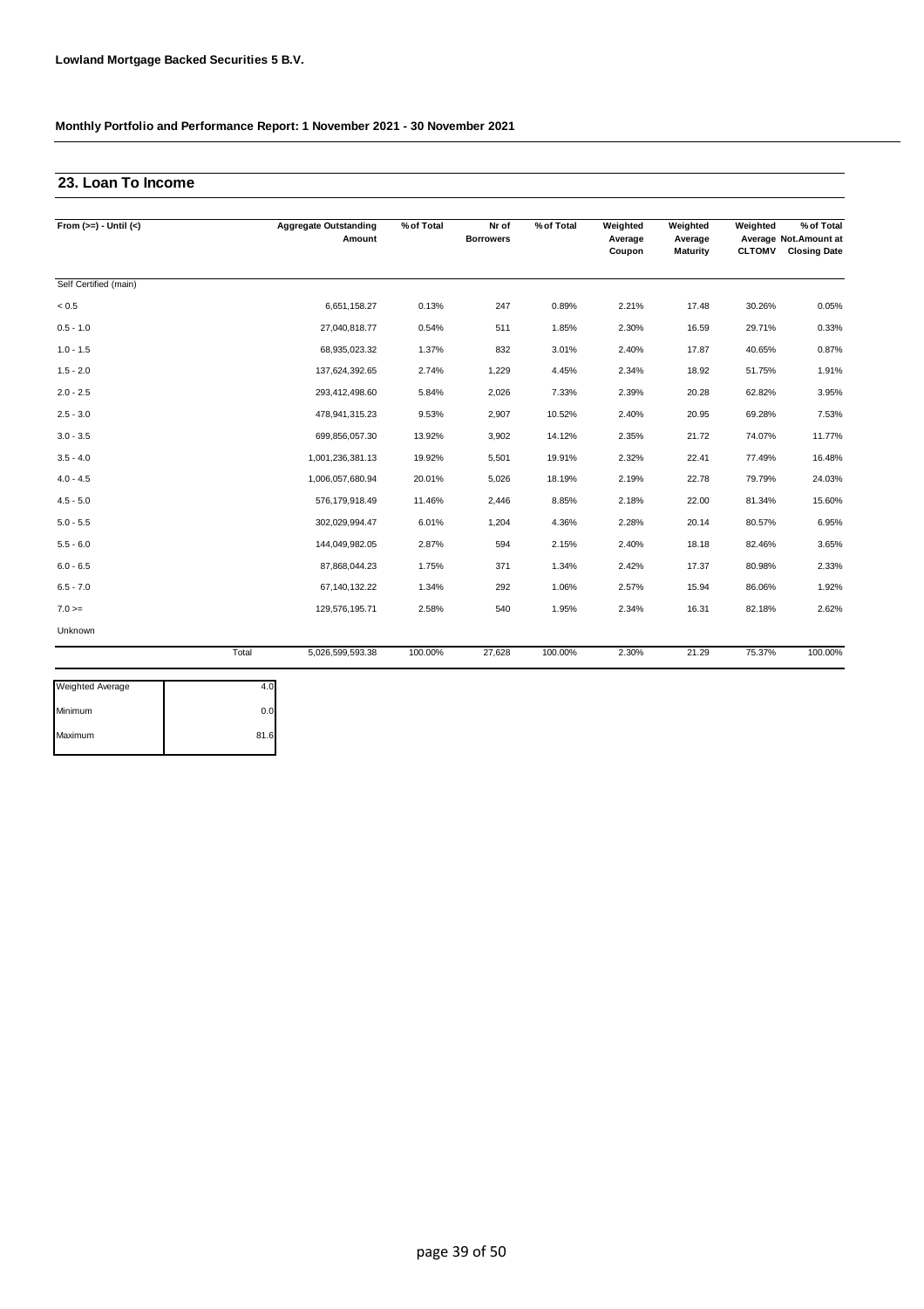**Lowland Mortgage Backed Securities 5 B.V.**

**Monthly Portfolio and Performance Report: 1 November 2021 - 30 November 2021**

## 23. Loan To Income

| From (>=) - Until (<) | | Aggregate Outstanding Amount | % of Total | Nr of Borrowers | % of Total | Weighted Average Coupon | Weighted Average Maturity | Weighted Average CLTOMV | % of Total Not.Amount at Closing Date |
|---|---|---|---|---|---|---|---|---|---|
| Self Certified (main) | | | | | | | | | |
| < 0.5 | | 6,651,158.27 | 0.13% | 247 | 0.89% | 2.21% | 17.48 | 30.26% | 0.05% |
| 0.5 - 1.0 | | 27,040,818.77 | 0.54% | 511 | 1.85% | 2.30% | 16.59 | 29.71% | 0.33% |
| 1.0 - 1.5 | | 68,935,023.32 | 1.37% | 832 | 3.01% | 2.40% | 17.87 | 40.65% | 0.87% |
| 1.5 - 2.0 | | 137,624,392.65 | 2.74% | 1,229 | 4.45% | 2.34% | 18.92 | 51.75% | 1.91% |
| 2.0 - 2.5 | | 293,412,498.60 | 5.84% | 2,026 | 7.33% | 2.39% | 20.28 | 62.82% | 3.95% |
| 2.5 - 3.0 | | 478,941,315.23 | 9.53% | 2,907 | 10.52% | 2.40% | 20.95 | 69.28% | 7.53% |
| 3.0 - 3.5 | | 699,856,057.30 | 13.92% | 3,902 | 14.12% | 2.35% | 21.72 | 74.07% | 11.77% |
| 3.5 - 4.0 | | 1,001,236,381.13 | 19.92% | 5,501 | 19.91% | 2.32% | 22.41 | 77.49% | 16.48% |
| 4.0 - 4.5 | | 1,006,057,680.94 | 20.01% | 5,026 | 18.19% | 2.19% | 22.78 | 79.79% | 24.03% |
| 4.5 - 5.0 | | 576,179,918.49 | 11.46% | 2,446 | 8.85% | 2.18% | 22.00 | 81.34% | 15.60% |
| 5.0 - 5.5 | | 302,029,994.47 | 6.01% | 1,204 | 4.36% | 2.28% | 20.14 | 80.57% | 6.95% |
| 5.5 - 6.0 | | 144,049,982.05 | 2.87% | 594 | 2.15% | 2.40% | 18.18 | 82.46% | 3.65% |
| 6.0 - 6.5 | | 87,868,044.23 | 1.75% | 371 | 1.34% | 2.42% | 17.37 | 80.98% | 2.33% |
| 6.5 - 7.0 | | 67,140,132.22 | 1.34% | 292 | 1.06% | 2.57% | 15.94 | 86.06% | 1.92% |
| 7.0 >= | | 129,576,195.71 | 2.58% | 540 | 1.95% | 2.34% | 16.31 | 82.18% | 2.62% |
| Unknown | | | | | | | | | |
| | Total | 5,026,599,593.38 | 100.00% | 27,628 | 100.00% | 2.30% | 21.29 | 75.37% | 100.00% |

| | |
|---|---|
| Weighted Average | 4.0 |
| Minimum | 0.0 |
| Maximum | 81.6 |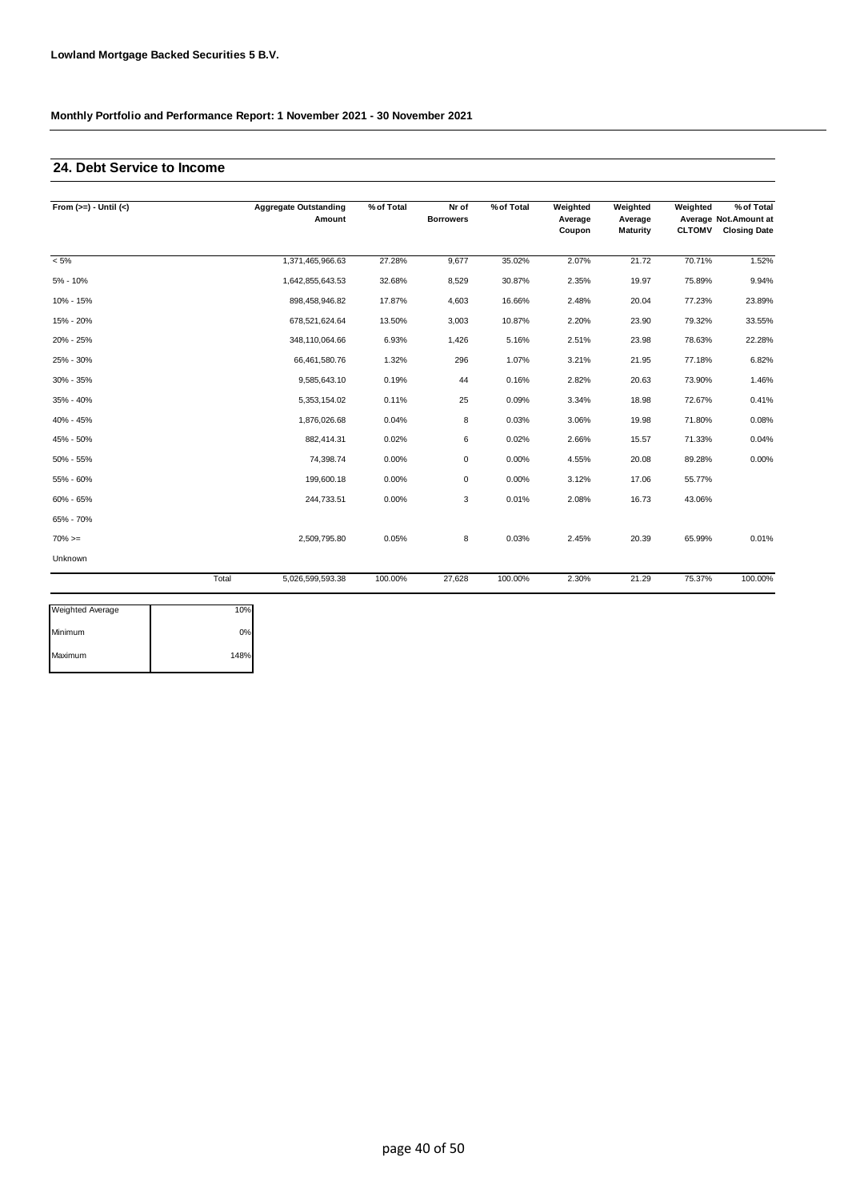**Lowland Mortgage Backed Securities 5 B.V.**

**Monthly Portfolio and Performance Report: 1 November 2021 - 30 November 2021**

## 24. Debt Service to Income

| From (>=) - Until (<) | | Aggregate Outstanding Amount | % of Total | Nr of Borrowers | % of Total | Weighted Average Coupon | Weighted Average Maturity | Weighted Average CLTOMV | % of Total Not.Amount at Closing Date |
|---|---|---|---|---|---|---|---|---|---|
| < 5% | | 1,371,465,966.63 | 27.28% | 9,677 | 35.02% | 2.07% | 21.72 | 70.71% | 1.52% |
| 5% - 10% | | 1,642,855,643.53 | 32.68% | 8,529 | 30.87% | 2.35% | 19.97 | 75.89% | 9.94% |
| 10% - 15% | | 898,458,946.82 | 17.87% | 4,603 | 16.66% | 2.48% | 20.04 | 77.23% | 23.89% |
| 15% - 20% | | 678,521,624.64 | 13.50% | 3,003 | 10.87% | 2.20% | 23.90 | 79.32% | 33.55% |
| 20% - 25% | | 348,110,064.66 | 6.93% | 1,426 | 5.16% | 2.51% | 23.98 | 78.63% | 22.28% |
| 25% - 30% | | 66,461,580.76 | 1.32% | 296 | 1.07% | 3.21% | 21.95 | 77.18% | 6.82% |
| 30% - 35% | | 9,585,643.10 | 0.19% | 44 | 0.16% | 2.82% | 20.63 | 73.90% | 1.46% |
| 35% - 40% | | 5,353,154.02 | 0.11% | 25 | 0.09% | 3.34% | 18.98 | 72.67% | 0.41% |
| 40% - 45% | | 1,876,026.68 | 0.04% | 8 | 0.03% | 3.06% | 19.98 | 71.80% | 0.08% |
| 45% - 50% | | 882,414.31 | 0.02% | 6 | 0.02% | 2.66% | 15.57 | 71.33% | 0.04% |
| 50% - 55% | | 74,398.74 | 0.00% | 0 | 0.00% | 4.55% | 20.08 | 89.28% | 0.00% |
| 55% - 60% | | 199,600.18 | 0.00% | 0 | 0.00% | 3.12% | 17.06 | 55.77% | |
| 60% - 65% | | 244,733.51 | 0.00% | 3 | 0.01% | 2.08% | 16.73 | 43.06% | |
| 65% - 70% | | | | | | | | | |
| 70% >= | | 2,509,795.80 | 0.05% | 8 | 0.03% | 2.45% | 20.39 | 65.99% | 0.01% |
| Unknown | | | | | | | | | |
| | Total | 5,026,599,593.38 | 100.00% | 27,628 | 100.00% | 2.30% | 21.29 | 75.37% | 100.00% |

| | |
|---|---|
| Weighted Average | 10% |
| Minimum | 0% |
| Maximum | 148% |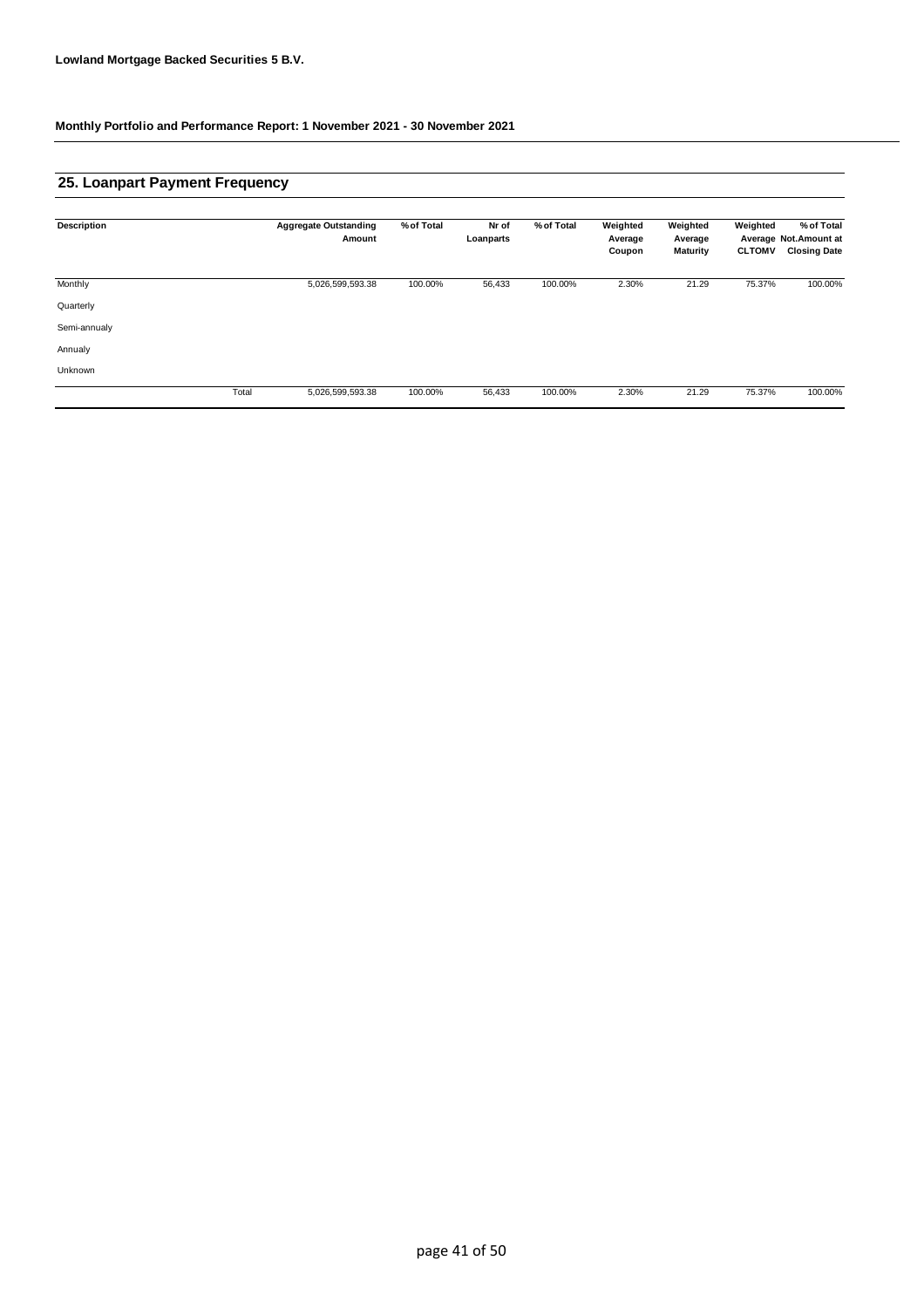**Lowland Mortgage Backed Securities 5 B.V.**

**Monthly Portfolio and Performance Report: 1 November 2021 - 30 November 2021**

## 25. Loanpart Payment Frequency

| Description | | Aggregate Outstanding Amount | % of Total | Nr of Loanparts | % of Total | Weighted Average Coupon | Weighted Average Maturity | Weighted Average CLTOMV | % of Total Not.Amount at Closing Date |
|---|---|---|---|---|---|---|---|---|---|
| Monthly | | 5,026,599,593.38 | 100.00% | 56,433 | 100.00% | 2.30% | 21.29 | 75.37% | 100.00% |
| Quarterly | | | | | | | | | |
| Semi-annualy | | | | | | | | | |
| Annualy | | | | | | | | | |
| Unknown | | | | | | | | | |
| | Total | 5,026,599,593.38 | 100.00% | 56,433 | 100.00% | 2.30% | 21.29 | 75.37% | 100.00% |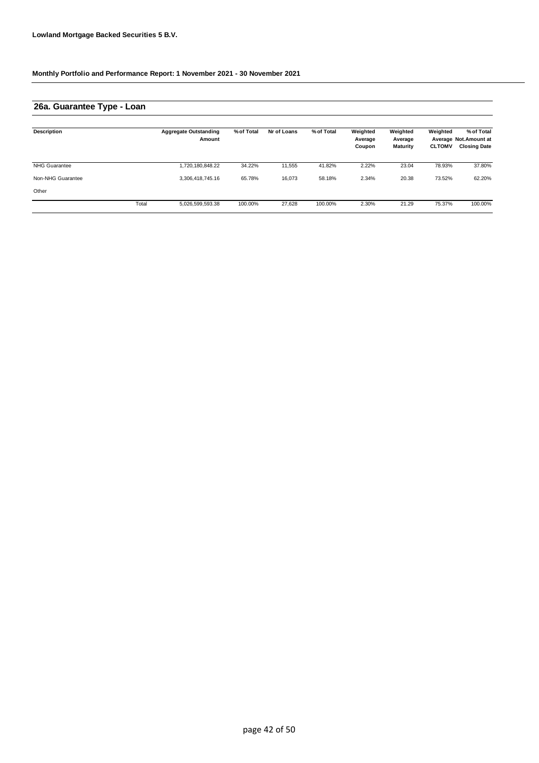**Lowland Mortgage Backed Securities 5 B.V.**

**Monthly Portfolio and Performance Report: 1 November 2021 - 30 November 2021**

## 26a. Guarantee Type - Loan

| Description | | Aggregate Outstanding Amount | % of Total | Nr of Loans | % of Total | Weighted Average Coupon | Weighted Average Maturity | Weighted Average CLTOMV | % of Total Not.Amount at Closing Date |
|---|---|---|---|---|---|---|---|---|---|
| NHG Guarantee | | 1,720,180,848.22 | 34.22% | 11,555 | 41.82% | 2.22% | 23.04 | 78.93% | 37.80% |
| Non-NHG Guarantee | | 3,306,418,745.16 | 65.78% | 16,073 | 58.18% | 2.34% | 20.38 | 73.52% | 62.20% |
| Other | | | | | | | | | |
| | Total | 5,026,599,593.38 | 100.00% | 27,628 | 100.00% | 2.30% | 21.29 | 75.37% | 100.00% |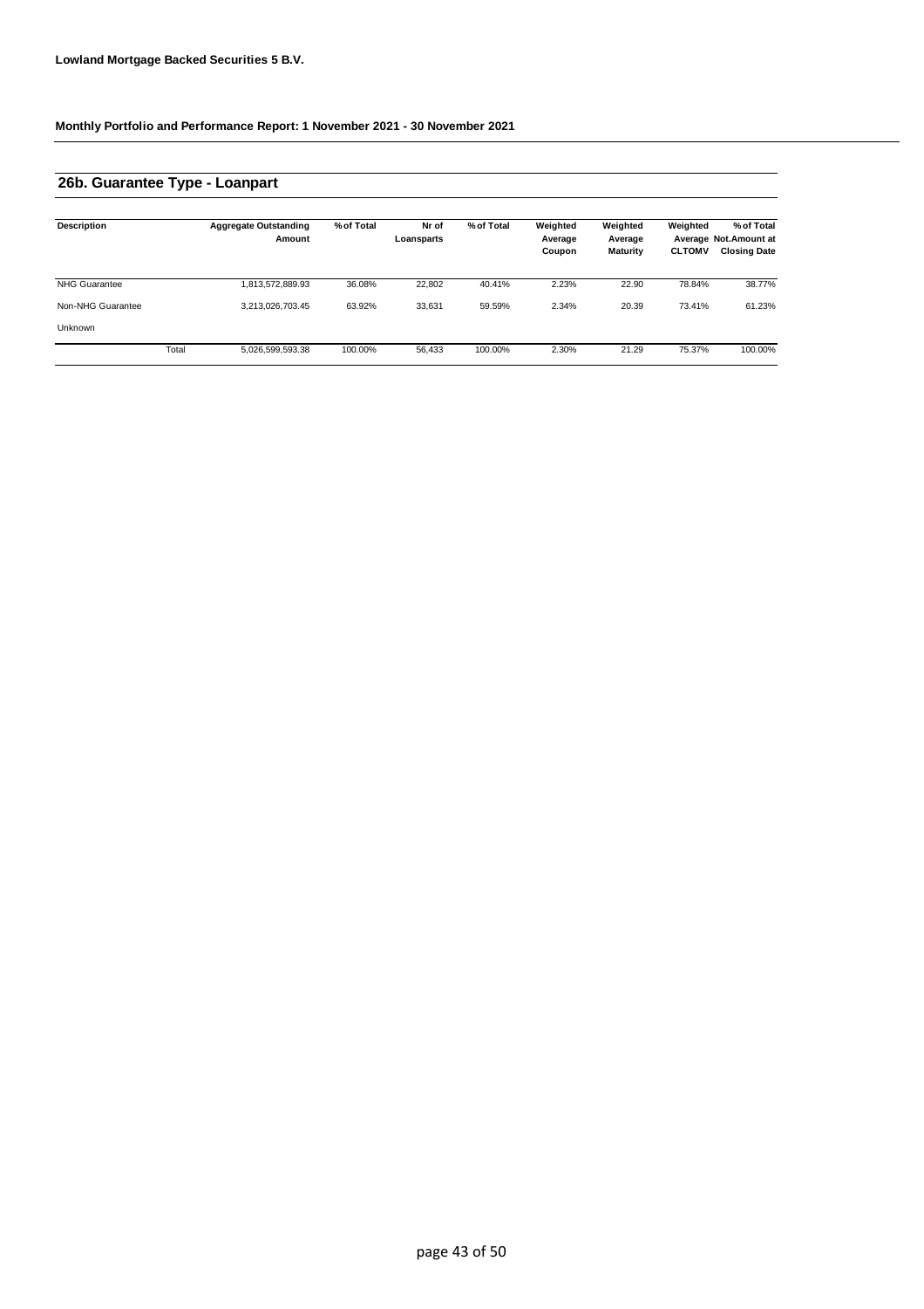**Lowland Mortgage Backed Securities 5 B.V.**

**Monthly Portfolio and Performance Report: 1 November 2021 - 30 November 2021**

## 26b. Guarantee Type - Loanpart

| Description | | Aggregate Outstanding Amount | % of Total | Nr of Loansparts | % of Total | Weighted Average Coupon | Weighted Average Maturity | Weighted Average CLTOMV | % of Total Not.Amount at Closing Date |
|---|---|---|---|---|---|---|---|---|---|
| NHG Guarantee | | 1,813,572,889.93 | 36.08% | 22,802 | 40.41% | 2.23% | 22.90 | 78.84% | 38.77% |
| Non-NHG Guarantee | | 3,213,026,703.45 | 63.92% | 33,631 | 59.59% | 2.34% | 20.39 | 73.41% | 61.23% |
| Unknown | | | | | | | | | |
| | Total | 5,026,599,593.38 | 100.00% | 56,433 | 100.00% | 2.30% | 21.29 | 75.37% | 100.00% |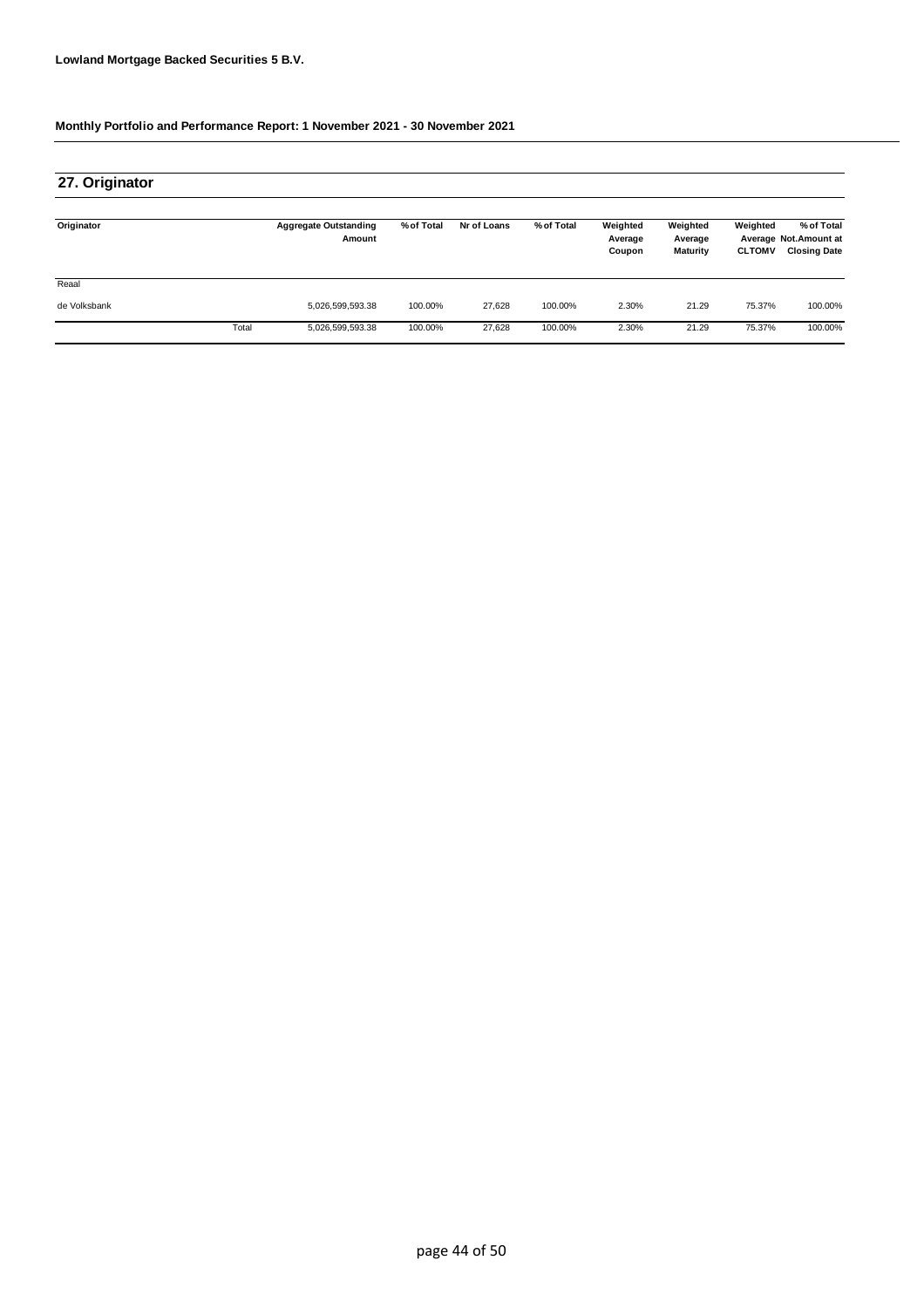Lowland Mortgage Backed Securities 5 B.V.

Monthly Portfolio and Performance Report: 1 November 2021 - 30 November 2021

## 27. Originator

| Originator | | Aggregate Outstanding Amount | % of Total | Nr of Loans | % of Total | Weighted Average Coupon | Weighted Average Maturity | Weighted Average CLTOMV | % of Total Not.Amount at Closing Date |
|---|---|---|---|---|---|---|---|---|---|
| Reaal | | | | | | | | | |
| de Volksbank | | 5,026,599,593.38 | 100.00% | 27,628 | 100.00% | 2.30% | 21.29 | 75.37% | 100.00% |
| | Total | 5,026,599,593.38 | 100.00% | 27,628 | 100.00% | 2.30% | 21.29 | 75.37% | 100.00% |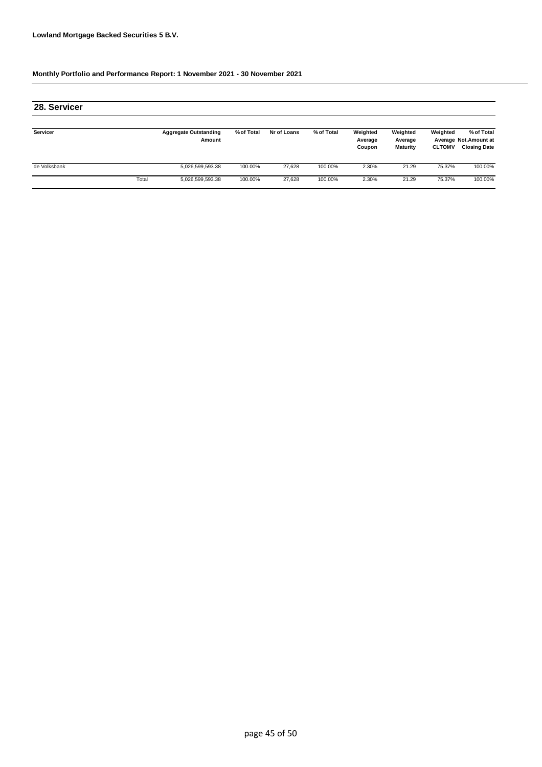**Lowland Mortgage Backed Securities 5 B.V.**

**Monthly Portfolio and Performance Report: 1 November 2021 - 30 November 2021**

## 28. Servicer

| Servicer | | Aggregate Outstanding Amount | % of Total | Nr of Loans | % of Total | Weighted Average Coupon | Weighted Average Maturity | Weighted Average CLTOMV | % of Total Not.Amount at Closing Date |
|---|---|---|---|---|---|---|---|---|---|
| de Volksbank | | 5,026,599,593.38 | 100.00% | 27,628 | 100.00% | 2.30% | 21.29 | 75.37% | 100.00% |
| | Total | 5,026,599,593.38 | 100.00% | 27,628 | 100.00% | 2.30% | 21.29 | 75.37% | 100.00% |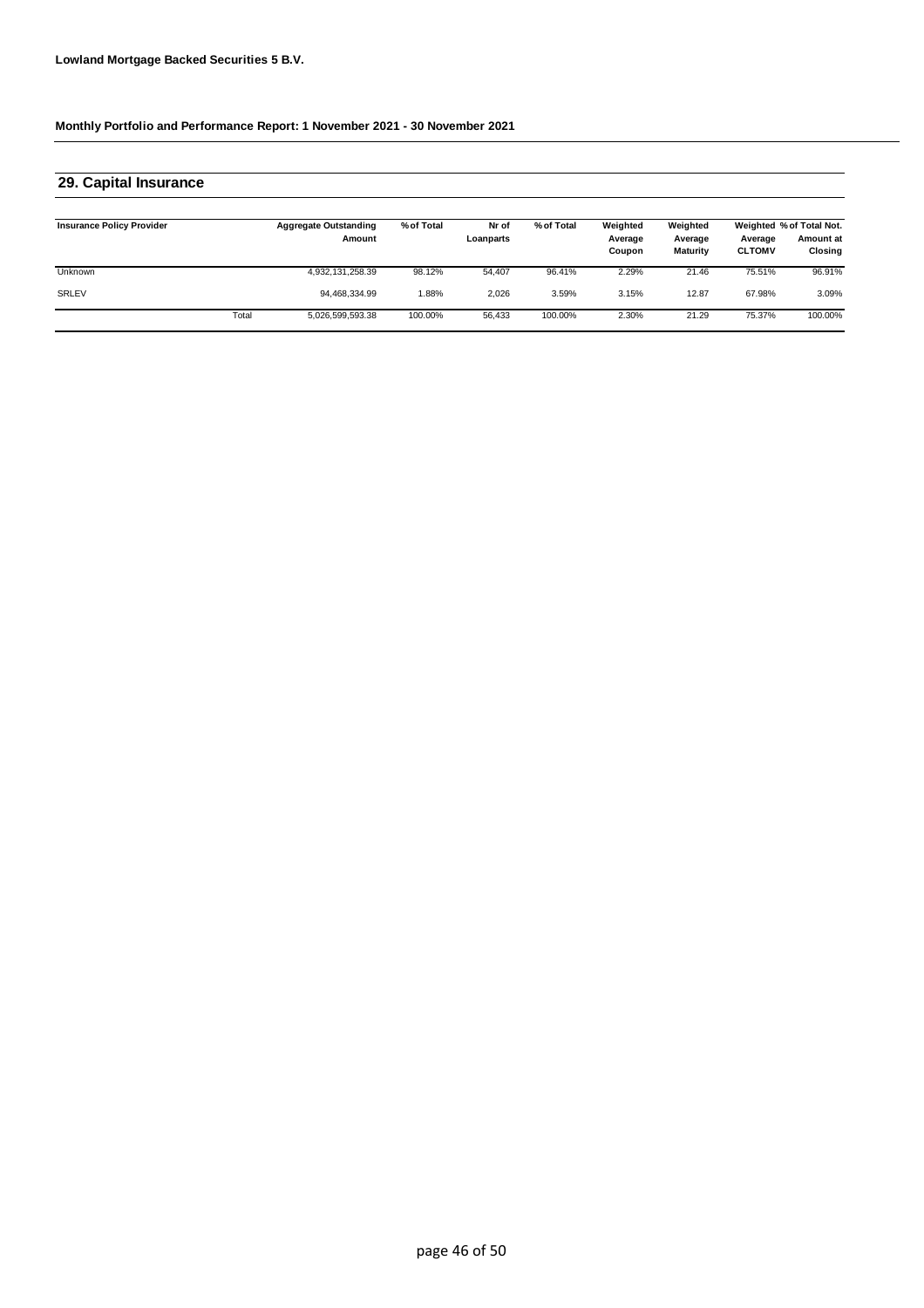**Lowland Mortgage Backed Securities 5 B.V.**

**Monthly Portfolio and Performance Report: 1 November 2021 - 30 November 2021**

## 29. Capital Insurance

| Insurance Policy Provider | | Aggregate Outstanding Amount | % of Total | Nr of Loanparts | % of Total | Weighted Average Coupon | Weighted Average Maturity | Weighted Average CLTOMV | % of Total Not. Amount at Closing |
|---|---|---|---|---|---|---|---|---|---|
| Unknown | | 4,932,131,258.39 | 98.12% | 54,407 | 96.41% | 2.29% | 21.46 | 75.51% | 96.91% |
| SRLEV | | 94,468,334.99 | 1.88% | 2,026 | 3.59% | 3.15% | 12.87 | 67.98% | 3.09% |
| | Total | 5,026,599,593.38 | 100.00% | 56,433 | 100.00% | 2.30% | 21.29 | 75.37% | 100.00% |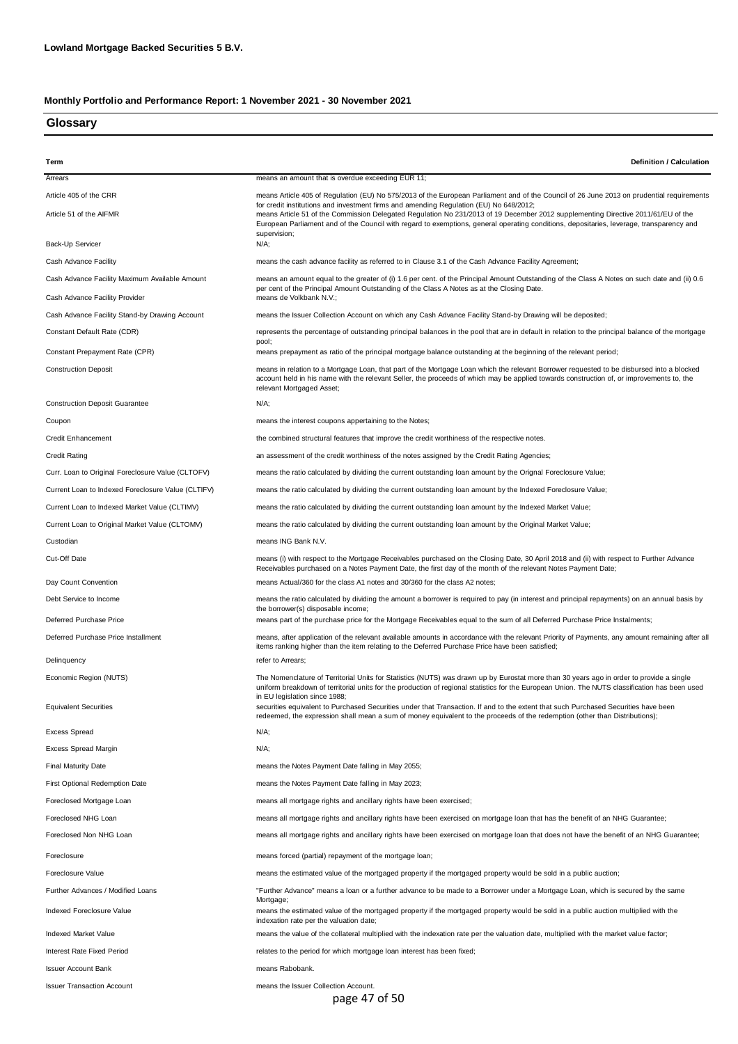**Lowland Mortgage Backed Securities 5 B.V.**

**Monthly Portfolio and Performance Report: 1 November 2021 - 30 November 2021**

## Glossary

| Term | Definition / Calculation |
|---|---|
| Arrears | means an amount that is overdue exceeding EUR 11; |
| Article 405 of the CRR | means Article 405 of Regulation (EU) No 575/2013 of the European Parliament and of the Council of 26 June 2013 on prudential requirements for credit institutions and investment firms and amending Regulation (EU) No 648/2012; |
| Article 51 of the AIFMR | means Article 51 of the Commission Delegated Regulation No 231/2013 of 19 December 2012 supplementing Directive 2011/61/EU of the European Parliament and of the Council with regard to exemptions, general operating conditions, depositaries, leverage, transparency and supervision; |
| Back-Up Servicer | N/A; |
| Cash Advance Facility | means the cash advance facility as referred to in Clause 3.1 of the Cash Advance Facility Agreement; |
| Cash Advance Facility Maximum Available Amount | means an amount equal to the greater of (i) 1.6 per cent. of the Principal Amount Outstanding of the Class A Notes on such date and (ii) 0.6 per cent of the Principal Amount Outstanding of the Class A Notes as at the Closing Date. |
| Cash Advance Facility Provider | means de Volkbank N.V.; |
| Cash Advance Facility Stand-by Drawing Account | means the Issuer Collection Account on which any Cash Advance Facility Stand-by Drawing will be deposited; |
| Constant Default Rate (CDR) | represents the percentage of outstanding principal balances in the pool that are in default in relation to the principal balance of the mortgage pool; |
| Constant Prepayment Rate (CPR) | means prepayment as ratio of the principal mortgage balance outstanding at the beginning of the relevant period; |
| Construction Deposit | means in relation to a Mortgage Loan, that part of the Mortgage Loan which the relevant Borrower requested to be disbursed into a blocked account held in his name with the relevant Seller, the proceeds of which may be applied towards construction of, or improvements to, the relevant Mortgaged Asset; |
| Construction Deposit Guarantee | N/A; |
| Coupon | means the interest coupons appertaining to the Notes; |
| Credit Enhancement | the combined structural features that improve the credit worthiness of the respective notes. |
| Credit Rating | an assessment of the credit worthiness of the notes assigned by the Credit Rating Agencies; |
| Curr. Loan to Original Foreclosure Value (CLTOFV) | means the ratio calculated by dividing the current outstanding loan amount by the Orignal Foreclosure Value; |
| Current Loan to Indexed Foreclosure Value (CLTIFV) | means the ratio calculated by dividing the current outstanding loan amount by the Indexed Foreclosure Value; |
| Current Loan to Indexed Market Value (CLTIMV) | means the ratio calculated by dividing the current outstanding loan amount by the Indexed Market Value; |
| Current Loan to Original Market Value (CLTOMV) | means the ratio calculated by dividing the current outstanding loan amount by the Original Market Value; |
| Custodian | means ING Bank N.V. |
| Cut-Off Date | means (i) with respect to the Mortgage Receivables purchased on the Closing Date, 30 April 2018 and (ii) with respect to Further Advance Receivables purchased on a Notes Payment Date, the first day of the month of the relevant Notes Payment Date; |
| Day Count Convention | means Actual/360 for the class A1 notes and 30/360 for the class A2 notes; |
| Debt Service to Income | means the ratio calculated by dividing the amount a borrower is required to pay (in interest and principal repayments) on an annual basis by the borrower(s) disposable income; |
| Deferred Purchase Price | means part of the purchase price for the Mortgage Receivables equal to the sum of all Deferred Purchase Price Instalments; |
| Deferred Purchase Price Installment | means, after application of the relevant available amounts in accordance with the relevant Priority of Payments, any amount remaining after all items ranking higher than the item relating to the Deferred Purchase Price have been satisfied; |
| Delinquency | refer to Arrears; |
| Economic Region (NUTS) | The Nomenclature of Territorial Units for Statistics (NUTS) was drawn up by Eurostat more than 30 years ago in order to provide a single uniform breakdown of territorial units for the production of regional statistics for the European Union. The NUTS classification has been used in EU legislation since 1988; |
| Equivalent Securities | securities equivalent to Purchased Securities under that Transaction. If and to the extent that such Purchased Securities have been redeemed, the expression shall mean a sum of money equivalent to the proceeds of the redemption (other than Distributions); |
| Excess Spread | N/A; |
| Excess Spread Margin | N/A; |
| Final Maturity Date | means the Notes Payment Date falling in May 2055; |
| First Optional Redemption Date | means the Notes Payment Date falling in May 2023; |
| Foreclosed Mortgage Loan | means all mortgage rights and ancillary rights have been exercised; |
| Foreclosed NHG Loan | means all mortgage rights and ancillary rights have been exercised on mortgage loan that has the benefit of an NHG Guarantee; |
| Foreclosed Non NHG Loan | means all mortgage rights and ancillary rights have been exercised on mortgage loan that does not have the benefit of an NHG Guarantee; |
| Foreclosure | means forced (partial) repayment of the mortgage loan; |
| Foreclosure Value | means the estimated value of the mortgaged property if the mortgaged property would be sold in a public auction; |
| Further Advances / Modified Loans | "Further Advance" means a loan or a further advance to be made to a Borrower under a Mortgage Loan, which is secured by the same Mortgage; |
| Indexed Foreclosure Value | means the estimated value of the mortgaged property if the mortgaged property would be sold in a public auction multiplied with the indexation rate per the valuation date; |
| Indexed Market Value | means the value of the collateral multiplied with the indexation rate per the valuation date, multiplied with the market value factor; |
| Interest Rate Fixed Period | relates to the period for which mortgage loan interest has been fixed; |
| Issuer Account Bank | means Rabobank. |
| Issuer Transaction Account | means the Issuer Collection Account. |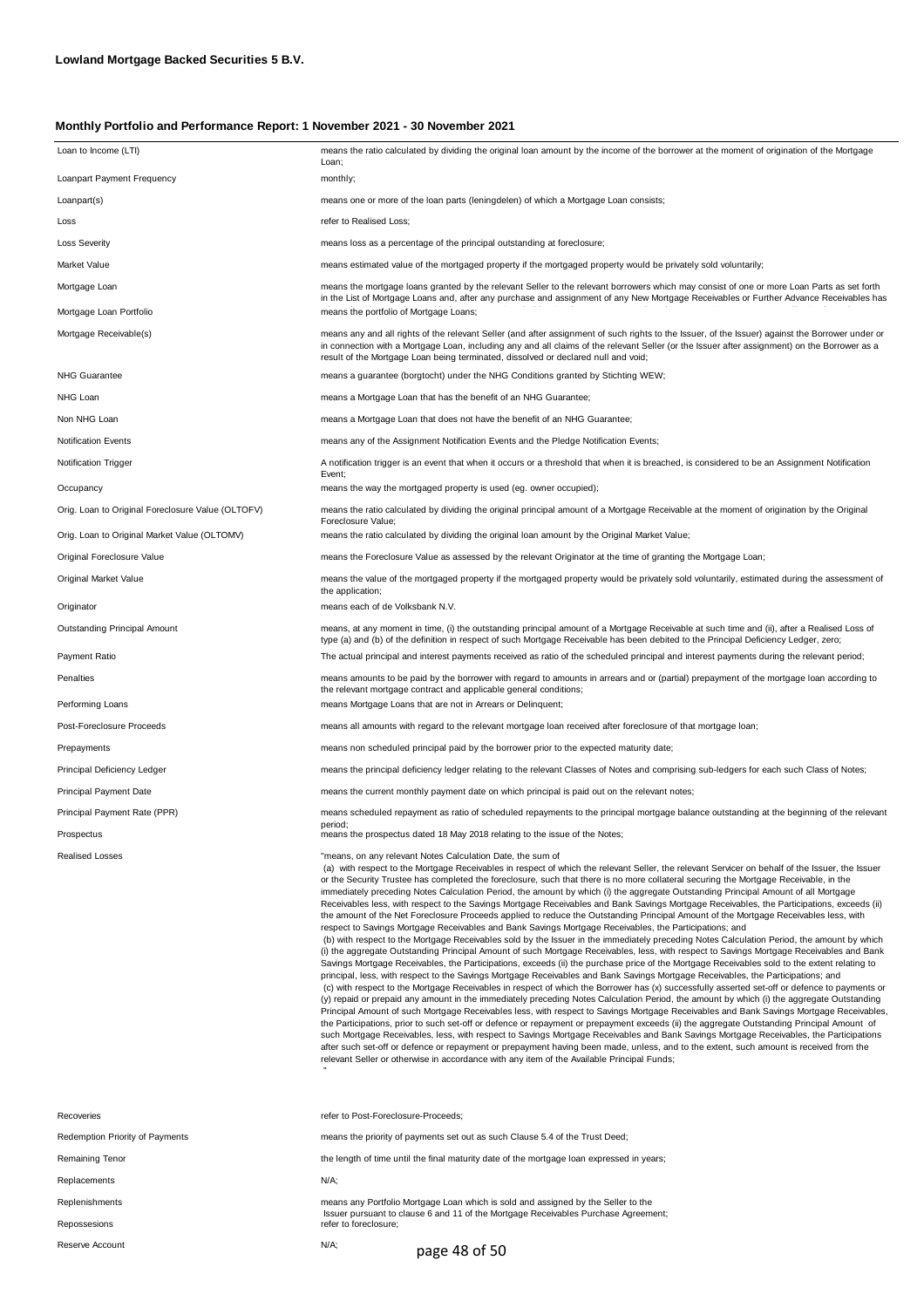**Lowland Mortgage Backed Securities 5 B.V.**

**Monthly Portfolio and Performance Report: 1 November 2021 - 30 November 2021**

| | |
|---|---|
| Loan to Income (LTI) | means the ratio calculated by dividing the original loan amount by the income of the borrower at the moment of origination of the Mortgage Loan; |
| Loanpart Payment Frequency | monthly; |
| Loanpart(s) | means one or more of the loan parts (leningdelen) of which a Mortgage Loan consists; |
| Loss | refer to Realised Loss; |
| Loss Severity | means loss as a percentage of the principal outstanding at foreclosure; |
| Market Value | means estimated value of the mortgaged property if the mortgaged property would be privately sold voluntarily; |
| Mortgage Loan | means the mortgage loans granted by the relevant Seller to the relevant borrowers which may consist of one or more Loan Parts as set forth in the List of Mortgage Loans and, after any purchase and assignment of any New Mortgage Receivables or Further Advance Receivables has |
| Mortgage Loan Portfolio | means the portfolio of Mortgage Loans; |
| Mortgage Receivable(s) | means any and all rights of the relevant Seller (and after assignment of such rights to the Issuer, of the Issuer) against the Borrower under or in connection with a Mortgage Loan, including any and all claims of the relevant Seller (or the Issuer after assignment) on the Borrower as a result of the Mortgage Loan being terminated, dissolved or declared null and void; |
| NHG Guarantee | means a guarantee (borgtocht) under the NHG Conditions granted by Stichting WEW; |
| NHG Loan | means a Mortgage Loan that has the benefit of an NHG Guarantee; |
| Non NHG Loan | means a Mortgage Loan that does not have the benefit of an NHG Guarantee; |
| Notification Events | means any of the Assignment Notification Events and the Pledge Notification Events; |
| Notification Trigger | A notification trigger is an event that when it occurs or a threshold that when it is breached, is considered to be an Assignment Notification Event; |
| Occupancy | means the way the mortgaged property is used (eg. owner occupied); |
| Orig. Loan to Original Foreclosure Value (OLTOFV) | means the ratio calculated by dividing the original principal amount of a Mortgage Receivable at the moment of origination by the Original Foreclosure Value; |
| Orig. Loan to Original Market Value (OLTOMV) | means the ratio calculated by dividing the original loan amount by the Original Market Value; |
| Original Foreclosure Value | means the Foreclosure Value as assessed by the relevant Originator at the time of granting the Mortgage Loan; |
| Original Market Value | means the value of the mortgaged property if the mortgaged property would be privately sold voluntarily, estimated during the assessment of the application; |
| Originator | means each of de Volksbank N.V. |
| Outstanding Principal Amount | means, at any moment in time, (i) the outstanding principal amount of a Mortgage Receivable at such time and (ii), after a Realised Loss of type (a) and (b) of the definition in respect of such Mortgage Receivable has been debited to the Principal Deficiency Ledger, zero; |
| Payment Ratio | The actual principal and interest payments received as ratio of the scheduled principal and interest payments during the relevant period; |
| Penalties | means amounts to be paid by the borrower with regard to amounts in arrears and or (partial) prepayment of the mortgage loan according to the relevant mortgage contract and applicable general conditions; |
| Performing Loans | means Mortgage Loans that are not in Arrears or Delinquent; |
| Post-Foreclosure Proceeds | means all amounts with regard to the relevant mortgage loan received after foreclosure of that mortgage loan; |
| Prepayments | means non scheduled principal paid by the borrower prior to the expected maturity date; |
| Principal Deficiency Ledger | means the principal deficiency ledger relating to the relevant Classes of Notes and comprising sub-ledgers for each such Class of Notes; |
| Principal Payment Date | means the current monthly payment date on which principal is paid out on the relevant notes; |
| Principal Payment Rate (PPR) | means scheduled repayment as ratio of scheduled repayments to the principal mortgage balance outstanding at the beginning of the relevant period; |
| Prospectus | means the prospectus dated 18 May 2018 relating to the issue of the Notes; |
| Realised Losses | "means, on any relevant Notes Calculation Date, the sum of (a) with respect to the Mortgage Receivables in respect of which the relevant Seller, the relevant Servicer on behalf of the Issuer, the Issuer or the Security Trustee has completed the foreclosure, such that there is no more collateral securing the Mortgage Receivable, in the immediately preceding Notes Calculation Period, the amount by which (i) the aggregate Outstanding Principal Amount of all Mortgage Receivables less, with respect to the Savings Mortgage Receivables and Bank Savings Mortgage Receivables, the Participations, exceeds (ii) the amount of the Net Foreclosure Proceeds applied to reduce the Outstanding Principal Amount of the Mortgage Receivables less, with respect to Savings Mortgage Receivables and Bank Savings Mortgage Receivables, the Participations; and (b) with respect to the Mortgage Receivables sold by the Issuer in the immediately preceding Notes Calculation Period, the amount by which (i) the aggregate Outstanding Principal Amount of such Mortgage Receivables, less, with respect to Savings Mortgage Receivables and Bank Savings Mortgage Receivables, the Participations, exceeds (ii) the purchase price of the Mortgage Receivables sold to the extent relating to principal, less, with respect to the Savings Mortgage Receivables and Bank Savings Mortgage Receivables, the Participations; and (c) with respect to the Mortgage Receivables in respect of which the Borrower has (x) successfully asserted set-off or defence to payments or (y) repaid or prepaid any amount in the immediately preceding Notes Calculation Period, the amount by which (i) the aggregate Outstanding Principal Amount of such Mortgage Receivables less, with respect to Savings Mortgage Receivables and Bank Savings Mortgage Receivables, the Participations, prior to such set-off or defence or repayment or prepayment exceeds (ii) the aggregate Outstanding Principal Amount of such Mortgage Receivables, less, with respect to Savings Mortgage Receivables and Bank Savings Mortgage Receivables, the Participations after such set-off or defence or repayment or prepayment having been made, unless, and to the extent, such amount is received from the relevant Seller or otherwise in accordance with any item of the Available Principal Funds; " |
| Recoveries | refer to Post-Foreclosure-Proceeds; |
| Redemption Priority of Payments | means the priority of payments set out as such Clause 5.4 of the Trust Deed; |
| Remaining Tenor | the length of time until the final maturity date of the mortgage loan expressed in years; |
| Replacements | N/A; |
| Replenishments | means any Portfolio Mortgage Loan which is sold and assigned by the Seller to the Issuer pursuant to clause 6 and 11 of the Mortgage Receivables Purchase Agreement; |
| Repossesions | refer to foreclosure; |
| Reserve Account | N/A; |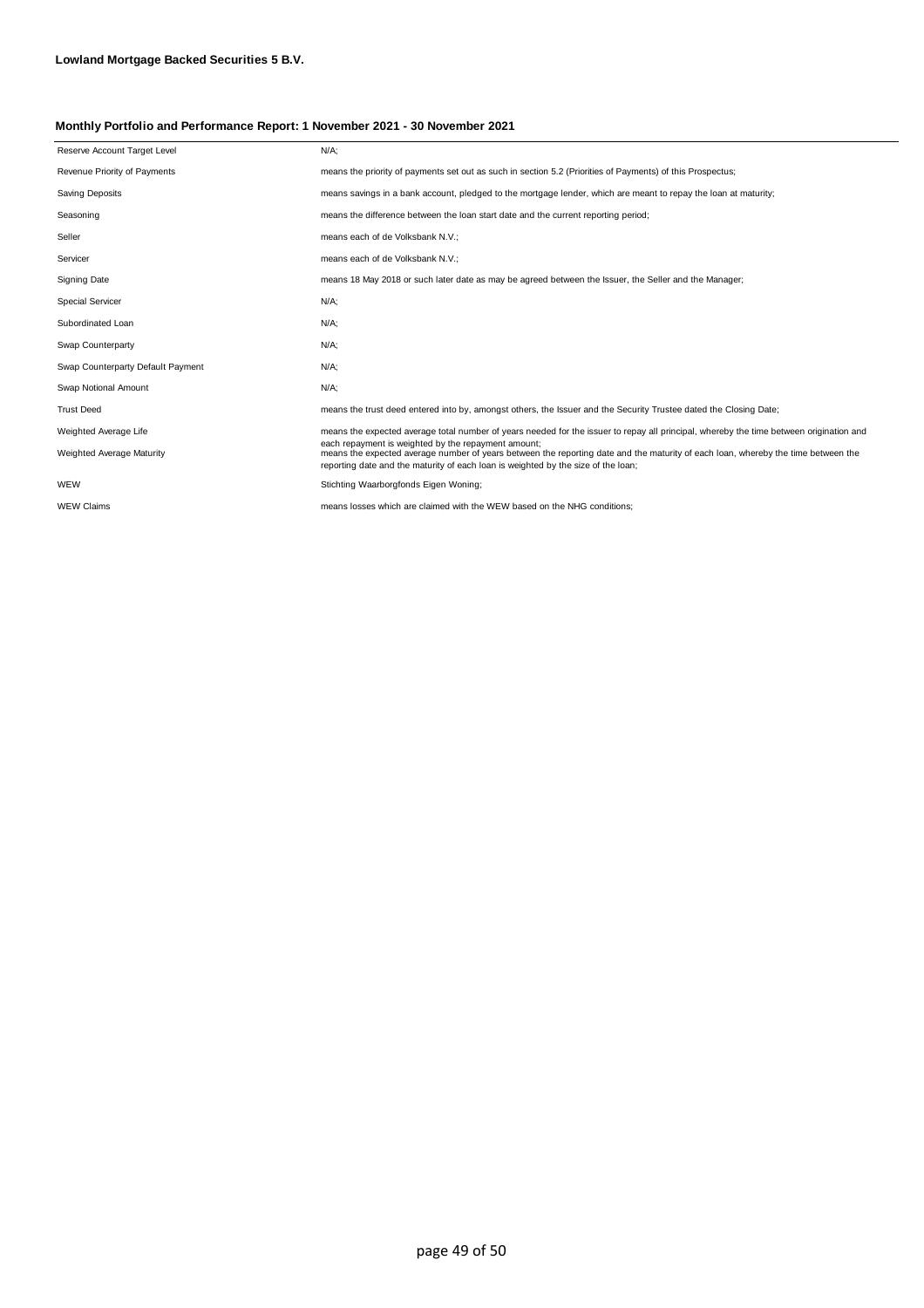**Lowland Mortgage Backed Securities 5 B.V.**

**Monthly Portfolio and Performance Report: 1 November 2021 - 30 November 2021**

| | |
|---|---|
| Reserve Account Target Level | N/A; |
| Revenue Priority of Payments | means the priority of payments set out as such in section 5.2 (Priorities of Payments) of this Prospectus; |
| Saving Deposits | means savings in a bank account, pledged to the mortgage lender, which are meant to repay the loan at maturity; |
| Seasoning | means the difference between the loan start date and the current reporting period; |
| Seller | means each of de Volksbank N.V.; |
| Servicer | means each of de Volksbank N.V.; |
| Signing Date | means 18 May 2018 or such later date as may be agreed between the Issuer, the Seller and the Manager; |
| Special Servicer | N/A; |
| Subordinated Loan | N/A; |
| Swap Counterparty | N/A; |
| Swap Counterparty Default Payment | N/A; |
| Swap Notional Amount | N/A; |
| Trust Deed | means the trust deed entered into by, amongst others, the Issuer and the Security Trustee dated the Closing Date; |
| Weighted Average Life | means the expected average total number of years needed for the issuer to repay all principal, whereby the time between origination and each repayment is weighted by the repayment amount; |
| Weighted Average Maturity | means the expected average number of years between the reporting date and the maturity of each loan, whereby the time between the reporting date and the maturity of each loan is weighted by the size of the loan; |
| WEW | Stichting Waarborgfonds Eigen Woning; |
| WEW Claims | means losses which are claimed with the WEW based on the NHG conditions; |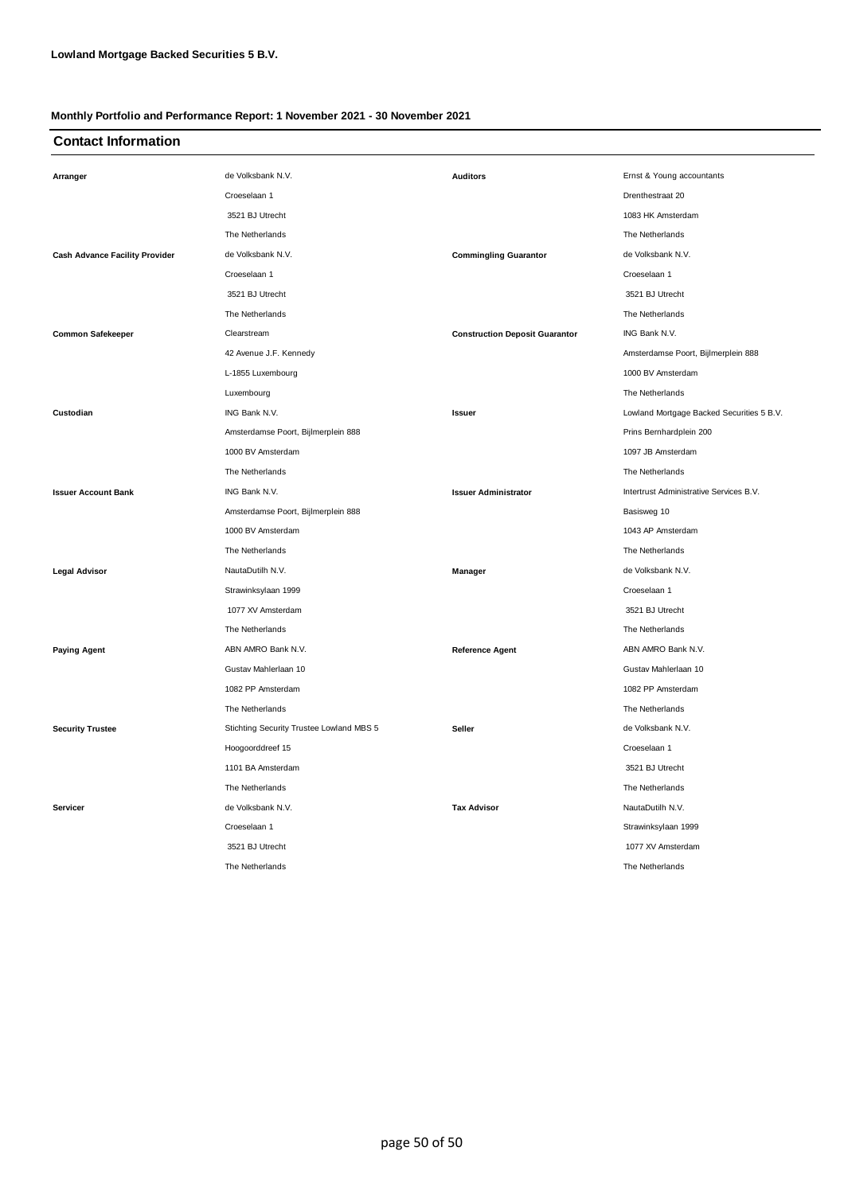**Lowland Mortgage Backed Securities 5 B.V.**

**Monthly Portfolio and Performance Report: 1 November 2021 - 30 November 2021**

## Contact Information

| | | | |
|---|---|---|---|
| **Arranger** | de Volksbank N.V. | **Auditors** | Ernst & Young accountants |
| | Croeselaan 1 | | Drenthestraat 20 |
| | 3521 BJ Utrecht | | 1083 HK Amsterdam |
| | The Netherlands | | The Netherlands |
| **Cash Advance Facility Provider** | de Volksbank N.V. | **Commingling Guarantor** | de Volksbank N.V. |
| | Croeselaan 1 | | Croeselaan 1 |
| | 3521 BJ Utrecht | | 3521 BJ Utrecht |
| | The Netherlands | | The Netherlands |
| **Common Safekeeper** | Clearstream | **Construction Deposit Guarantor** | ING Bank N.V. |
| | 42 Avenue J.F. Kennedy | | Amsterdamse Poort, Bijlmerplein 888 |
| | L-1855 Luxembourg | | 1000 BV Amsterdam |
| | Luxembourg | | The Netherlands |
| **Custodian** | ING Bank N.V. | **Issuer** | Lowland Mortgage Backed Securities 5 B.V. |
| | Amsterdamse Poort, Bijlmerplein 888 | | Prins Bernhardplein 200 |
| | 1000 BV Amsterdam | | 1097 JB Amsterdam |
| | The Netherlands | | The Netherlands |
| **Issuer Account Bank** | ING Bank N.V. | **Issuer Administrator** | Intertrust Administrative Services B.V. |
| | Amsterdamse Poort, Bijlmerplein 888 | | Basisweg 10 |
| | 1000 BV Amsterdam | | 1043 AP Amsterdam |
| | The Netherlands | | The Netherlands |
| **Legal Advisor** | NautaDutilh N.V. | **Manager** | de Volksbank N.V. |
| | Strawinksylaan 1999 | | Croeselaan 1 |
| | 1077 XV Amsterdam | | 3521 BJ Utrecht |
| | The Netherlands | | The Netherlands |
| **Paying Agent** | ABN AMRO Bank N.V. | **Reference Agent** | ABN AMRO Bank N.V. |
| | Gustav Mahlerlaan 10 | | Gustav Mahlerlaan 10 |
| | 1082 PP Amsterdam | | 1082 PP Amsterdam |
| | The Netherlands | | The Netherlands |
| **Security Trustee** | Stichting Security Trustee Lowland MBS 5 | **Seller** | de Volksbank N.V. |
| | Hoogoorddreef 15 | | Croeselaan 1 |
| | 1101 BA Amsterdam | | 3521 BJ Utrecht |
| | The Netherlands | | The Netherlands |
| **Servicer** | de Volksbank N.V. | **Tax Advisor** | NautaDutilh N.V. |
| | Croeselaan 1 | | Strawinksylaan 1999 |
| | 3521 BJ Utrecht | | 1077 XV Amsterdam |
| | The Netherlands | | The Netherlands |